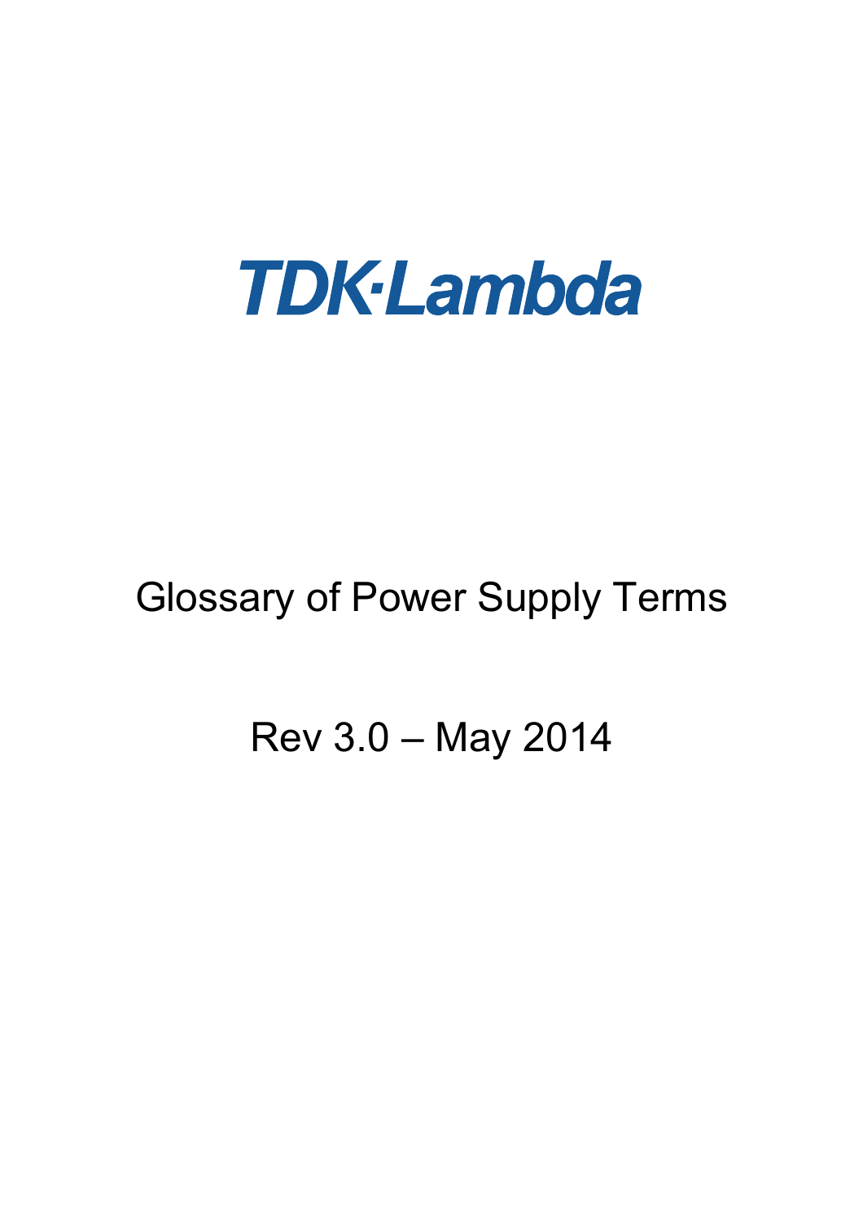# TDK·Lambda

# Glossary of Power Supply Terms

Rev 3.0 – May 2014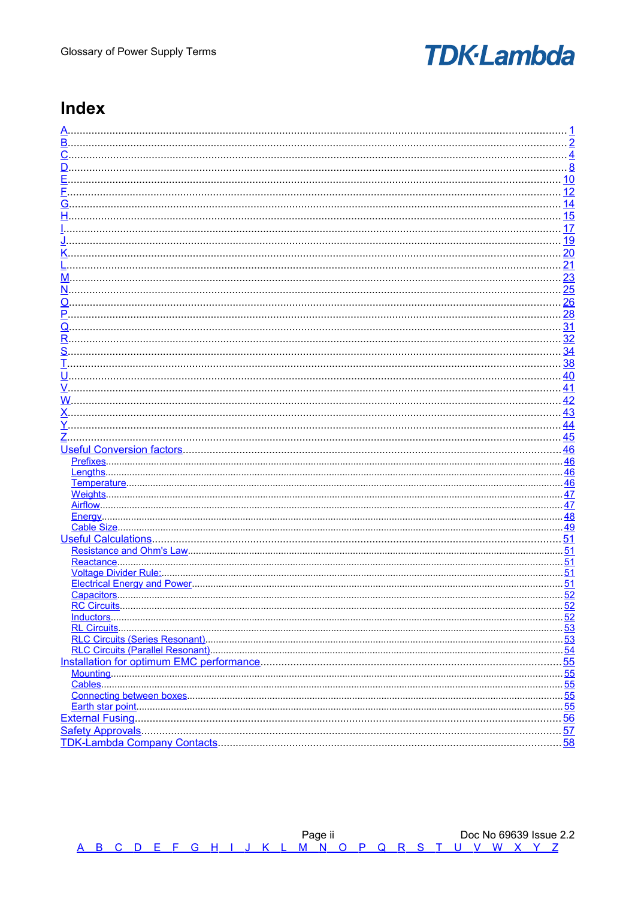# Index

A ........ 1
B ........ 2
C ........ 4
D ........ 8
E ........ 10
F ........ 12
G ........ 14
H ........ 15
I ........ 17
J ........ 19
K ........ 20
L ........ 21
M ........ 23
N ........ 25
O ........ 26
P ........ 28
Q ........ 31
R ........ 32
S ........ 34
T ........ 38
U ........ 40
V ........ 41
W ........ 42
X ........ 43
Y ........ 44
Z ........ 45
Useful Conversion factors ........ 46
- Prefixes ........ 46
- Lengths ........ 46
- Temperature ........ 46
- Weights ........ 47
- Airflow ........ 47
- Energy ........ 48
- Cable Size ........ 49

Useful Calculations ........ 51
- Resistance and Ohm's Law ........ 51
- Reactance ........ 51
- Voltage Divider Rule: ........ 51
- Electrical Energy and Power ........ 51
- Capacitors ........ 52
- RC Circuits ........ 52
- Inductors ........ 52
- RL Circuits ........ 53
- RLC Circuits (Series Resonant) ........ 53
- RLC Circuits (Parallel Resonant) ........ 54

Installation for optimum EMC performance ........ 55
- Mounting ........ 55
- Cables ........ 55
- Connecting between boxes ........ 55
- Earth star point ........ 55

External Fusing ........ 56
Safety Approvals ........ 57
TDK-Lambda Company Contacts ........ 58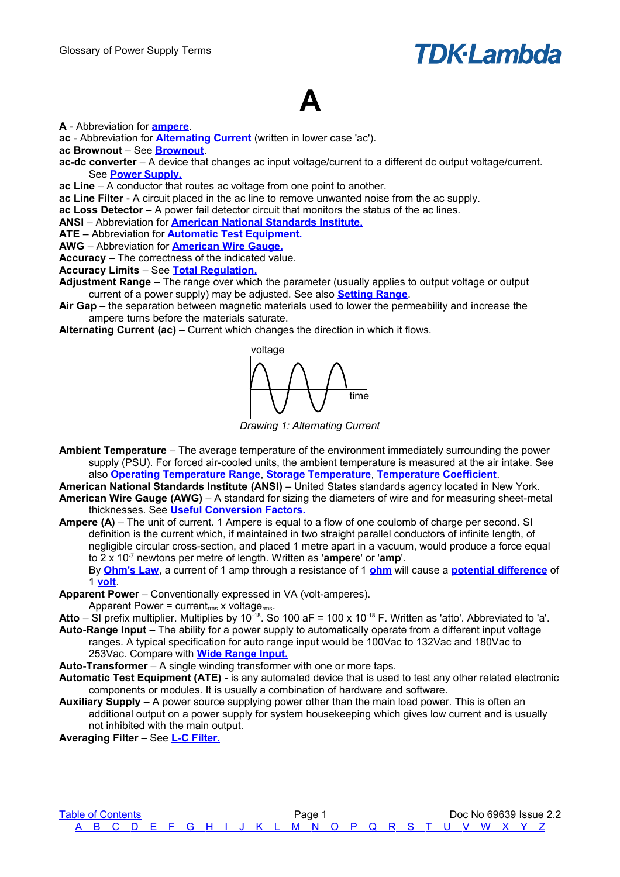# A

**A** - Abbreviation for **ampere**.

**ac** - Abbreviation for **Alternating Current** (written in lower case 'ac').

**ac Brownout** – See **Brownout**.

**ac-dc converter** – A device that changes ac input voltage/current to a different dc output voltage/current. See **Power Supply.**

**ac Line** – A conductor that routes ac voltage from one point to another.

**ac Line Filter** - A circuit placed in the ac line to remove unwanted noise from the ac supply.

**ac Loss Detector** – A power fail detector circuit that monitors the status of the ac lines.

**ANSI** – Abbreviation for **American National Standards Institute.**

**ATE –** Abbreviation for **Automatic Test Equipment.**

**AWG** – Abbreviation for **American Wire Gauge.**

**Accuracy** – The correctness of the indicated value.

**Accuracy Limits** – See **Total Regulation.**

**Adjustment Range** – The range over which the parameter (usually applies to output voltage or output current of a power supply) may be adjusted. See also **Setting Range**.

**Air Gap** – the separation between magnetic materials used to lower the permeability and increase the ampere turns before the materials saturate.

**Alternating Current (ac)** – Current which changes the direction in which it flows.

*Drawing 1: Alternating Current*

**Ambient Temperature** – The average temperature of the environment immediately surrounding the power supply (PSU). For forced air-cooled units, the ambient temperature is measured at the air intake. See also **Operating Temperature Range**, **Storage Temperature**, **Temperature Coefficient**.

**American National Standards Institute (ANSI)** – United States standards agency located in New York.

**American Wire Gauge (AWG)** – A standard for sizing the diameters of wire and for measuring sheet-metal thicknesses. See **Useful Conversion Factors.**

**Ampere (A)** – The unit of current. 1 Ampere is equal to a flow of one coulomb of charge per second. SI definition is the current which, if maintained in two straight parallel conductors of infinite length, of negligible circular cross-section, and placed 1 metre apart in a vacuum, would produce a force equal to $2 \times 10^{-7}$ newtons per metre of length. Written as '**ampere**' or '**amp**'.
By **Ohm's Law**, a current of 1 amp through a resistance of 1 **ohm** will cause a **potential difference** of 1 **volt**.

**Apparent Power** – Conventionally expressed in VA (volt-amperes).
Apparent Power = $\text{current}_{rms} \times \text{voltage}_{rms}$.

**Atto** – SI prefix multiplier. Multiplies by $10^{-18}$. So 100 aF = 100 x $10^{-18}$ F. Written as 'atto'. Abbreviated to 'a'.

**Auto-Range Input** – The ability for a power supply to automatically operate from a different input voltage ranges. A typical specification for auto range input would be 100Vac to 132Vac and 180Vac to 253Vac. Compare with **Wide Range Input.**

**Auto-Transformer** – A single winding transformer with one or more taps.

**Automatic Test Equipment (ATE)** - is any automated device that is used to test any other related electronic components or modules. It is usually a combination of hardware and software.

**Auxiliary Supply** – A power source supplying power other than the main load power. This is often an additional output on a power supply for system housekeeping which gives low current and is usually not inhibited with the main output.

**Averaging Filter** – See **L-C Filter.**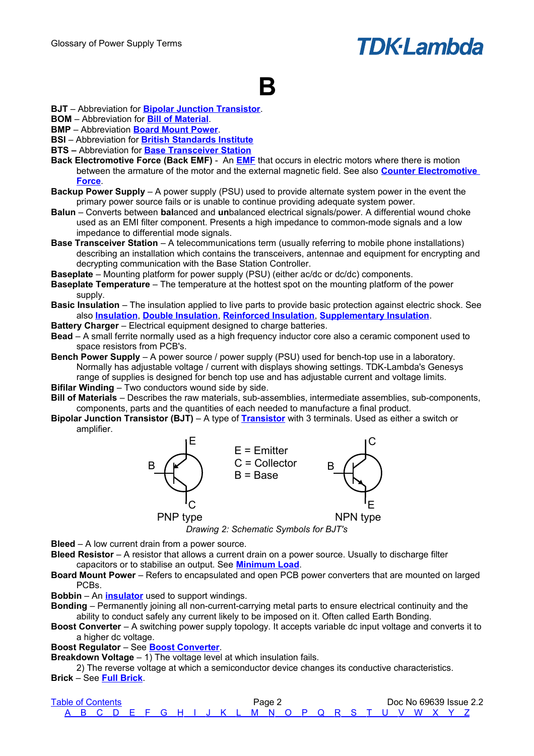# B

**BJT** – Abbreviation for **Bipolar Junction Transistor**.
**BOM** – Abbreviation for **Bill of Material**.
**BMP** – Abbreviation **Board Mount Power**.
**BSI** – Abbreviation for **British Standards Institute**
**BTS –** Abbreviation for **Base Transceiver Station**
**Back Electromotive Force (Back EMF)** - An **EMF** that occurs in electric motors where there is motion between the armature of the motor and the external magnetic field. See also **Counter Electromotive Force**.
**Backup Power Supply** – A power supply (PSU) used to provide alternate system power in the event the primary power source fails or is unable to continue providing adequate system power.
**Balun** – Converts between **bal**anced and **un**balanced electrical signals/power. A differential wound choke used as an EMI filter component. Presents a high impedance to common-mode signals and a low impedance to differential mode signals.
**Base Transceiver Station** – A telecommunications term (usually referring to mobile phone installations) describing an installation which contains the transceivers, antennae and equipment for encrypting and decrypting communication with the Base Station Controller.
**Baseplate** – Mounting platform for power supply (PSU) (either ac/dc or dc/dc) components.
**Baseplate Temperature** – The temperature at the hottest spot on the mounting platform of the power supply.
**Basic Insulation** – The insulation applied to live parts to provide basic protection against electric shock. See also **Insulation**, **Double Insulation**, **Reinforced Insulation**, **Supplementary Insulation**.
**Battery Charger** – Electrical equipment designed to charge batteries.
**Bead** – A small ferrite normally used as a high frequency inductor core also a ceramic component used to space resistors from PCB's.
**Bench Power Supply** – A power source / power supply (PSU) used for bench-top use in a laboratory. Normally has adjustable voltage / current with displays showing settings. TDK-Lambda's Genesys range of supplies is designed for bench top use and has adjustable current and voltage limits.
**Bifilar Winding** – Two conductors wound side by side.
**Bill of Materials** – Describes the raw materials, sub-assemblies, intermediate assemblies, sub-components, components, parts and the quantities of each needed to manufacture a final product.
**Bipolar Junction Transistor (BJT)** – A type of **Transistor** with 3 terminals. Used as either a switch or amplifier.

E = Emitter
C = Collector
B = Base

PNP type — NPN type

*Drawing 2: Schematic Symbols for BJT's*

**Bleed** – A low current drain from a power source.
**Bleed Resistor** – A resistor that allows a current drain on a power source. Usually to discharge filter capacitors or to stabilise an output. See **Minimum Load**.
**Board Mount Power** – Refers to encapsulated and open PCB power converters that are mounted on larged PCBs.
**Bobbin** – An **insulator** used to support windings.
**Bonding** – Permanently joining all non-current-carrying metal parts to ensure electrical continuity and the ability to conduct safely any current likely to be imposed on it. Often called Earth Bonding.
**Boost Converter** – A switching power supply topology. It accepts variable dc input voltage and converts it to a higher dc voltage.
**Boost Regulator** – See **Boost Converter**.
**Breakdown Voltage** – 1) The voltage level at which insulation fails.
2) The reverse voltage at which a semiconductor device changes its conductive characteristics.
**Brick** – See **Full Brick**.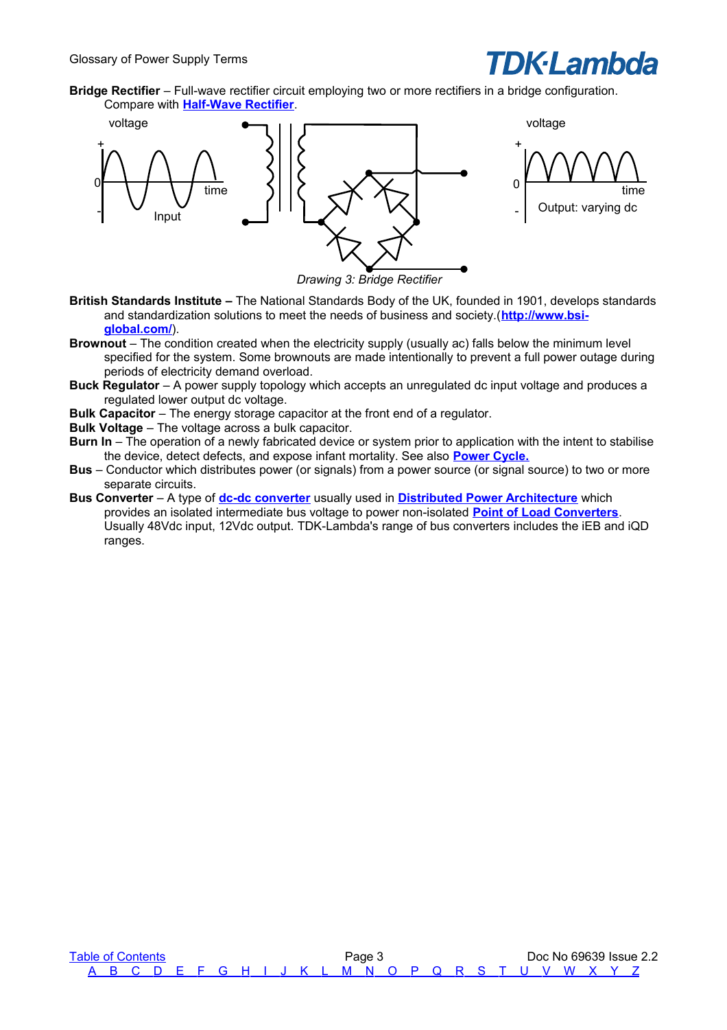**Bridge Rectifier** – Full-wave rectifier circuit employing two or more rectifiers in a bridge configuration. Compare with **Half-Wave Rectifier**.

*Drawing 3: Bridge Rectifier*

**British Standards Institute –** The National Standards Body of the UK, founded in 1901, develops standards and standardization solutions to meet the needs of business and society.(**http://www.bsi-global.com/**).

**Brownout** – The condition created when the electricity supply (usually ac) falls below the minimum level specified for the system. Some brownouts are made intentionally to prevent a full power outage during periods of electricity demand overload.

**Buck Regulator** – A power supply topology which accepts an unregulated dc input voltage and produces a regulated lower output dc voltage.

**Bulk Capacitor** – The energy storage capacitor at the front end of a regulator.

**Bulk Voltage** – The voltage across a bulk capacitor.

**Burn In** – The operation of a newly fabricated device or system prior to application with the intent to stabilise the device, detect defects, and expose infant mortality. See also **Power Cycle.**

**Bus** – Conductor which distributes power (or signals) from a power source (or signal source) to two or more separate circuits.

**Bus Converter** – A type of **dc-dc converter** usually used in **Distributed Power Architecture** which provides an isolated intermediate bus voltage to power non-isolated **Point of Load Converters**. Usually 48Vdc input, 12Vdc output. TDK-Lambda's range of bus converters includes the iEB and iQD ranges.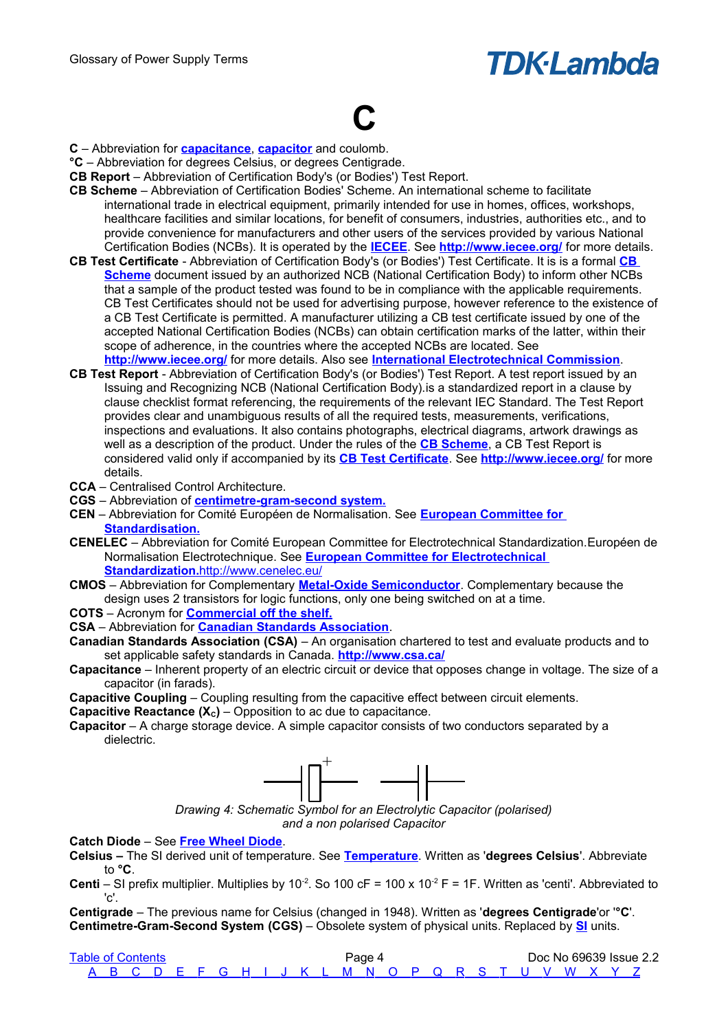# C

**C** – Abbreviation for **capacitance**, **capacitor** and coulomb.

**°C** – Abbreviation for degrees Celsius, or degrees Centigrade.

**CB Report** – Abbreviation of Certification Body's (or Bodies') Test Report.

**CB Scheme** – Abbreviation of Certification Bodies' Scheme. An international scheme to facilitate international trade in electrical equipment, primarily intended for use in homes, offices, workshops, healthcare facilities and similar locations, for benefit of consumers, industries, authorities etc., and to provide convenience for manufacturers and other users of the services provided by various National Certification Bodies (NCBs). It is operated by the **IECEE**. See **http://www.iecee.org/** for more details.

**CB Test Certificate** - Abbreviation of Certification Body's (or Bodies') Test Certificate. It is is a formal **CB Scheme** document issued by an authorized NCB (National Certification Body) to inform other NCBs that a sample of the product tested was found to be in compliance with the applicable requirements. CB Test Certificates should not be used for advertising purpose, however reference to the existence of a CB Test Certificate is permitted. A manufacturer utilizing a CB test certificate issued by one of the accepted National Certification Bodies (NCBs) can obtain certification marks of the latter, within their scope of adherence, in the countries where the accepted NCBs are located. See **http://www.iecee.org/** for more details. Also see **International Electrotechnical Commission**.

**CB Test Report** - Abbreviation of Certification Body's (or Bodies') Test Report. A test report issued by an Issuing and Recognizing NCB (National Certification Body).is a standardized report in a clause by clause checklist format referencing, the requirements of the relevant IEC Standard. The Test Report provides clear and unambiguous results of all the required tests, measurements, verifications, inspections and evaluations. It also contains photographs, electrical diagrams, artwork drawings as well as a description of the product. Under the rules of the **CB Scheme**, a CB Test Report is considered valid only if accompanied by its **CB Test Certificate**. See **http://www.iecee.org/** for more details.

**CCA** – Centralised Control Architecture.

**CGS** – Abbreviation of **centimetre-gram-second system.**

**CEN** – Abbreviation for Comité Européen de Normalisation. See **European Committee for Standardisation.**

**CENELEC** – Abbreviation for Comité European Committee for Electrotechnical Standardization.Européen de Normalisation Electrotechnique. See **European Committee for Electrotechnical Standardization.**http://www.cenelec.eu/

**CMOS** – Abbreviation for Complementary **Metal-Oxide Semiconductor**. Complementary because the design uses 2 transistors for logic functions, only one being switched on at a time.

**COTS** – Acronym for **Commercial off the shelf.**

**CSA** – Abbreviation for **Canadian Standards Association**.

**Canadian Standards Association (CSA)** – An organisation chartered to test and evaluate products and to set applicable safety standards in Canada. **http://www.csa.ca/**

**Capacitance** – Inherent property of an electric circuit or device that opposes change in voltage. The size of a capacitor (in farads).

**Capacitive Coupling** – Coupling resulting from the capacitive effect between circuit elements.

**Capacitive Reactance ($X_C$)** – Opposition to ac due to capacitance.

**Capacitor** – A charge storage device. A simple capacitor consists of two conductors separated by a dielectric.

*Drawing 4: Schematic Symbol for an Electrolytic Capacitor (polarised) and a non polarised Capacitor*

**Catch Diode** – See **Free Wheel Diode**.

**Celsius –** The SI derived unit of temperature. See **Temperature**. Written as '**degrees Celsius**'. Abbreviate to **°C**.

**Centi** – SI prefix multiplier. Multiplies by $10^{-2}$. So 100 cF = 100 x $10^{-2}$ F = 1F. Written as 'centi'. Abbreviated to 'c'.

**Centigrade** – The previous name for Celsius (changed in 1948). Written as '**degrees Centigrade**'or '**°C**'.

**Centimetre-Gram-Second System (CGS)** – Obsolete system of physical units. Replaced by **SI** units.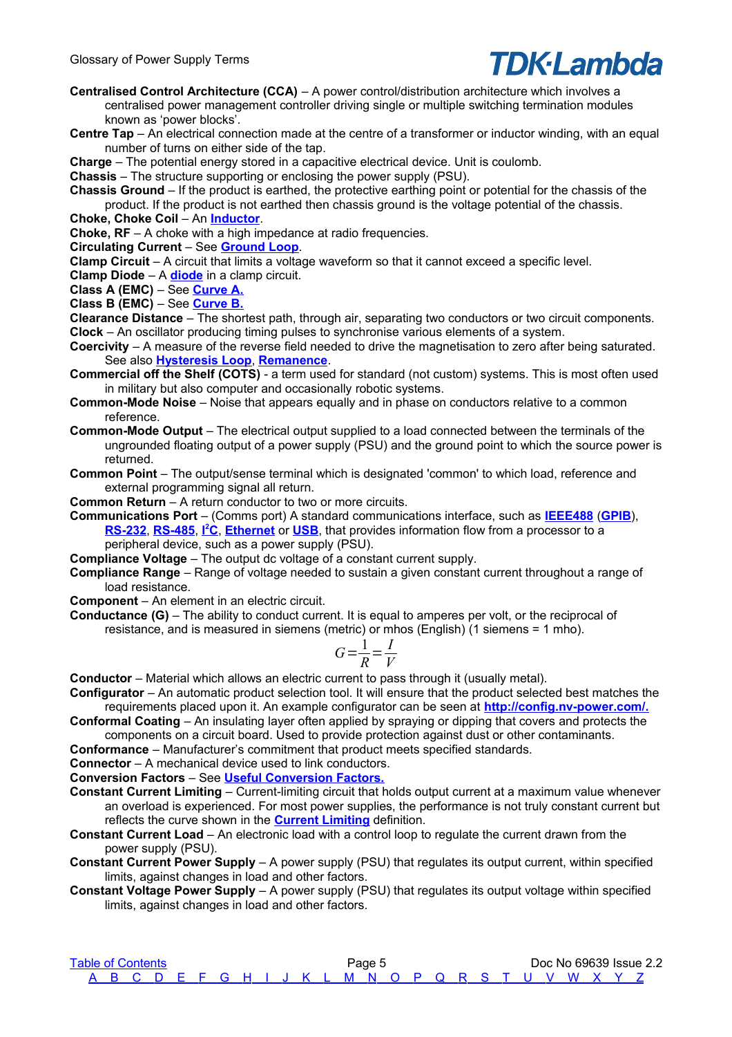**Centralised Control Architecture (CCA)** – A power control/distribution architecture which involves a centralised power management controller driving single or multiple switching termination modules known as 'power blocks'.

**Centre Tap** – An electrical connection made at the centre of a transformer or inductor winding, with an equal number of turns on either side of the tap.

**Charge** – The potential energy stored in a capacitive electrical device. Unit is coulomb.

**Chassis** – The structure supporting or enclosing the power supply (PSU).

**Chassis Ground** – If the product is earthed, the protective earthing point or potential for the chassis of the product. If the product is not earthed then chassis ground is the voltage potential of the chassis.

**Choke, Choke Coil** – An **Inductor**.

**Choke, RF** – A choke with a high impedance at radio frequencies.

**Circulating Current** – See **Ground Loop**.

**Clamp Circuit** – A circuit that limits a voltage waveform so that it cannot exceed a specific level.

**Clamp Diode** – A **diode** in a clamp circuit.

**Class A (EMC)** – See **Curve A.**

**Class B (EMC)** – See **Curve B.**

**Clearance Distance** – The shortest path, through air, separating two conductors or two circuit components.

**Clock** – An oscillator producing timing pulses to synchronise various elements of a system.

**Coercivity** – A measure of the reverse field needed to drive the magnetisation to zero after being saturated. See also **Hysteresis Loop**, **Remanence**.

**Commercial off the Shelf (COTS)** - a term used for standard (not custom) systems. This is most often used in military but also computer and occasionally robotic systems.

**Common-Mode Noise** – Noise that appears equally and in phase on conductors relative to a common reference.

**Common-Mode Output** – The electrical output supplied to a load connected between the terminals of the ungrounded floating output of a power supply (PSU) and the ground point to which the source power is returned.

**Common Point** – The output/sense terminal which is designated 'common' to which load, reference and external programming signal all return.

**Common Return** – A return conductor to two or more circuits.

**Communications Port** – (Comms port) A standard communications interface, such as **IEEE488** (**GPIB**), **RS-232**, **RS-485**, **I²C**, **Ethernet** or **USB**, that provides information flow from a processor to a peripheral device, such as a power supply (PSU).

**Compliance Voltage** – The output dc voltage of a constant current supply.

**Compliance Range** – Range of voltage needed to sustain a given constant current throughout a range of load resistance.

**Component** – An element in an electric circuit.

**Conductance (G)** – The ability to conduct current. It is equal to amperes per volt, or the reciprocal of resistance, and is measured in siemens (metric) or mhos (English) (1 siemens = 1 mho).

$$G = \frac{1}{R} = \frac{I}{V}$$

**Conductor** – Material which allows an electric current to pass through it (usually metal).

**Configurator** – An automatic product selection tool. It will ensure that the product selected best matches the requirements placed upon it. An example configurator can be seen at **http://config.nv-power.com/.**

**Conformal Coating** – An insulating layer often applied by spraying or dipping that covers and protects the components on a circuit board. Used to provide protection against dust or other contaminants.

**Conformance** – Manufacturer's commitment that product meets specified standards.

**Connector** – A mechanical device used to link conductors.

**Conversion Factors** – See **Useful Conversion Factors.**

**Constant Current Limiting** – Current-limiting circuit that holds output current at a maximum value whenever an overload is experienced. For most power supplies, the performance is not truly constant current but reflects the curve shown in the **Current Limiting** definition.

**Constant Current Load** – An electronic load with a control loop to regulate the current drawn from the power supply (PSU).

**Constant Current Power Supply** – A power supply (PSU) that regulates its output current, within specified limits, against changes in load and other factors.

**Constant Voltage Power Supply** – A power supply (PSU) that regulates its output voltage within specified limits, against changes in load and other factors.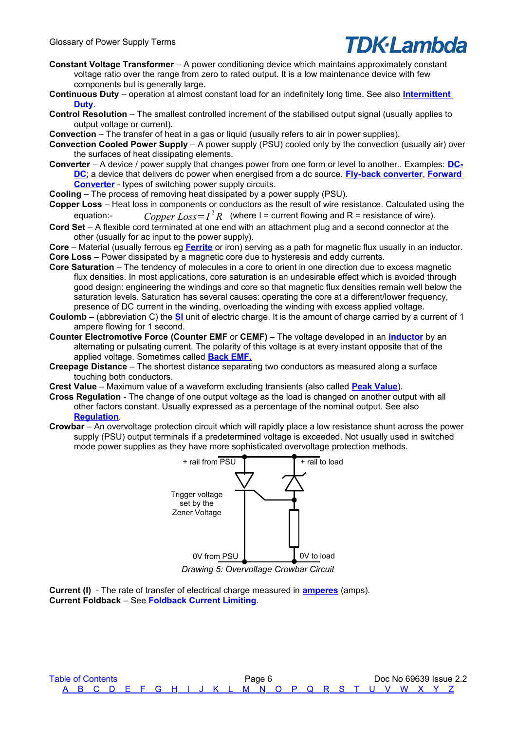**Constant Voltage Transformer** – A power conditioning device which maintains approximately constant voltage ratio over the range from zero to rated output. It is a low maintenance device with few components but is generally large.

**Continuous Duty** – operation at almost constant load for an indefinitely long time. See also **Intermittent Duty**.

**Control Resolution** – The smallest controlled increment of the stabilised output signal (usually applies to output voltage or current).

**Convection** – The transfer of heat in a gas or liquid (usually refers to air in power supplies).

**Convection Cooled Power Supply** – A power supply (PSU) cooled only by the convection (usually air) over the surfaces of heat dissipating elements.

**Converter** – A device / power supply that changes power from one form or level to another.. Examples: **DC-DC**; a device that delivers dc power when energised from a dc source. **Fly-back converter**, **Forward Converter** - types of switching power supply circuits.

**Cooling** – The process of removing heat dissipated by a power supply (PSU).

**Copper Loss** – Heat loss in components or conductors as the result of wire resistance. Calculated using the equation:- $Copper\ Loss = I^2 R$ (where I = current flowing and R = resistance of wire).

**Cord Set** – A flexible cord terminated at one end with an attachment plug and a second connector at the other (usually for ac input to the power supply).

**Core** – Material (usually ferrous eg **Ferrite** or iron) serving as a path for magnetic flux usually in an inductor.

**Core Loss** – Power dissipated by a magnetic core due to hysteresis and eddy currents.

**Core Saturation** – The tendency of molecules in a core to orient in one direction due to excess magnetic flux densities. In most applications, core saturation is an undesirable effect which is avoided through good design: engineering the windings and core so that magnetic flux densities remain well below the saturation levels. Saturation has several causes: operating the core at a different/lower frequency, presence of DC current in the winding, overloading the winding with excess applied voltage.

**Coulomb** – (abbreviation C) the **SI** unit of electric charge. It is the amount of charge carried by a current of 1 ampere flowing for 1 second.

**Counter Electromotive Force (Counter EMF** or **CEMF)** – The voltage developed in an **inductor** by an alternating or pulsating current. The polarity of this voltage is at every instant opposite that of the applied voltage. Sometimes called **Back EMF.**

**Creepage Distance** – The shortest distance separating two conductors as measured along a surface touching both conductors.

**Crest Value** – Maximum value of a waveform excluding transients (also called **Peak Value**).

**Cross Regulation** - The change of one output voltage as the load is changed on another output with all other factors constant. Usually expressed as a percentage of the nominal output. See also **Regulation**.

**Crowbar** – An overvoltage protection circuit which will rapidly place a low resistance shunt across the power supply (PSU) output terminals if a predetermined voltage is exceeded. Not usually used in switched mode power supplies as they have more sophisticated overvoltage protection methods.

+ rail from PSU    + rail to load

Trigger voltage set by the Zener Voltage

0V from PSU    0V to load

*Drawing 5: Overvoltage Crowbar Circuit*

**Current (I)** - The rate of transfer of electrical charge measured in **amperes** (amps).

**Current Foldback** – See **Foldback Current Limiting**.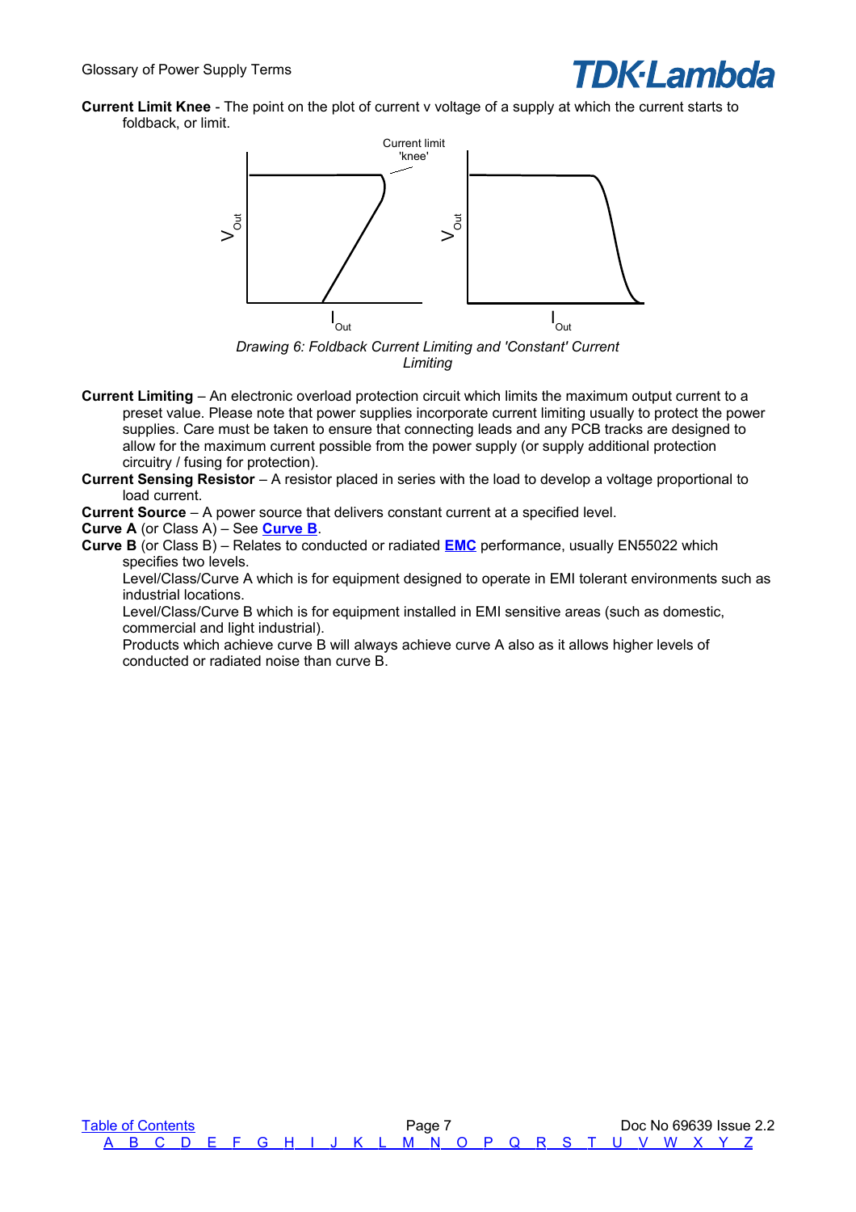**Current Limit Knee** - The point on the plot of current v voltage of a supply at which the current starts to foldback, or limit.

*Drawing 6: Foldback Current Limiting and 'Constant' Current Limiting*

**Current Limiting** – An electronic overload protection circuit which limits the maximum output current to a preset value. Please note that power supplies incorporate current limiting usually to protect the power supplies. Care must be taken to ensure that connecting leads and any PCB tracks are designed to allow for the maximum current possible from the power supply (or supply additional protection circuitry / fusing for protection).

**Current Sensing Resistor** – A resistor placed in series with the load to develop a voltage proportional to load current.

**Current Source** – A power source that delivers constant current at a specified level.

**Curve A** (or Class A) – See **Curve B**.

**Curve B** (or Class B) – Relates to conducted or radiated **EMC** performance, usually EN55022 which specifies two levels.

Level/Class/Curve A which is for equipment designed to operate in EMI tolerant environments such as industrial locations.

Level/Class/Curve B which is for equipment installed in EMI sensitive areas (such as domestic, commercial and light industrial).

Products which achieve curve B will always achieve curve A also as it allows higher levels of conducted or radiated noise than curve B.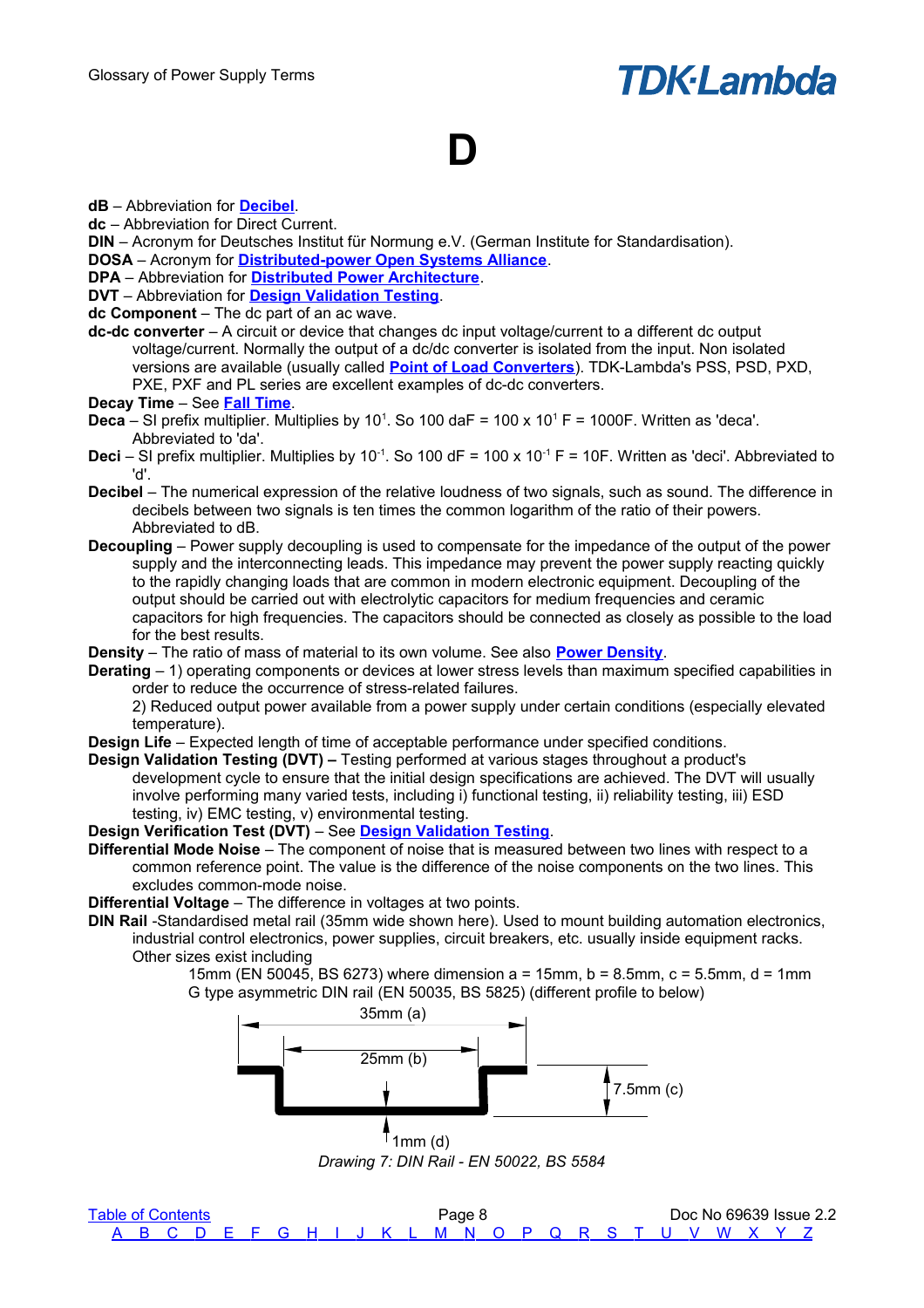# D

**dB** – Abbreviation for **Decibel**.
**dc** – Abbreviation for Direct Current.
**DIN** – Acronym for Deutsches Institut für Normung e.V. (German Institute for Standardisation).
**DOSA** – Acronym for **Distributed-power Open Systems Alliance**.
**DPA** – Abbreviation for **Distributed Power Architecture**.
**DVT** – Abbreviation for **Design Validation Testing**.
**dc Component** – The dc part of an ac wave.
**dc-dc converter** – A circuit or device that changes dc input voltage/current to a different dc output voltage/current. Normally the output of a dc/dc converter is isolated from the input. Non isolated versions are available (usually called **Point of Load Converters**). TDK-Lambda's PSS, PSD, PXD, PXE, PXF and PL series are excellent examples of dc-dc converters.
**Decay Time** – See **Fall Time**.
**Deca** – SI prefix multiplier. Multiplies by $10^1$. So 100 daF = 100 x $10^1$ F = 1000F. Written as 'deca'. Abbreviated to 'da'.
**Deci** – SI prefix multiplier. Multiplies by $10^{-1}$. So 100 dF = 100 x $10^{-1}$ F = 10F. Written as 'deci'. Abbreviated to 'd'.
**Decibel** – The numerical expression of the relative loudness of two signals, such as sound. The difference in decibels between two signals is ten times the common logarithm of the ratio of their powers. Abbreviated to dB.
**Decoupling** – Power supply decoupling is used to compensate for the impedance of the output of the power supply and the interconnecting leads. This impedance may prevent the power supply reacting quickly to the rapidly changing loads that are common in modern electronic equipment. Decoupling of the output should be carried out with electrolytic capacitors for medium frequencies and ceramic capacitors for high frequencies. The capacitors should be connected as closely as possible to the load for the best results.
**Density** – The ratio of mass of material to its own volume. See also **Power Density**.
**Derating** – 1) operating components or devices at lower stress levels than maximum specified capabilities in order to reduce the occurrence of stress-related failures.
2) Reduced output power available from a power supply under certain conditions (especially elevated temperature).
**Design Life** – Expected length of time of acceptable performance under specified conditions.
**Design Validation Testing (DVT) –** Testing performed at various stages throughout a product's development cycle to ensure that the initial design specifications are achieved. The DVT will usually involve performing many varied tests, including i) functional testing, ii) reliability testing, iii) ESD testing, iv) EMC testing, v) environmental testing.
**Design Verification Test (DVT)** – See **Design Validation Testing**.
**Differential Mode Noise** – The component of noise that is measured between two lines with respect to a common reference point. The value is the difference of the noise components on the two lines. This excludes common-mode noise.
**Differential Voltage** – The difference in voltages at two points.
**DIN Rail** -Standardised metal rail (35mm wide shown here). Used to mount building automation electronics, industrial control electronics, power supplies, circuit breakers, etc. usually inside equipment racks. Other sizes exist including

15mm (EN 50045, BS 6273) where dimension a = 15mm, b = 8.5mm, c = 5.5mm, d = 1mm
G type asymmetric DIN rail (EN 50035, BS 5825) (different profile to below)

35mm (a)
25mm (b)
7.5mm (c)
1mm (d)

*Drawing 7: DIN Rail - EN 50022, BS 5584*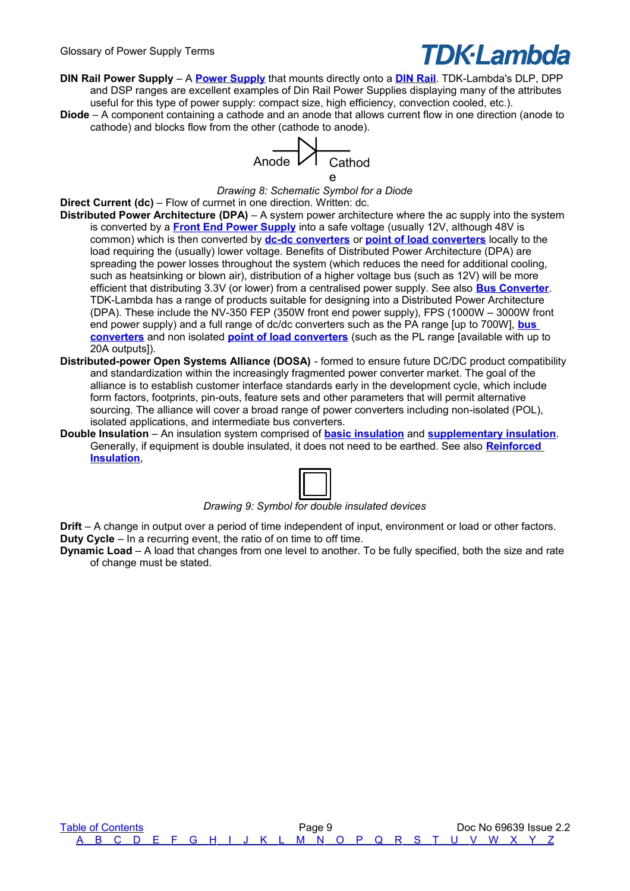**DIN Rail Power Supply** – A **Power Supply** that mounts directly onto a **DIN Rail**. TDK-Lambda's DLP, DPP and DSP ranges are excellent examples of Din Rail Power Supplies displaying many of the attributes useful for this type of power supply: compact size, high efficiency, convection cooled, etc.).

**Diode** – A component containing a cathode and an anode that allows current flow in one direction (anode to cathode) and blocks flow from the other (cathode to anode).

Anode Cathode

*Drawing 8: Schematic Symbol for a Diode*

**Direct Current (dc)** – Flow of currnet in one direction. Written: dc.

**Distributed Power Architecture (DPA)** – A system power architecture where the ac supply into the system is converted by a **Front End Power Supply** into a safe voltage (usually 12V, although 48V is common) which is then converted by **dc-dc converters** or **point of load converters** locally to the load requiring the (usually) lower voltage. Benefits of Distributed Power Architecture (DPA) are spreading the power losses throughout the system (which reduces the need for additional cooling, such as heatsinking or blown air), distribution of a higher voltage bus (such as 12V) will be more efficient that distributing 3.3V (or lower) from a centralised power supply. See also **Bus Converter**. TDK-Lambda has a range of products suitable for designing into a Distributed Power Architecture (DPA). These include the NV-350 FEP (350W front end power supply), FPS (1000W – 3000W front end power supply) and a full range of dc/dc converters such as the PA range [up to 700W], **bus converters** and non isolated **point of load converters** (such as the PL range [available with up to 20A outputs]).

**Distributed-power Open Systems Alliance (DOSA)** - formed to ensure future DC/DC product compatibility and standardization within the increasingly fragmented power converter market. The goal of the alliance is to establish customer interface standards early in the development cycle, which include form factors, footprints, pin-outs, feature sets and other parameters that will permit alternative sourcing. The alliance will cover a broad range of power converters including non-isolated (POL), isolated applications, and intermediate bus converters.

**Double Insulation** – An insulation system comprised of **basic insulation** and **supplementary insulation**. Generally, if equipment is double insulated, it does not need to be earthed. See also **Reinforced Insulation**,

*Drawing 9: Symbol for double insulated devices*

**Drift** – A change in output over a period of time independent of input, environment or load or other factors.

**Duty Cycle** – In a recurring event, the ratio of on time to off time.

**Dynamic Load** – A load that changes from one level to another. To be fully specified, both the size and rate of change must be stated.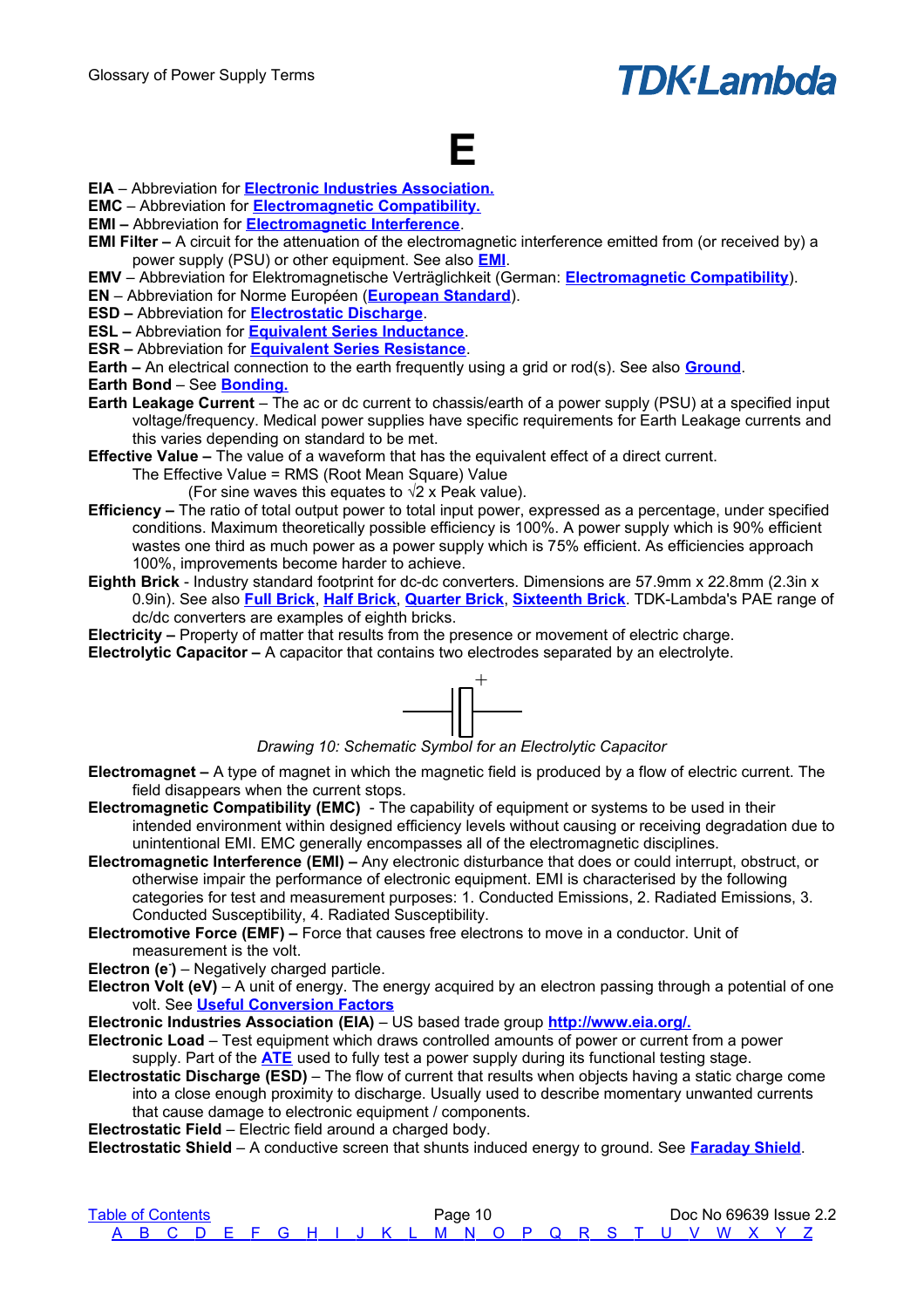# E

**EIA** – Abbreviation for **Electronic Industries Association.**
**EMC** – Abbreviation for **Electromagnetic Compatibility.**
**EMI –** Abbreviation for **Electromagnetic Interference**.
**EMI Filter –** A circuit for the attenuation of the electromagnetic interference emitted from (or received by) a power supply (PSU) or other equipment. See also **EMI**.
**EMV** – Abbreviation for Elektromagnetische Verträglichkeit (German: **Electromagnetic Compatibility**).
**EN** – Abbreviation for Norme Européen (**European Standard**).
**ESD –** Abbreviation for **Electrostatic Discharge**.
**ESL –** Abbreviation for **Equivalent Series Inductance**.
**ESR –** Abbreviation for **Equivalent Series Resistance**.
**Earth –** An electrical connection to the earth frequently using a grid or rod(s). See also **Ground**.
**Earth Bond** – See **Bonding.**
**Earth Leakage Current** – The ac or dc current to chassis/earth of a power supply (PSU) at a specified input voltage/frequency. Medical power supplies have specific requirements for Earth Leakage currents and this varies depending on standard to be met.
**Effective Value –** The value of a waveform that has the equivalent effect of a direct current.
The Effective Value = RMS (Root Mean Square) Value
(For sine waves this equates to $\sqrt{2}$ x Peak value).
**Efficiency –** The ratio of total output power to total input power, expressed as a percentage, under specified conditions. Maximum theoretically possible efficiency is 100%. A power supply which is 90% efficient wastes one third as much power as a power supply which is 75% efficient. As efficiencies approach 100%, improvements become harder to achieve.
**Eighth Brick** - Industry standard footprint for dc-dc converters. Dimensions are 57.9mm x 22.8mm (2.3in x 0.9in). See also **Full Brick**, **Half Brick**, **Quarter Brick**, **Sixteenth Brick**. TDK-Lambda's PAE range of dc/dc converters are examples of eighth bricks.
**Electricity –** Property of matter that results from the presence or movement of electric charge.
**Electrolytic Capacitor –** A capacitor that contains two electrodes separated by an electrolyte.

*Drawing 10: Schematic Symbol for an Electrolytic Capacitor*

**Electromagnet –** A type of magnet in which the magnetic field is produced by a flow of electric current. The field disappears when the current stops.
**Electromagnetic Compatibility (EMC)** - The capability of equipment or systems to be used in their intended environment within designed efficiency levels without causing or receiving degradation due to unintentional EMI. EMC generally encompasses all of the electromagnetic disciplines.
**Electromagnetic Interference (EMI) –** Any electronic disturbance that does or could interrupt, obstruct, or otherwise impair the performance of electronic equipment. EMI is characterised by the following categories for test and measurement purposes: 1. Conducted Emissions, 2. Radiated Emissions, 3. Conducted Susceptibility, 4. Radiated Susceptibility.
**Electromotive Force (EMF) –** Force that causes free electrons to move in a conductor. Unit of measurement is the volt.
**Electron ($e^-$)** – Negatively charged particle.
**Electron Volt (eV)** – A unit of energy. The energy acquired by an electron passing through a potential of one volt. See **Useful Conversion Factors**
**Electronic Industries Association (EIA)** – US based trade group **http://www.eia.org/.**
**Electronic Load** – Test equipment which draws controlled amounts of power or current from a power supply. Part of the **ATE** used to fully test a power supply during its functional testing stage.
**Electrostatic Discharge (ESD)** – The flow of current that results when objects having a static charge come into a close enough proximity to discharge. Usually used to describe momentary unwanted currents that cause damage to electronic equipment / components.
**Electrostatic Field** – Electric field around a charged body.
**Electrostatic Shield** – A conductive screen that shunts induced energy to ground. See **Faraday Shield**.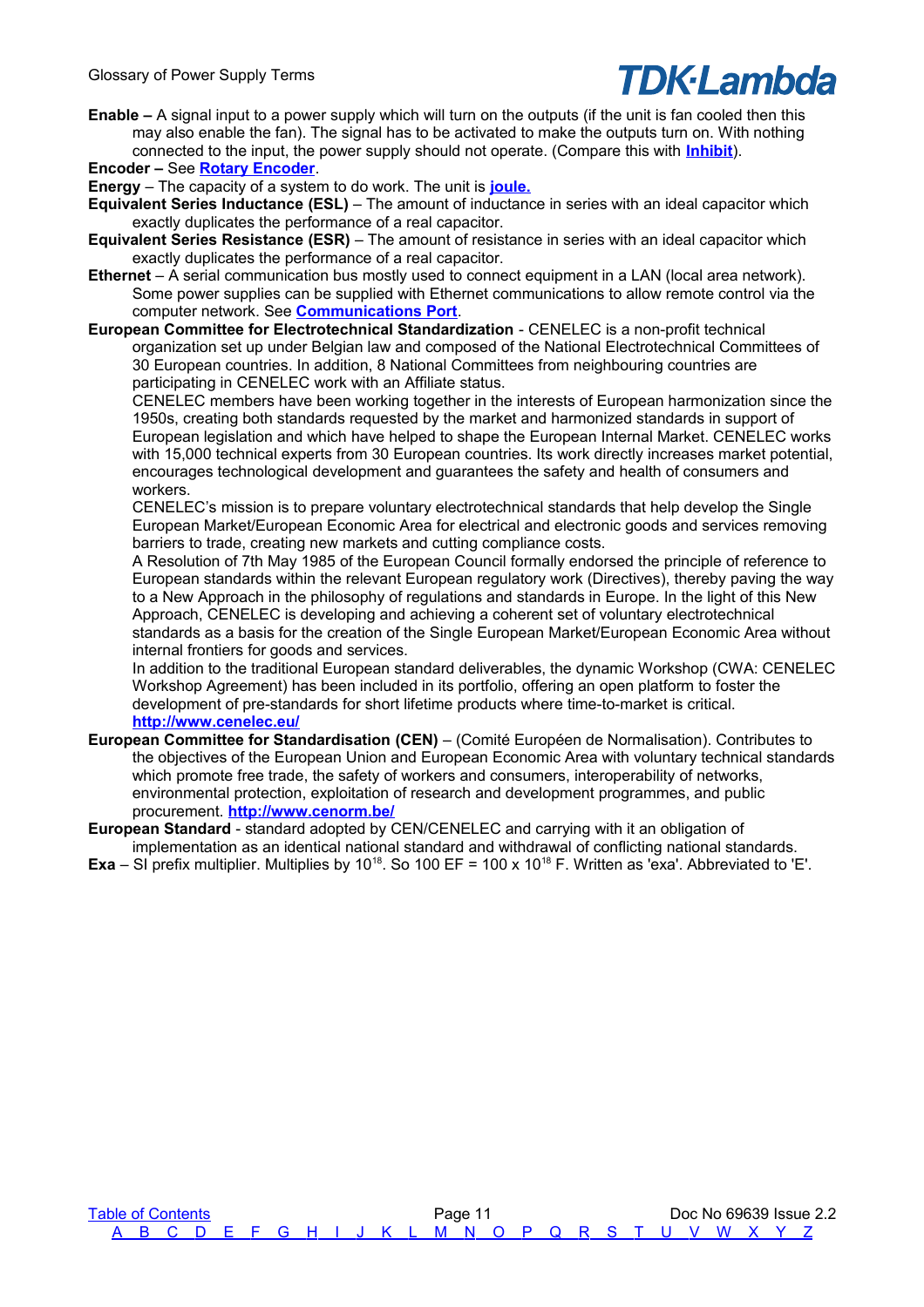**Enable –** A signal input to a power supply which will turn on the outputs (if the unit is fan cooled then this may also enable the fan). The signal has to be activated to make the outputs turn on. With nothing connected to the input, the power supply should not operate. (Compare this with **Inhibit**).

**Encoder –** See **Rotary Encoder**.

**Energy** – The capacity of a system to do work. The unit is **joule.**

**Equivalent Series Inductance (ESL)** – The amount of inductance in series with an ideal capacitor which exactly duplicates the performance of a real capacitor.

**Equivalent Series Resistance (ESR)** – The amount of resistance in series with an ideal capacitor which exactly duplicates the performance of a real capacitor.

**Ethernet** – A serial communication bus mostly used to connect equipment in a LAN (local area network). Some power supplies can be supplied with Ethernet communications to allow remote control via the computer network. See **Communications Port**.

**European Committee for Electrotechnical Standardization** - CENELEC is a non-profit technical organization set up under Belgian law and composed of the National Electrotechnical Committees of 30 European countries. In addition, 8 National Committees from neighbouring countries are participating in CENELEC work with an Affiliate status.

CENELEC members have been working together in the interests of European harmonization since the 1950s, creating both standards requested by the market and harmonized standards in support of European legislation and which have helped to shape the European Internal Market. CENELEC works with 15,000 technical experts from 30 European countries. Its work directly increases market potential, encourages technological development and guarantees the safety and health of consumers and workers.

CENELEC's mission is to prepare voluntary electrotechnical standards that help develop the Single European Market/European Economic Area for electrical and electronic goods and services removing barriers to trade, creating new markets and cutting compliance costs.

A Resolution of 7th May 1985 of the European Council formally endorsed the principle of reference to European standards within the relevant European regulatory work (Directives), thereby paving the way to a New Approach in the philosophy of regulations and standards in Europe. In the light of this New Approach, CENELEC is developing and achieving a coherent set of voluntary electrotechnical standards as a basis for the creation of the Single European Market/European Economic Area without internal frontiers for goods and services.

In addition to the traditional European standard deliverables, the dynamic Workshop (CWA: CENELEC Workshop Agreement) has been included in its portfolio, offering an open platform to foster the development of pre-standards for short lifetime products where time-to-market is critical.
**http://www.cenelec.eu/**

**European Committee for Standardisation (CEN)** – (Comité Européen de Normalisation). Contributes to the objectives of the European Union and European Economic Area with voluntary technical standards which promote free trade, the safety of workers and consumers, interoperability of networks, environmental protection, exploitation of research and development programmes, and public procurement. **http://www.cenorm.be/**

**European Standard** - standard adopted by CEN/CENELEC and carrying with it an obligation of implementation as an identical national standard and withdrawal of conflicting national standards.

**Exa** – SI prefix multiplier. Multiplies by $10^{18}$. So 100 EF = 100 x $10^{18}$ F. Written as 'exa'. Abbreviated to 'E'.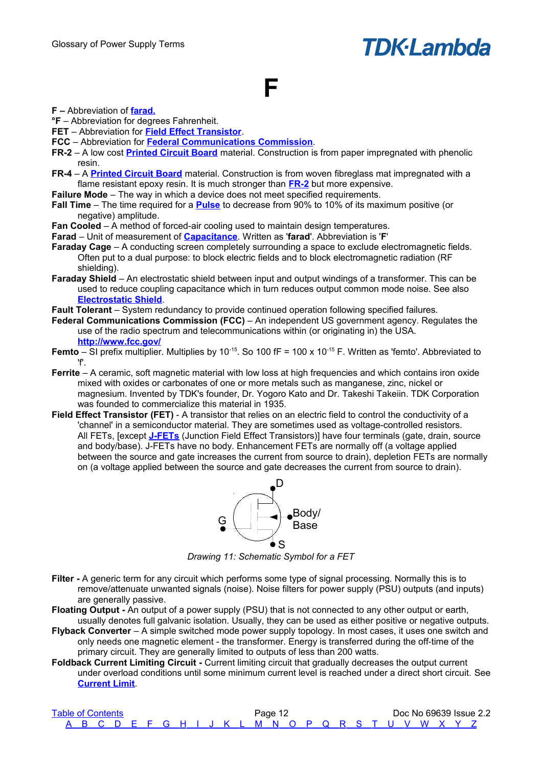# F

**F –** Abbreviation of **farad.**

**°F** – Abbreviation for degrees Fahrenheit.

**FET** – Abbreviation for **Field Effect Transistor**.

**FCC** – Abbreviation for **Federal Communications Commission**.

**FR-2** – A low cost **Printed Circuit Board** material. Construction is from paper impregnated with phenolic resin.

**FR-4** – A **Printed Circuit Board** material. Construction is from woven fibreglass mat impregnated with a flame resistant epoxy resin. It is much stronger than **FR-2** but more expensive.

**Failure Mode** – The way in which a device does not meet specified requirements.

**Fall Time** – The time required for a **Pulse** to decrease from 90% to 10% of its maximum positive (or negative) amplitude.

**Fan Cooled** – A method of forced-air cooling used to maintain design temperatures.

**Farad** – Unit of measurement of **Capacitance**. Written as '**farad**'. Abbreviation is '**F**'

**Faraday Cage** – A conducting screen completely surrounding a space to exclude electromagnetic fields. Often put to a dual purpose: to block electric fields and to block electromagnetic radiation (RF shielding).

**Faraday Shield** – An electrostatic shield between input and output windings of a transformer. This can be used to reduce coupling capacitance which in turn reduces output common mode noise. See also **Electrostatic Shield**.

**Fault Tolerant** – System redundancy to provide continued operation following specified failures.

**Federal Communications Commission (FCC)** – An independent US government agency. Regulates the use of the radio spectrum and telecommunications within (or originating in) the USA. **http://www.fcc.gov/**

**Femto** – SI prefix multiplier. Multiplies by $10^{-15}$. So 100 fF = 100 x $10^{-15}$ F. Written as 'femto'. Abbreviated to 'f'.

**Ferrite** – A ceramic, soft magnetic material with low loss at high frequencies and which contains iron oxide mixed with oxides or carbonates of one or more metals such as manganese, zinc, nickel or magnesium. Invented by TDK's founder, Dr. Yogoro Kato and Dr. Takeshi Takeiin. TDK Corporation was founded to commercialize this material in 1935.

**Field Effect Transistor (FET)** - A transistor that relies on an electric field to control the conductivity of a 'channel' in a semiconductor material. They are sometimes used as voltage-controlled resistors. All FETs, [except **J-FETs** (Junction Field Effect Transistors)] have four terminals (gate, drain, source and body/base). J-FETs have no body. Enhancement FETs are normally off (a voltage applied between the source and gate increases the current from source to drain), depletion FETs are normally on (a voltage applied between the source and gate decreases the current from source to drain).

D

G

Body/
Base

S

*Drawing 11: Schematic Symbol for a FET*

**Filter -** A generic term for any circuit which performs some type of signal processing. Normally this is to remove/attenuate unwanted signals (noise). Noise filters for power supply (PSU) outputs (and inputs) are generally passive.

**Floating Output -** An output of a power supply (PSU) that is not connected to any other output or earth, usually denotes full galvanic isolation. Usually, they can be used as either positive or negative outputs.

**Flyback Converter** – A simple switched mode power supply topology. In most cases, it uses one switch and only needs one magnetic element - the transformer. Energy is transferred during the off-time of the primary circuit. They are generally limited to outputs of less than 200 watts.

**Foldback Current Limiting Circuit -** Current limiting circuit that gradually decreases the output current under overload conditions until some minimum current level is reached under a direct short circuit. See **Current Limit**.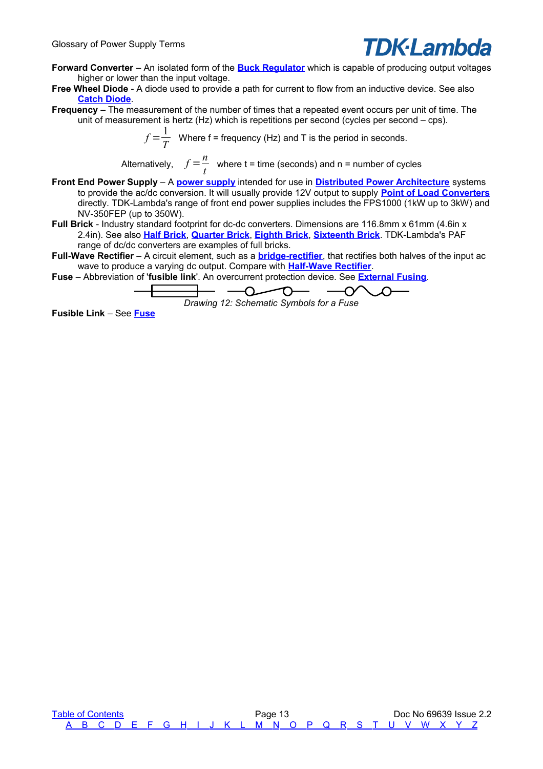**Forward Converter** – An isolated form of the **Buck Regulator** which is capable of producing output voltages higher or lower than the input voltage.

**Free Wheel Diode** - A diode used to provide a path for current to flow from an inductive device. See also **Catch Diode**.

**Frequency** – The measurement of the number of times that a repeated event occurs per unit of time. The unit of measurement is hertz (Hz) which is repetitions per second (cycles per second – cps).

$$f = \frac{1}{T}$$ Where f = frequency (Hz) and T is the period in seconds.

Alternatively, $$f = \frac{n}{t}$$ where t = time (seconds) and n = number of cycles

**Front End Power Supply** – A **power supply** intended for use in **Distributed Power Architecture** systems to provide the ac/dc conversion. It will usually provide 12V output to supply **Point of Load Converters** directly. TDK-Lambda's range of front end power supplies includes the FPS1000 (1kW up to 3kW) and NV-350FEP (up to 350W).

**Full Brick** - Industry standard footprint for dc-dc converters. Dimensions are 116.8mm x 61mm (4.6in x 2.4in). See also **Half Brick**, **Quarter Brick**, **Eighth Brick**, **Sixteenth Brick**. TDK-Lambda's PAF range of dc/dc converters are examples of full bricks.

**Full-Wave Rectifier** – A circuit element, such as a **bridge-rectifier**, that rectifies both halves of the input ac wave to produce a varying dc output. Compare with **Half-Wave Rectifier**.

**Fuse** – Abbreviation of '**fusible link**'. An overcurrent protection device. See **External Fusing**.

*Drawing 12: Schematic Symbols for a Fuse*

**Fusible Link** – See **Fuse**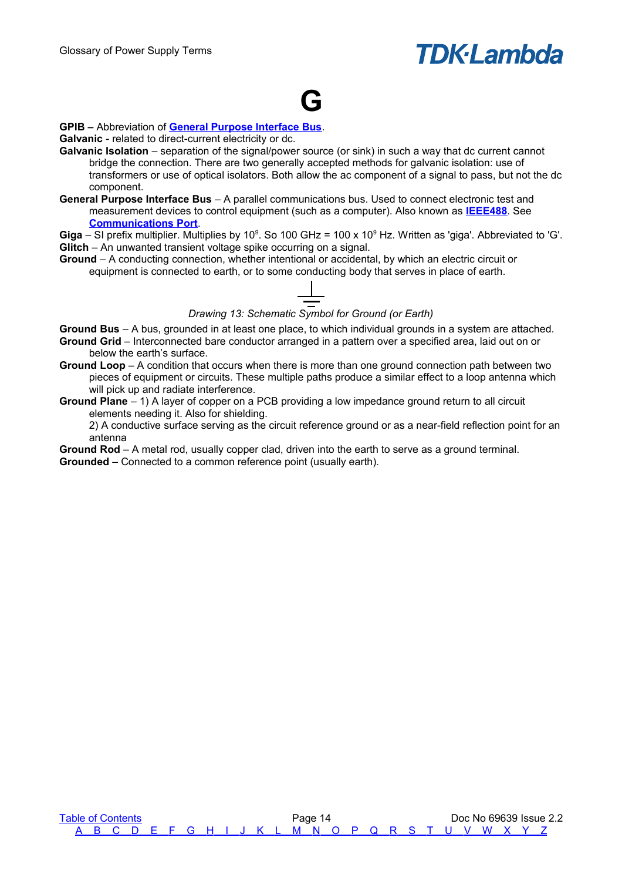# G

**GPIB –** Abbreviation of **General Purpose Interface Bus**.

**Galvanic** - related to direct-current electricity or dc.

**Galvanic Isolation** – separation of the signal/power source (or sink) in such a way that dc current cannot bridge the connection. There are two generally accepted methods for galvanic isolation: use of transformers or use of optical isolators. Both allow the ac component of a signal to pass, but not the dc component.

**General Purpose Interface Bus** – A parallel communications bus. Used to connect electronic test and measurement devices to control equipment (such as a computer). Also known as **IEEE488**. See **Communications Port**.

**Giga** – SI prefix multiplier. Multiplies by $10^9$. So 100 GHz = 100 x $10^9$ Hz. Written as 'giga'. Abbreviated to 'G'.

**Glitch** – An unwanted transient voltage spike occurring on a signal.

**Ground** – A conducting connection, whether intentional or accidental, by which an electric circuit or equipment is connected to earth, or to some conducting body that serves in place of earth.

*Drawing 13: Schematic Symbol for Ground (or Earth)*

**Ground Bus** – A bus, grounded in at least one place, to which individual grounds in a system are attached.

**Ground Grid** – Interconnected bare conductor arranged in a pattern over a specified area, laid out on or below the earth's surface.

**Ground Loop** – A condition that occurs when there is more than one ground connection path between two pieces of equipment or circuits. These multiple paths produce a similar effect to a loop antenna which will pick up and radiate interference.

**Ground Plane** – 1) A layer of copper on a PCB providing a low impedance ground return to all circuit elements needing it. Also for shielding.
2) A conductive surface serving as the circuit reference ground or as a near-field reflection point for an antenna

**Ground Rod** – A metal rod, usually copper clad, driven into the earth to serve as a ground terminal.

**Grounded** – Connected to a common reference point (usually earth).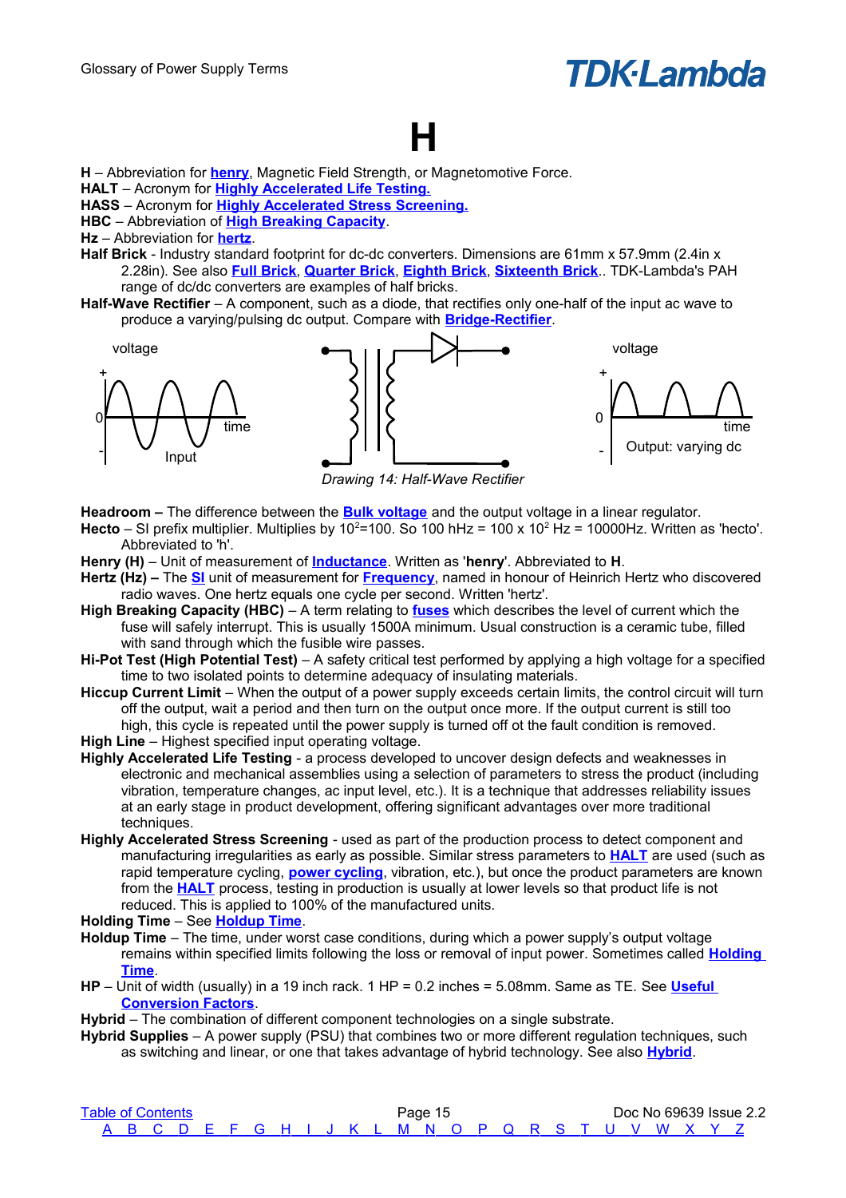# H

**H** – Abbreviation for **henry**, Magnetic Field Strength, or Magnetomotive Force.
**HALT** – Acronym for **Highly Accelerated Life Testing.**
**HASS** – Acronym for **Highly Accelerated Stress Screening.**
**HBC** – Abbreviation of **High Breaking Capacity**.
**Hz** – Abbreviation for **hertz**.

**Half Brick** - Industry standard footprint for dc-dc converters. Dimensions are 61mm x 57.9mm (2.4in x 2.28in). See also **Full Brick**, **Quarter Brick**, **Eighth Brick**, **Sixteenth Brick**.. TDK-Lambda's PAH range of dc/dc converters are examples of half bricks.

**Half-Wave Rectifier** – A component, such as a diode, that rectifies only one-half of the input ac wave to produce a varying/pulsing dc output. Compare with **Bridge-Rectifier**.

*Drawing 14: Half-Wave Rectifier*

**Headroom –** The difference between the **Bulk voltage** and the output voltage in a linear regulator.

**Hecto** – SI prefix multiplier. Multiplies by $10^2$=100. So 100 hHz = 100 x $10^2$ Hz = 10000Hz. Written as 'hecto'. Abbreviated to 'h'.

**Henry (H)** – Unit of measurement of **Inductance**. Written as '**henry**'. Abbreviated to **H**.

**Hertz (Hz) –** The **SI** unit of measurement for **Frequency**, named in honour of Heinrich Hertz who discovered radio waves. One hertz equals one cycle per second. Written 'hertz'.

**High Breaking Capacity (HBC)** – A term relating to **fuses** which describes the level of current which the fuse will safely interrupt. This is usually 1500A minimum. Usual construction is a ceramic tube, filled with sand through which the fusible wire passes.

**Hi-Pot Test (High Potential Test)** – A safety critical test performed by applying a high voltage for a specified time to two isolated points to determine adequacy of insulating materials.

**Hiccup Current Limit** – When the output of a power supply exceeds certain limits, the control circuit will turn off the output, wait a period and then turn on the output once more. If the output current is still too high, this cycle is repeated until the power supply is turned off ot the fault condition is removed.

**High Line** – Highest specified input operating voltage.

**Highly Accelerated Life Testing** - a process developed to uncover design defects and weaknesses in electronic and mechanical assemblies using a selection of parameters to stress the product (including vibration, temperature changes, ac input level, etc.). It is a technique that addresses reliability issues at an early stage in product development, offering significant advantages over more traditional techniques.

**Highly Accelerated Stress Screening** - used as part of the production process to detect component and manufacturing irregularities as early as possible. Similar stress parameters to **HALT** are used (such as rapid temperature cycling, **power cycling**, vibration, etc.), but once the product parameters are known from the **HALT** process, testing in production is usually at lower levels so that product life is not reduced. This is applied to 100% of the manufactured units.

**Holding Time** – See **Holdup Time**.

**Holdup Time** – The time, under worst case conditions, during which a power supply's output voltage remains within specified limits following the loss or removal of input power. Sometimes called **Holding Time**.

**HP** – Unit of width (usually) in a 19 inch rack. 1 HP = 0.2 inches = 5.08mm. Same as TE. See **Useful Conversion Factors**.

**Hybrid** – The combination of different component technologies on a single substrate.

**Hybrid Supplies** – A power supply (PSU) that combines two or more different regulation techniques, such as switching and linear, or one that takes advantage of hybrid technology. See also **Hybrid**.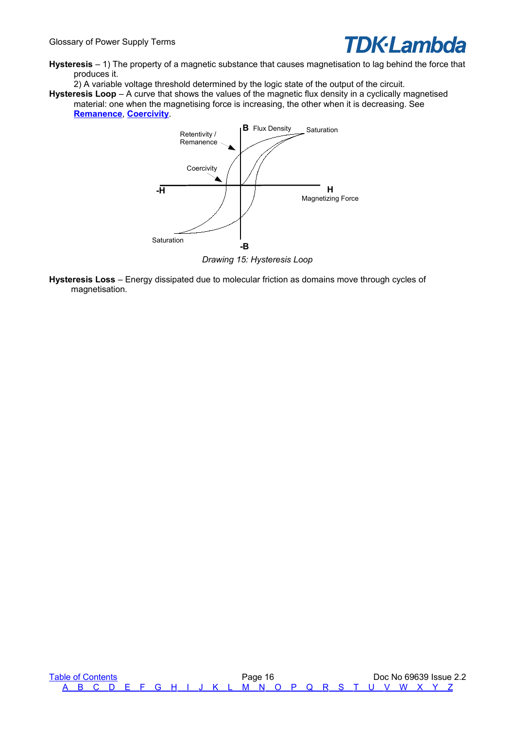**Hysteresis** – 1) The property of a magnetic substance that causes magnetisation to lag behind the force that produces it.

2) A variable voltage threshold determined by the logic state of the output of the circuit.

**Hysteresis Loop** – A curve that shows the values of the magnetic flux density in a cyclically magnetised material: one when the magnetising force is increasing, the other when it is decreasing. See **Remanence**, **Coercivity**.

*Drawing 15: Hysteresis Loop*

**Hysteresis Loss** – Energy dissipated due to molecular friction as domains move through cycles of magnetisation.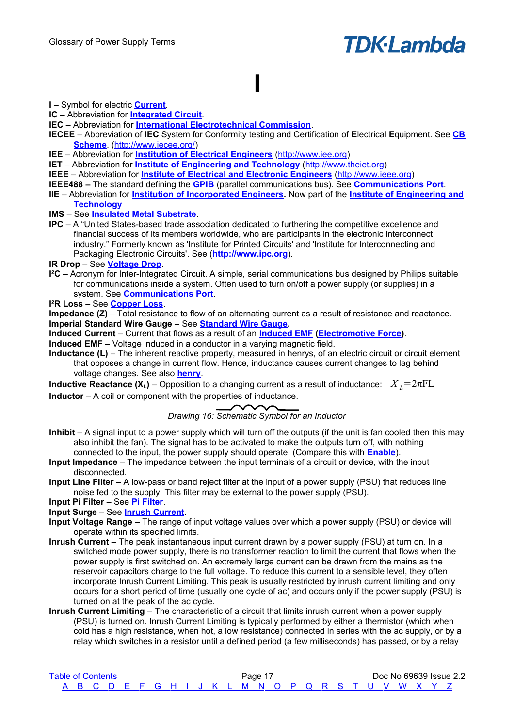# I

**I** – Symbol for electric **Current**.

**IC** – Abbreviation for **Integrated Circuit**.

**IEC** – Abbreviation for **International Electrotechnical Commission**.

**IECEE** – Abbreviation of **IEC** System for Conformity testing and Certification of **E**lectrical **E**quipment. See **CB Scheme**. (http://www.iecee.org/)

**IEE** – Abbreviation for **Institution of Electrical Engineers** (http://www.iee.org)

**IET** – Abbreviation for **Institute of Engineering and Technology** (http://www.theiet.org)

**IEEE** – Abbreviation for **Institute of Electrical and Electronic Engineers** (http://www.ieee.org)

**IEEE488 –** The standard defining the **GPIB** (parallel communications bus). See **Communications Port**.

**IIE** – Abbreviation for **Institution of Incorporated Engineers.** Now part of the **Institute of Engineering and Technology**

**IMS** – See **Insulated Metal Substrate**.

**IPC** – A “United States-based trade association dedicated to furthering the competitive excellence and financial success of its members worldwide, who are participants in the electronic interconnect industry.” Formerly known as 'Institute for Printed Circuits' and 'Institute for Interconnecting and Packaging Electronic Circuits'. See (**http://www.ipc.org**).

**IR Drop** – See **Voltage Drop**.

**I²C** – Acronym for Inter-Integrated Circuit. A simple, serial communications bus designed by Philips suitable for communications inside a system. Often used to turn on/off a power supply (or supplies) in a system. See **Communications Port**.

**I²R Loss** – See **Copper Loss**.

**Impedance (Z)** – Total resistance to flow of an alternating current as a result of resistance and reactance.

**Imperial Standard Wire Gauge –** See **Standard Wire Gauge.**

**Induced Current** – Current that flows as a result of an **Induced EMF** (**Electromotive Force**).

**Induced EMF** – Voltage induced in a conductor in a varying magnetic field.

**Inductance (L)** – The inherent reactive property, measured in henrys, of an electric circuit or circuit element that opposes a change in current flow. Hence, inductance causes current changes to lag behind voltage changes. See also **henry**.

**Inductive Reactance ($X_L$)** – Opposition to a changing current as a result of inductance: $X_L = 2\pi FL$

**Inductor** – A coil or component with the properties of inductance.

*Drawing 16: Schematic Symbol for an Inductor*

**Inhibit** – A signal input to a power supply which will turn off the outputs (if the unit is fan cooled then this may also inhibit the fan). The signal has to be activated to make the outputs turn off, with nothing connected to the input, the power supply should operate. (Compare this with **Enable**).

**Input Impedance** – The impedance between the input terminals of a circuit or device, with the input disconnected.

**Input Line Filter** – A low-pass or band reject filter at the input of a power supply (PSU) that reduces line noise fed to the supply. This filter may be external to the power supply (PSU).

**Input Pi Filter** – See **Pi Filter**.

**Input Surge** – See **Inrush Current**.

**Input Voltage Range** – The range of input voltage values over which a power supply (PSU) or device will operate within its specified limits.

**Inrush Current** – The peak instantaneous input current drawn by a power supply (PSU) at turn on. In a switched mode power supply, there is no transformer reaction to limit the current that flows when the power supply is first switched on. An extremely large current can be drawn from the mains as the reservoir capacitors charge to the full voltage. To reduce this current to a sensible level, they often incorporate Inrush Current Limiting. This peak is usually restricted by inrush current limiting and only occurs for a short period of time (usually one cycle of ac) and occurs only if the power supply (PSU) is turned on at the peak of the ac cycle.

**Inrush Current Limiting** – The characteristic of a circuit that limits inrush current when a power supply (PSU) is turned on. Inrush Current Limiting is typically performed by either a thermistor (which when cold has a high resistance, when hot, a low resistance) connected in series with the ac supply, or by a relay which switches in a resistor until a defined period (a few milliseconds) has passed, or by a relay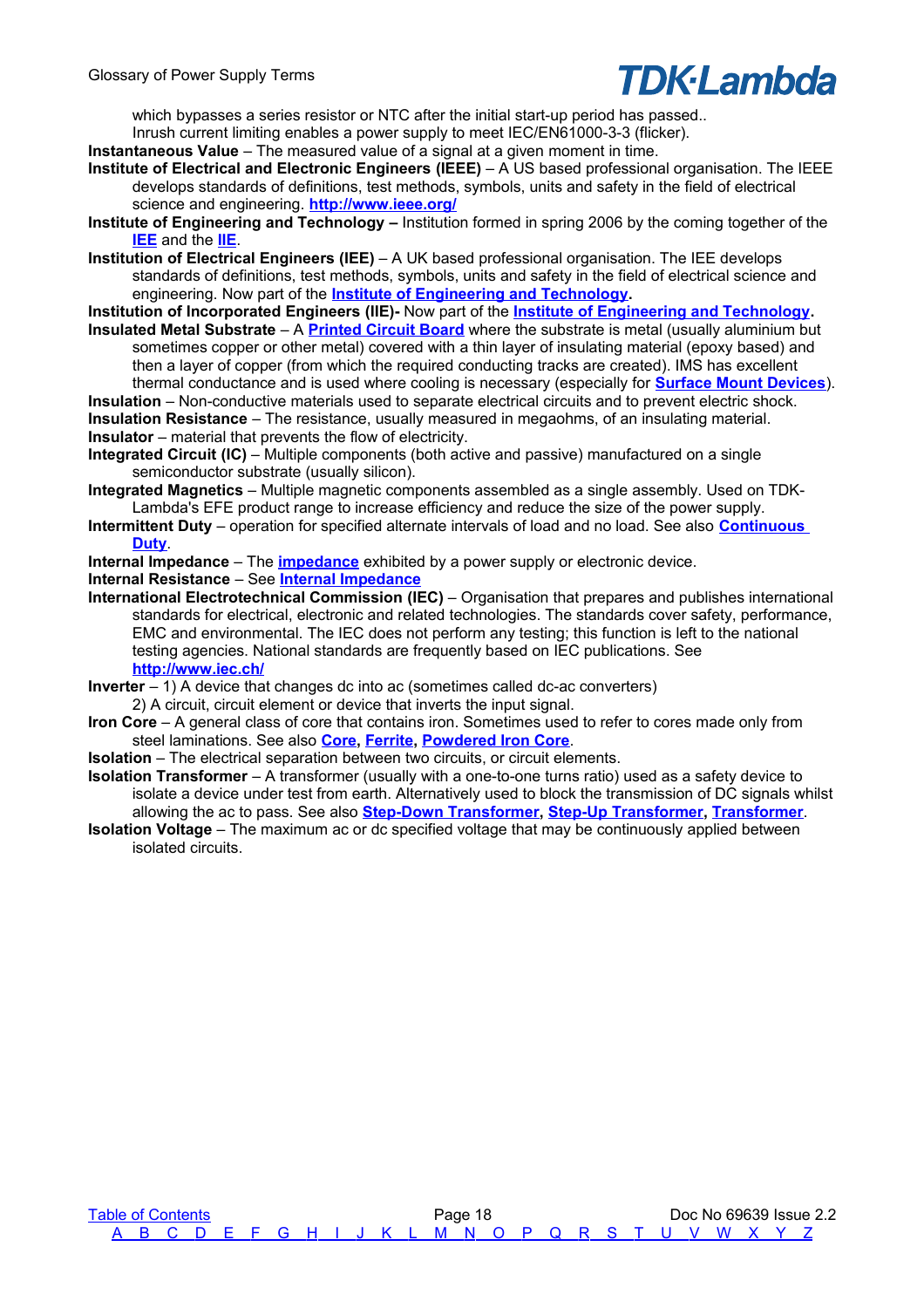which bypasses a series resistor or NTC after the initial start-up period has passed.. Inrush current limiting enables a power supply to meet IEC/EN61000-3-3 (flicker).

**Instantaneous Value** – The measured value of a signal at a given moment in time.

**Institute of Electrical and Electronic Engineers (IEEE)** – A US based professional organisation. The IEEE develops standards of definitions, test methods, symbols, units and safety in the field of electrical science and engineering. **http://www.ieee.org/**

**Institute of Engineering and Technology –** Institution formed in spring 2006 by the coming together of the **IEE** and the **IIE**.

**Institution of Electrical Engineers (IEE)** – A UK based professional organisation. The IEE develops standards of definitions, test methods, symbols, units and safety in the field of electrical science and engineering. Now part of the **Institute of Engineering and Technology.**

**Institution of Incorporated Engineers (IIE)-** Now part of the **Institute of Engineering and Technology.**

**Insulated Metal Substrate** – A **Printed Circuit Board** where the substrate is metal (usually aluminium but sometimes copper or other metal) covered with a thin layer of insulating material (epoxy based) and then a layer of copper (from which the required conducting tracks are created). IMS has excellent thermal conductance and is used where cooling is necessary (especially for **Surface Mount Devices**).

**Insulation** – Non-conductive materials used to separate electrical circuits and to prevent electric shock.

**Insulation Resistance** – The resistance, usually measured in megaohms, of an insulating material.

**Insulator** – material that prevents the flow of electricity.

**Integrated Circuit (IC)** – Multiple components (both active and passive) manufactured on a single semiconductor substrate (usually silicon).

**Integrated Magnetics** – Multiple magnetic components assembled as a single assembly. Used on TDK-Lambda's EFE product range to increase efficiency and reduce the size of the power supply.

**Intermittent Duty** – operation for specified alternate intervals of load and no load. See also **Continuous Duty**.

**Internal Impedance** – The **impedance** exhibited by a power supply or electronic device.

**Internal Resistance** – See **Internal Impedance**

**International Electrotechnical Commission (IEC)** – Organisation that prepares and publishes international standards for electrical, electronic and related technologies. The standards cover safety, performance, EMC and environmental. The IEC does not perform any testing; this function is left to the national testing agencies. National standards are frequently based on IEC publications. See **http://www.iec.ch/**

**Inverter** – 1) A device that changes dc into ac (sometimes called dc-ac converters)
2) A circuit, circuit element or device that inverts the input signal.

**Iron Core** – A general class of core that contains iron. Sometimes used to refer to cores made only from steel laminations. See also **Core, Ferrite, Powdered Iron Core**.

**Isolation** – The electrical separation between two circuits, or circuit elements.

**Isolation Transformer** – A transformer (usually with a one-to-one turns ratio) used as a safety device to isolate a device under test from earth. Alternatively used to block the transmission of DC signals whilst allowing the ac to pass. See also **Step-Down Transformer, Step-Up Transformer, Transformer**.

**Isolation Voltage** – The maximum ac or dc specified voltage that may be continuously applied between isolated circuits.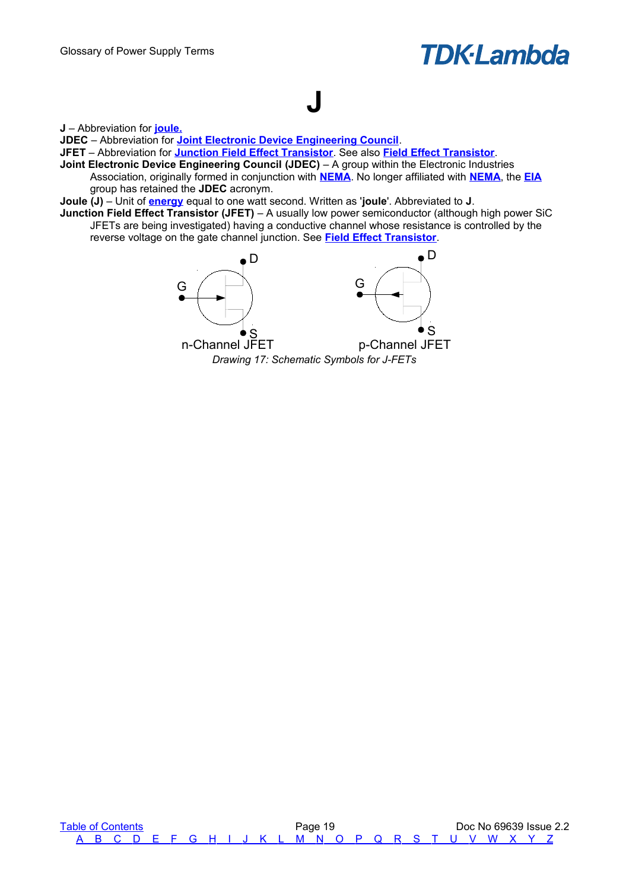# J

**J** – Abbreviation for **joule.**
**JDEC** – Abbreviation for **Joint Electronic Device Engineering Council**.
**JFET** – Abbreviation for **Junction Field Effect Transistor**. See also **Field Effect Transistor**.
**Joint Electronic Device Engineering Council (JDEC)** – A group within the Electronic Industries Association, originally formed in conjunction with **NEMA**. No longer affiliated with **NEMA**, the **EIA** group has retained the **JDEC** acronym.
**Joule (J)** – Unit of **energy** equal to one watt second. Written as '**joule**'. Abbreviated to **J**.
**Junction Field Effect Transistor (JFET)** – A usually low power semiconductor (although high power SiC JFETs are being investigated) having a conductive channel whose resistance is controlled by the reverse voltage on the gate channel junction. See **Field Effect Transistor**.

D G S n-Channel JFET D G S p-Channel JFET

*Drawing 17: Schematic Symbols for J-FETs*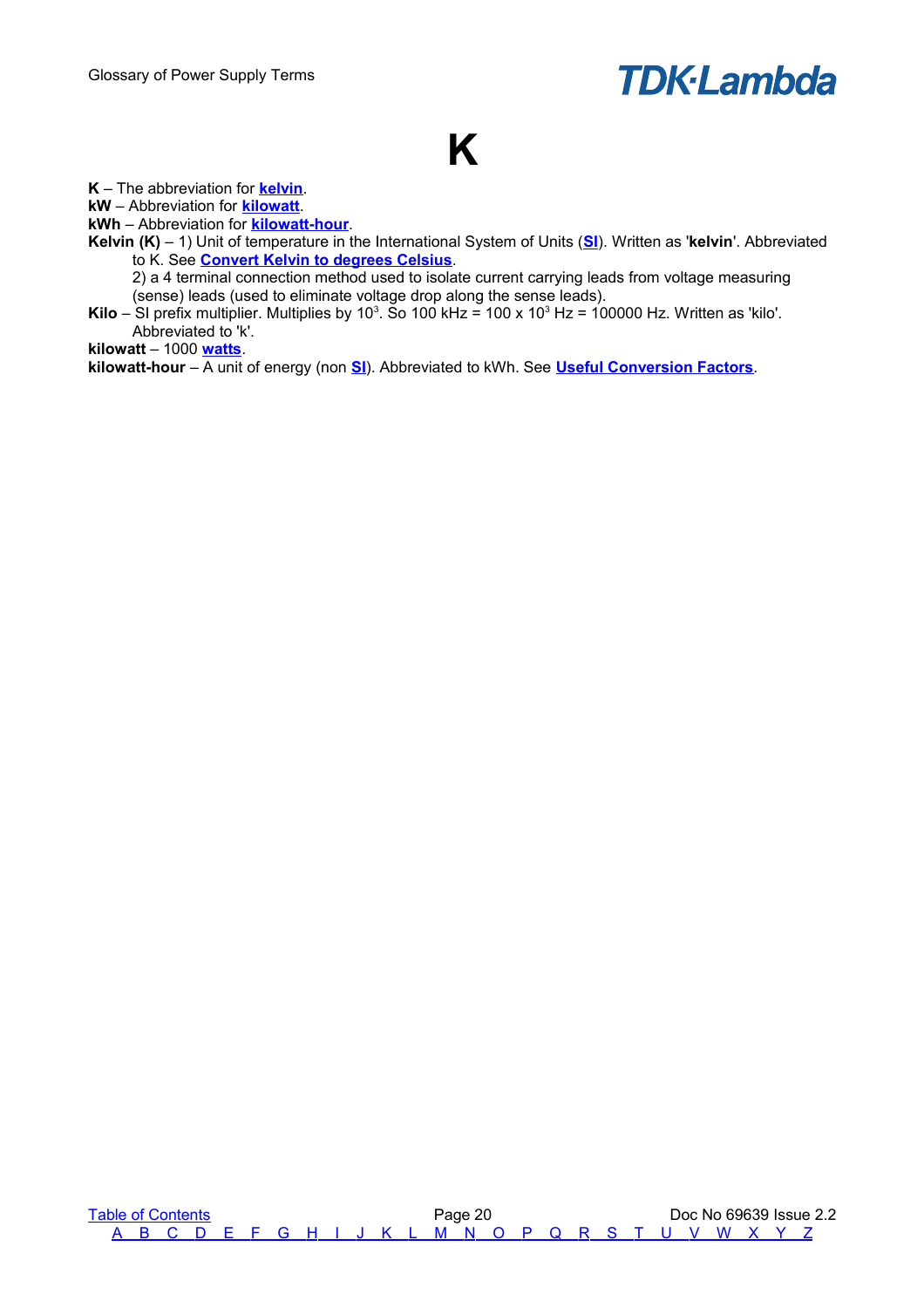# K

**K** – The abbreviation for **kelvin**.
**kW** – Abbreviation for **kilowatt**.
**kWh** – Abbreviation for **kilowatt-hour**.
**Kelvin (K)** – 1) Unit of temperature in the International System of Units (**SI**). Written as '**kelvin**'. Abbreviated to K. See **Convert Kelvin to degrees Celsius**.
2) a 4 terminal connection method used to isolate current carrying leads from voltage measuring (sense) leads (used to eliminate voltage drop along the sense leads).
**Kilo** – SI prefix multiplier. Multiplies by $10^3$. So 100 kHz = 100 x $10^3$ Hz = 100000 Hz. Written as 'kilo'. Abbreviated to 'k'.
**kilowatt** – 1000 **watts**.
**kilowatt-hour** – A unit of energy (non **SI**). Abbreviated to kWh. See **Useful Conversion Factors**.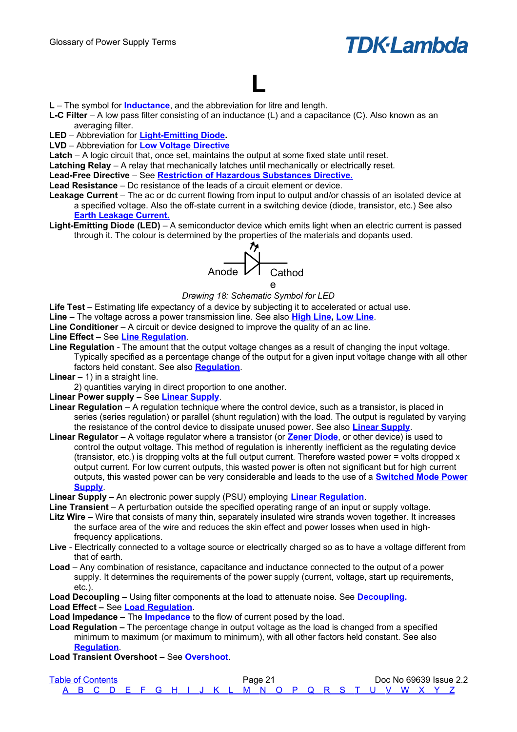# L

**L** – The symbol for **Inductance**, and the abbreviation for litre and length.

**L-C Filter** – A low pass filter consisting of an inductance (L) and a capacitance (C). Also known as an averaging filter.

**LED** – Abbreviation for **Light-Emitting Diode.**

**LVD** – Abbreviation for **Low Voltage Directive**

**Latch** – A logic circuit that, once set, maintains the output at some fixed state until reset.

**Latching Relay** – A relay that mechanically latches until mechanically or electrically reset.

**Lead-Free Directive** – See **Restriction of Hazardous Substances Directive.**

**Lead Resistance** – Dc resistance of the leads of a circuit element or device.

**Leakage Current** – The ac or dc current flowing from input to output and/or chassis of an isolated device at a specified voltage. Also the off-state current in a switching device (diode, transistor, etc.) See also **Earth Leakage Current.**

**Light-Emitting Diode (LED)** – A semiconductor device which emits light when an electric current is passed through it. The colour is determined by the properties of the materials and dopants used.

Anode Cathode

*Drawing 18: Schematic Symbol for LED*

**Life Test** – Estimating life expectancy of a device by subjecting it to accelerated or actual use.

**Line** – The voltage across a power transmission line. See also **High Line**, **Low Line**.

**Line Conditioner** – A circuit or device designed to improve the quality of an ac line.

**Line Effect** – See **Line Regulation**.

**Line Regulation** - The amount that the output voltage changes as a result of changing the input voltage. Typically specified as a percentage change of the output for a given input voltage change with all other factors held constant. See also **Regulation**.

**Linear** – 1) in a straight line.

2) quantities varying in direct proportion to one another.

**Linear Power supply** – See **Linear Supply**.

**Linear Regulation** – A regulation technique where the control device, such as a transistor, is placed in series (series regulation) or parallel (shunt regulation) with the load. The output is regulated by varying the resistance of the control device to dissipate unused power. See also **Linear Supply**.

**Linear Regulator** – A voltage regulator where a transistor (or **Zener Diode**, or other device) is used to control the output voltage. This method of regulation is inherently inefficient as the regulating device (transistor, etc.) is dropping volts at the full output current. Therefore wasted power = volts dropped x output current. For low current outputs, this wasted power is often not significant but for high current outputs, this wasted power can be very considerable and leads to the use of a **Switched Mode Power Supply**.

**Linear Supply** – An electronic power supply (PSU) employing **Linear Regulation**.

**Line Transient** – A perturbation outside the specified operating range of an input or supply voltage.

**Litz Wire** – Wire that consists of many thin, separately insulated wire strands woven together. It increases the surface area of the wire and reduces the skin effect and power losses when used in high-frequency applications.

**Live** - Electrically connected to a voltage source or electrically charged so as to have a voltage different from that of earth.

**Load** – Any combination of resistance, capacitance and inductance connected to the output of a power supply. It determines the requirements of the power supply (current, voltage, start up requirements, etc.).

**Load Decoupling –** Using filter components at the load to attenuate noise. See **Decoupling.**

**Load Effect –** See **Load Regulation**.

**Load Impedance –** The **Impedance** to the flow of current posed by the load.

**Load Regulation –** The percentage change in output voltage as the load is changed from a specified minimum to maximum (or maximum to minimum), with all other factors held constant. See also **Regulation**.

**Load Transient Overshoot –** See **Overshoot**.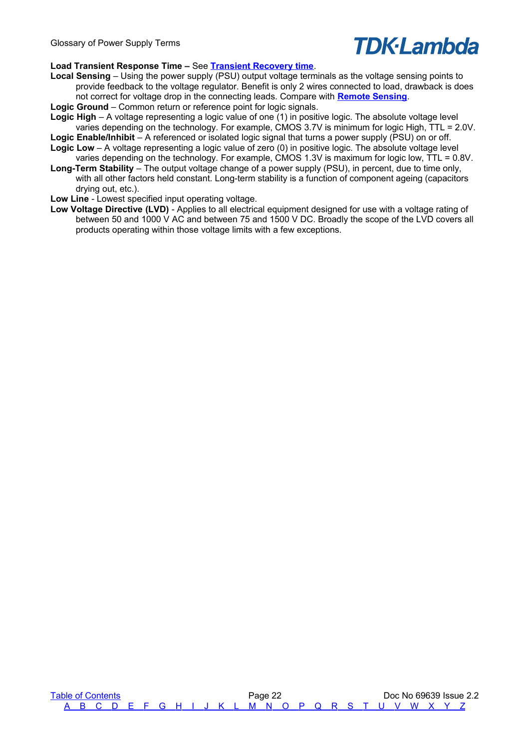**Load Transient Response Time –** See **Transient Recovery time**.

**Local Sensing** – Using the power supply (PSU) output voltage terminals as the voltage sensing points to provide feedback to the voltage regulator. Benefit is only 2 wires connected to load, drawback is does not correct for voltage drop in the connecting leads. Compare with **Remote Sensing**.

**Logic Ground** – Common return or reference point for logic signals.

**Logic High** – A voltage representing a logic value of one (1) in positive logic. The absolute voltage level varies depending on the technology. For example, CMOS 3.7V is minimum for logic High, TTL = 2.0V.

**Logic Enable/Inhibit** – A referenced or isolated logic signal that turns a power supply (PSU) on or off.

**Logic Low** – A voltage representing a logic value of zero (0) in positive logic. The absolute voltage level varies depending on the technology. For example, CMOS 1.3V is maximum for logic low, TTL = 0.8V.

**Long-Term Stability** – The output voltage change of a power supply (PSU), in percent, due to time only, with all other factors held constant. Long-term stability is a function of component ageing (capacitors drying out, etc.).

**Low Line** - Lowest specified input operating voltage.

**Low Voltage Directive (LVD)** - Applies to all electrical equipment designed for use with a voltage rating of between 50 and 1000 V AC and between 75 and 1500 V DC. Broadly the scope of the LVD covers all products operating within those voltage limits with a few exceptions.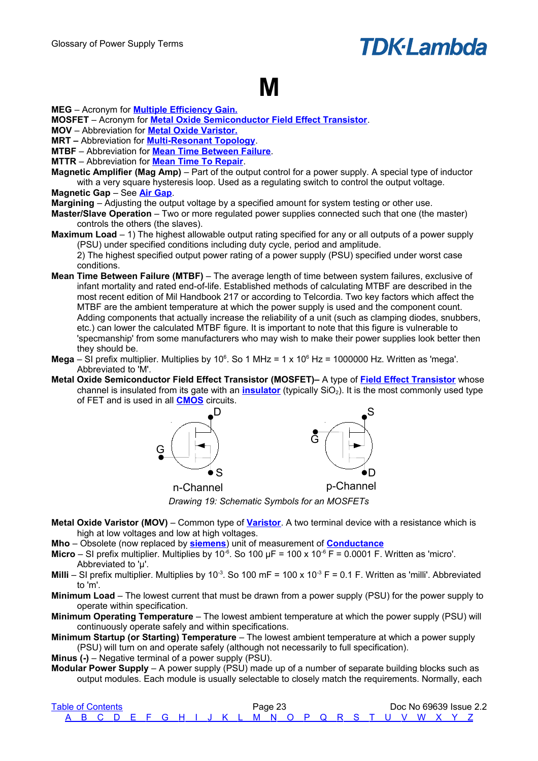# M

**MEG** – Acronym for **Multiple Efficiency Gain.**
**MOSFET** – Acronym for **Metal Oxide Semiconductor Field Effect Transistor**.
**MOV** – Abbreviation for **Metal Oxide Varistor.**
**MRT –** Abbreviation for **Multi-Resonant Topology**.
**MTBF** – Abbreviation for **Mean Time Between Failure**.
**MTTR** – Abbreviation for **Mean Time To Repair**.

**Magnetic Amplifier (Mag Amp)** – Part of the output control for a power supply. A special type of inductor with a very square hysteresis loop. Used as a regulating switch to control the output voltage.

**Magnetic Gap** – See **Air Gap**.

**Margining** – Adjusting the output voltage by a specified amount for system testing or other use.

**Master/Slave Operation** – Two or more regulated power supplies connected such that one (the master) controls the others (the slaves).

**Maximum Load** – 1) The highest allowable output rating specified for any or all outputs of a power supply (PSU) under specified conditions including duty cycle, period and amplitude.
2) The highest specified output power rating of a power supply (PSU) specified under worst case conditions.

**Mean Time Between Failure (MTBF)** – The average length of time between system failures, exclusive of infant mortality and rated end-of-life. Established methods of calculating MTBF are described in the most recent edition of Mil Handbook 217 or according to Telcordia. Two key factors which affect the MTBF are the ambient temperature at which the power supply is used and the component count. Adding components that actually increase the reliability of a unit (such as clamping diodes, snubbers, etc.) can lower the calculated MTBF figure. It is important to note that this figure is vulnerable to 'specmanship' from some manufacturers who may wish to make their power supplies look better then they should be.

**Mega** – SI prefix multiplier. Multiplies by $10^6$. So 1 MHz = 1 x $10^6$ Hz = 1000000 Hz. Written as 'mega'. Abbreviated to 'M'.

**Metal Oxide Semiconductor Field Effect Transistor (MOSFET)–** A type of **Field Effect Transistor** whose channel is insulated from its gate with an **insulator** (typically $SiO_2$). It is the most commonly used type of FET and is used in all **CMOS** circuits.

*Drawing 19: Schematic Symbols for an MOSFETs*

**Metal Oxide Varistor (MOV)** – Common type of **Varistor**. A two terminal device with a resistance which is high at low voltages and low at high voltages.

**Mho** – Obsolete (now replaced by **siemens**) unit of measurement of **Conductance**

**Micro** – SI prefix multiplier. Multiplies by $10^{-6}$. So 100 μF = 100 x $10^{-6}$ F = 0.0001 F. Written as 'micro'. Abbreviated to 'μ'.

**Milli** – SI prefix multiplier. Multiplies by $10^{-3}$. So 100 mF = 100 x $10^{-3}$ F = 0.1 F. Written as 'milli'. Abbreviated to 'm'.

**Minimum Load** – The lowest current that must be drawn from a power supply (PSU) for the power supply to operate within specification.

**Minimum Operating Temperature** – The lowest ambient temperature at which the power supply (PSU) will continuously operate safely and within specifications.

**Minimum Startup (or Starting) Temperature** – The lowest ambient temperature at which a power supply (PSU) will turn on and operate safely (although not necessarily to full specification).

**Minus (-)** – Negative terminal of a power supply (PSU).

**Modular Power Supply** – A power supply (PSU) made up of a number of separate building blocks such as output modules. Each module is usually selectable to closely match the requirements. Normally, each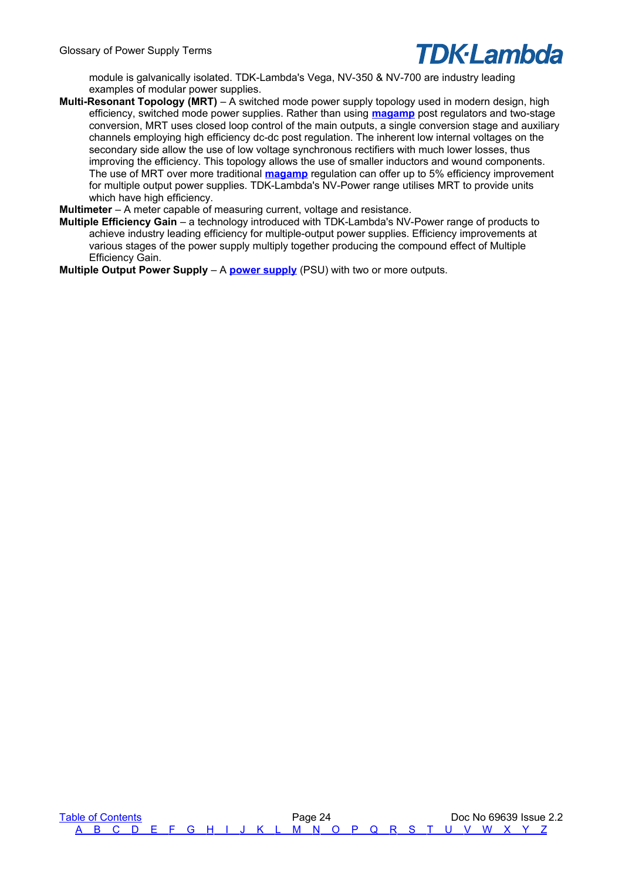module is galvanically isolated. TDK-Lambda's Vega, NV-350 & NV-700 are industry leading examples of modular power supplies.

**Multi-Resonant Topology (MRT)** – A switched mode power supply topology used in modern design, high efficiency, switched mode power supplies. Rather than using **magamp** post regulators and two-stage conversion, MRT uses closed loop control of the main outputs, a single conversion stage and auxiliary channels employing high efficiency dc-dc post regulation. The inherent low internal voltages on the secondary side allow the use of low voltage synchronous rectifiers with much lower losses, thus improving the efficiency. This topology allows the use of smaller inductors and wound components. The use of MRT over more traditional **magamp** regulation can offer up to 5% efficiency improvement for multiple output power supplies. TDK-Lambda's NV-Power range utilises MRT to provide units which have high efficiency.

**Multimeter** – A meter capable of measuring current, voltage and resistance.

**Multiple Efficiency Gain** – a technology introduced with TDK-Lambda's NV-Power range of products to achieve industry leading efficiency for multiple-output power supplies. Efficiency improvements at various stages of the power supply multiply together producing the compound effect of Multiple Efficiency Gain.

**Multiple Output Power Supply** – A **power supply** (PSU) with two or more outputs.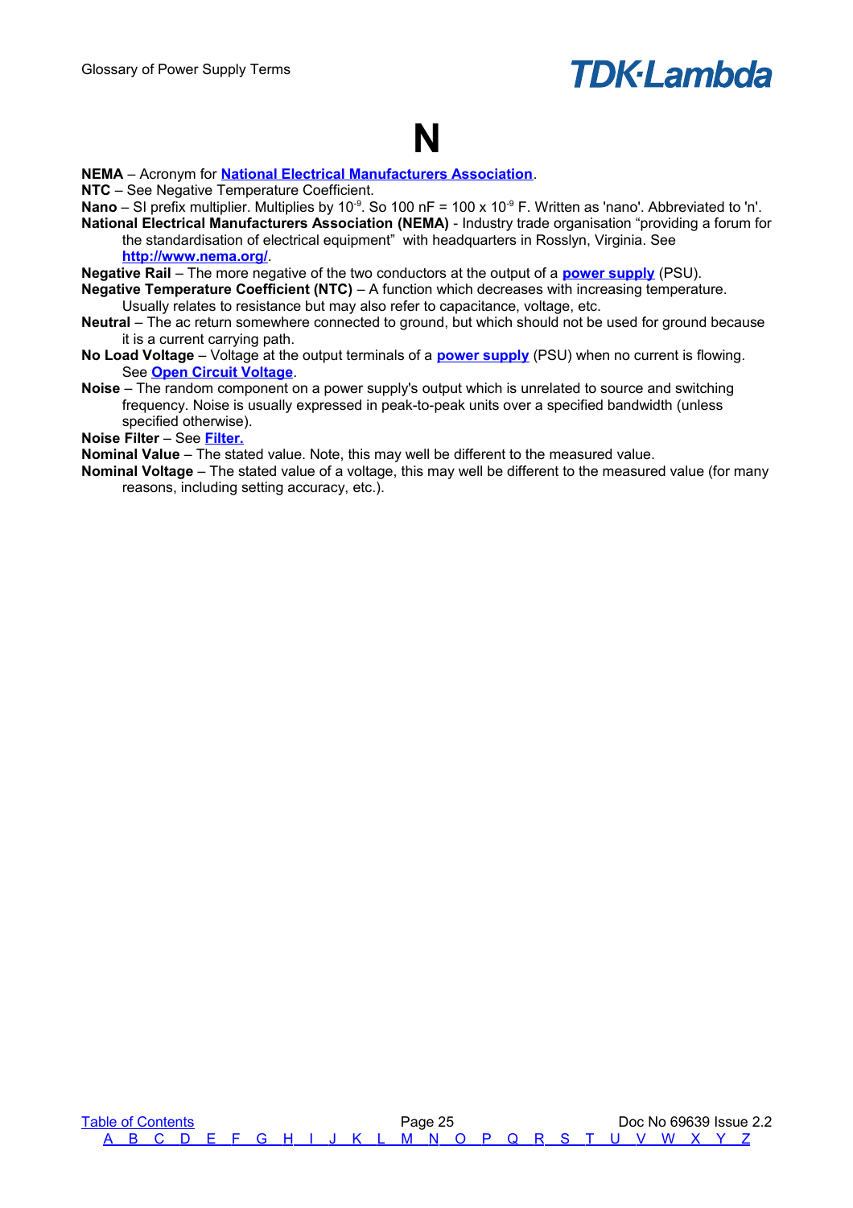# N

**NEMA** – Acronym for **National Electrical Manufacturers Association**.

**NTC** – See Negative Temperature Coefficient.

**Nano** – SI prefix multiplier. Multiplies by $10^{-9}$. So 100 nF = 100 x $10^{-9}$ F. Written as 'nano'. Abbreviated to 'n'.

**National Electrical Manufacturers Association (NEMA)** - Industry trade organisation “providing a forum for the standardisation of electrical equipment” with headquarters in Rosslyn, Virginia. See **http://www.nema.org/**.

**Negative Rail** – The more negative of the two conductors at the output of a **power supply** (PSU).

**Negative Temperature Coefficient (NTC)** – A function which decreases with increasing temperature. Usually relates to resistance but may also refer to capacitance, voltage, etc.

**Neutral** – The ac return somewhere connected to ground, but which should not be used for ground because it is a current carrying path.

**No Load Voltage** – Voltage at the output terminals of a **power supply** (PSU) when no current is flowing. See **Open Circuit Voltage**.

**Noise** – The random component on a power supply's output which is unrelated to source and switching frequency. Noise is usually expressed in peak-to-peak units over a specified bandwidth (unless specified otherwise).

**Noise Filter** – See **Filter.**

**Nominal Value** – The stated value. Note, this may well be different to the measured value.

**Nominal Voltage** – The stated value of a voltage, this may well be different to the measured value (for many reasons, including setting accuracy, etc.).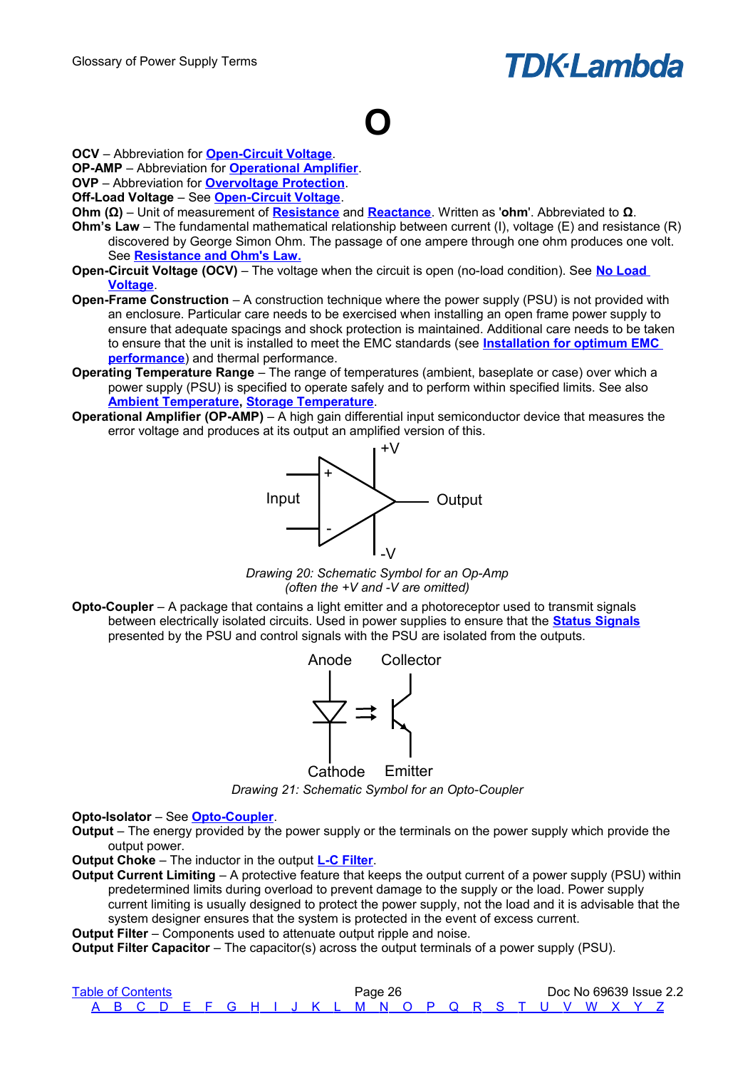# O

**OCV** – Abbreviation for **Open-Circuit Voltage**.
**OP-AMP** – Abbreviation for **Operational Amplifier**.
**OVP** – Abbreviation for **Overvoltage Protection**.
**Off-Load Voltage** – See **Open-Circuit Voltage**.
**Ohm (Ω)** – Unit of measurement of **Resistance** and **Reactance**. Written as '**ohm**'. Abbreviated to **Ω**.
**Ohm's Law** – The fundamental mathematical relationship between current (I), voltage (E) and resistance (R) discovered by George Simon Ohm. The passage of one ampere through one ohm produces one volt. See **Resistance and Ohm's Law.**
**Open-Circuit Voltage (OCV)** – The voltage when the circuit is open (no-load condition). See **No Load Voltage**.
**Open-Frame Construction** – A construction technique where the power supply (PSU) is not provided with an enclosure. Particular care needs to be exercised when installing an open frame power supply to ensure that adequate spacings and shock protection is maintained. Additional care needs to be taken to ensure that the unit is installed to meet the EMC standards (see **Installation for optimum EMC performance**) and thermal performance.
**Operating Temperature Range** – The range of temperatures (ambient, baseplate or case) over which a power supply (PSU) is specified to operate safely and to perform within specified limits. See also **Ambient Temperature, Storage Temperature**.
**Operational Amplifier (OP-AMP)** – A high gain differential input semiconductor device that measures the error voltage and produces at its output an amplified version of this.

*Drawing 20: Schematic Symbol for an Op-Amp (often the +V and -V are omitted)*

**Opto-Coupler** – A package that contains a light emitter and a photoreceptor used to transmit signals between electrically isolated circuits. Used in power supplies to ensure that the **Status Signals** presented by the PSU and control signals with the PSU are isolated from the outputs.

*Drawing 21: Schematic Symbol for an Opto-Coupler*

**Opto-Isolator** – See **Opto-Coupler**.
**Output** – The energy provided by the power supply or the terminals on the power supply which provide the output power.
**Output Choke** – The inductor in the output **L-C Filter**.
**Output Current Limiting** – A protective feature that keeps the output current of a power supply (PSU) within predetermined limits during overload to prevent damage to the supply or the load. Power supply current limiting is usually designed to protect the power supply, not the load and it is advisable that the system designer ensures that the system is protected in the event of excess current.
**Output Filter** – Components used to attenuate output ripple and noise.
**Output Filter Capacitor** – The capacitor(s) across the output terminals of a power supply (PSU).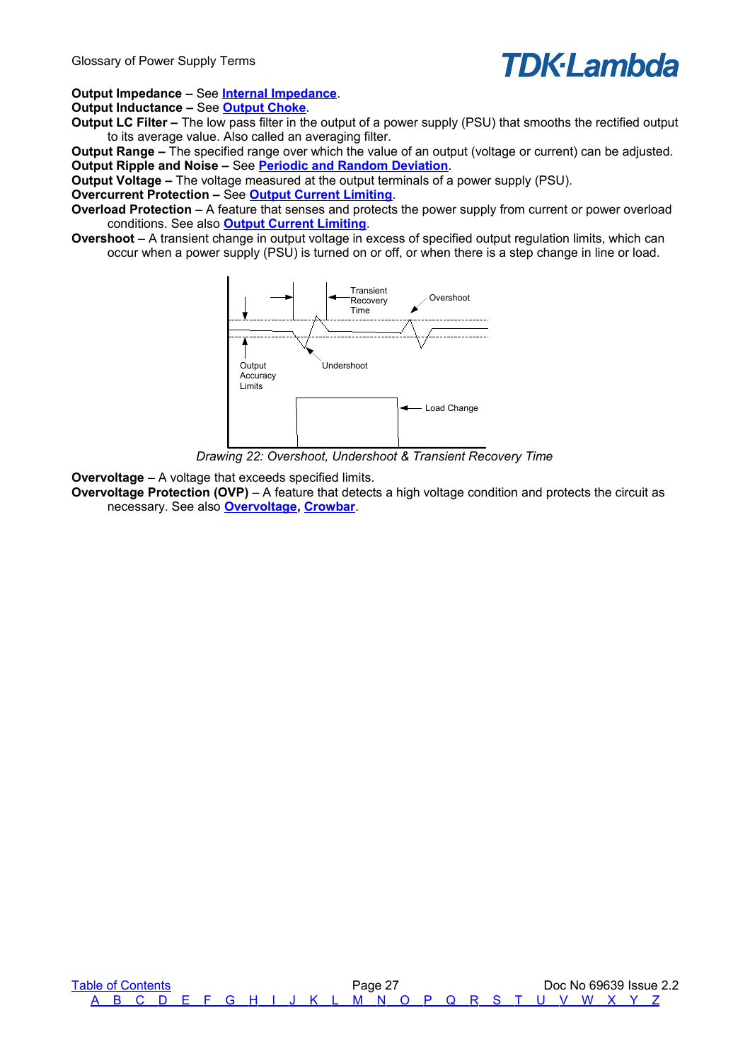**Output Impedance** – See **Internal Impedance**.
**Output Inductance –** See **Output Choke**.
**Output LC Filter –** The low pass filter in the output of a power supply (PSU) that smooths the rectified output to its average value. Also called an averaging filter.
**Output Range –** The specified range over which the value of an output (voltage or current) can be adjusted.
**Output Ripple and Noise –** See **Periodic and Random Deviation**.
**Output Voltage –** The voltage measured at the output terminals of a power supply (PSU).
**Overcurrent Protection –** See **Output Current Limiting**.
**Overload Protection** – A feature that senses and protects the power supply from current or power overload conditions. See also **Output Current Limiting**.
**Overshoot** – A transient change in output voltage in excess of specified output regulation limits, which can occur when a power supply (PSU) is turned on or off, or when there is a step change in line or load.

*Drawing 22: Overshoot, Undershoot & Transient Recovery Time*

**Overvoltage** – A voltage that exceeds specified limits.
**Overvoltage Protection (OVP)** – A feature that detects a high voltage condition and protects the circuit as necessary. See also **Overvoltage**, **Crowbar**.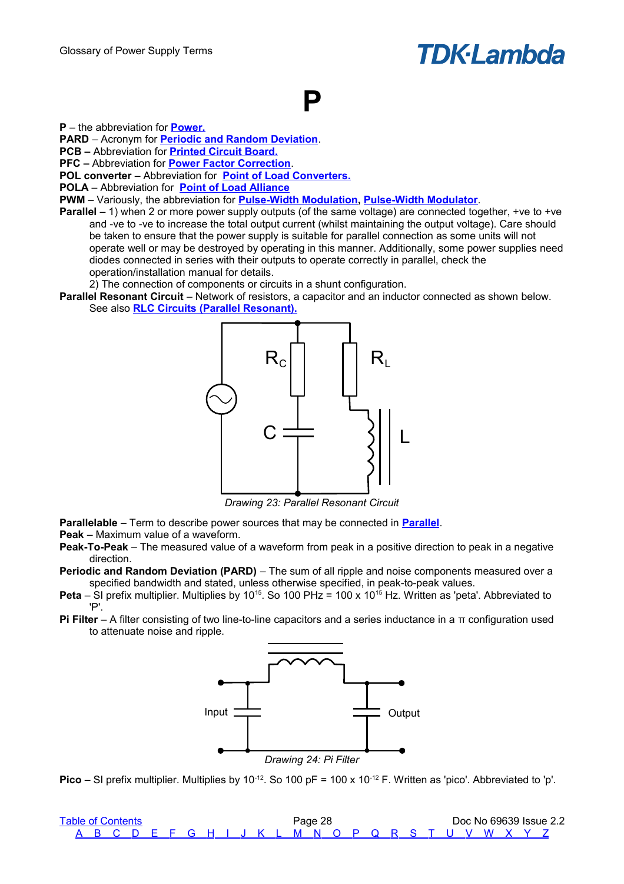# P

**P** – the abbreviation for **Power.**
**PARD** – Acronym for **Periodic and Random Deviation**.
**PCB –** Abbreviation for **Printed Circuit Board.**
**PFC –** Abbreviation for **Power Factor Correction**.
**POL converter** – Abbreviation for **Point of Load Converters.**
**POLA** – Abbreviation for **Point of Load Alliance**
**PWM** – Variously, the abbreviation for **Pulse-Width Modulation**, **Pulse-Width Modulator**.
**Parallel** – 1) when 2 or more power supply outputs (of the same voltage) are connected together, +ve to +ve and -ve to -ve to increase the total output current (whilst maintaining the output voltage). Care should be taken to ensure that the power supply is suitable for parallel connection as some units will not operate well or may be destroyed by operating in this manner. Additionally, some power supplies need diodes connected in series with their outputs to operate correctly in parallel, check the operation/installation manual for details.
2) The connection of components or circuits in a shunt configuration.
**Parallel Resonant Circuit** – Network of resistors, a capacitor and an inductor connected as shown below. See also **RLC Circuits (Parallel Resonant).**

*Drawing 23: Parallel Resonant Circuit*

**Parallelable** – Term to describe power sources that may be connected in **Parallel**.
**Peak** – Maximum value of a waveform.
**Peak-To-Peak** – The measured value of a waveform from peak in a positive direction to peak in a negative direction.
**Periodic and Random Deviation (PARD)** – The sum of all ripple and noise components measured over a specified bandwidth and stated, unless otherwise specified, in peak-to-peak values.
**Peta** – SI prefix multiplier. Multiplies by $10^{15}$. So 100 PHz = 100 x $10^{15}$ Hz. Written as 'peta'. Abbreviated to 'P'.
**Pi Filter** – A filter consisting of two line-to-line capacitors and a series inductance in a π configuration used to attenuate noise and ripple.

*Drawing 24: Pi Filter*

**Pico** – SI prefix multiplier. Multiplies by $10^{-12}$. So 100 pF = 100 x $10^{-12}$ F. Written as 'pico'. Abbreviated to 'p'.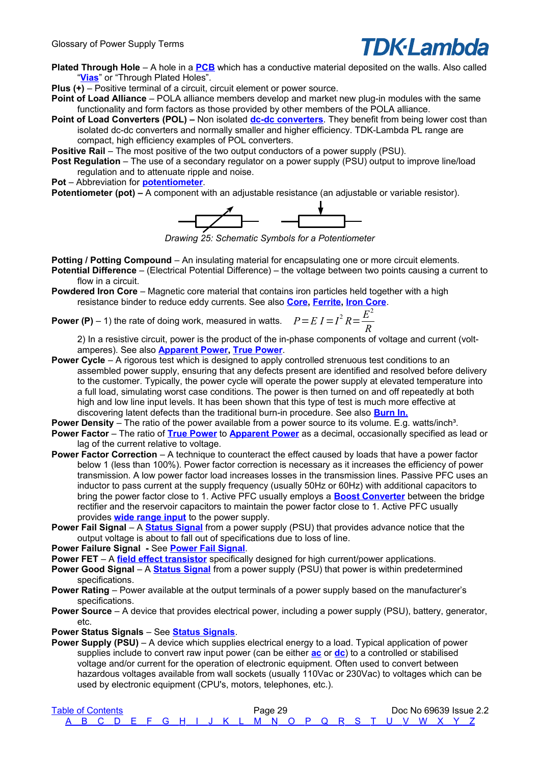**Plated Through Hole** – A hole in a **PCB** which has a conductive material deposited on the walls. Also called "**Vias**" or "Through Plated Holes".

**Plus (+)** – Positive terminal of a circuit, circuit element or power source.

**Point of Load Alliance** – POLA alliance members develop and market new plug-in modules with the same functionality and form factors as those provided by other members of the POLA alliance.

**Point of Load Converters (POL) –** Non isolated **dc-dc converters**. They benefit from being lower cost than isolated dc-dc converters and normally smaller and higher efficiency. TDK-Lambda PL range are compact, high efficiency examples of POL converters.

**Positive Rail** – The most positive of the two output conductors of a power supply (PSU).

**Post Regulation** – The use of a secondary regulator on a power supply (PSU) output to improve line/load regulation and to attenuate ripple and noise.

**Pot** – Abbreviation for **potentiometer**.

**Potentiometer (pot) –** A component with an adjustable resistance (an adjustable or variable resistor).

*Drawing 25: Schematic Symbols for a Potentiometer*

**Potting / Potting Compound** – An insulating material for encapsulating one or more circuit elements.

**Potential Difference** – (Electrical Potential Difference) – the voltage between two points causing a current to flow in a circuit.

**Powdered Iron Core** – Magnetic core material that contains iron particles held together with a high resistance binder to reduce eddy currents. See also **Core**, **Ferrite**, **Iron Core**.

**Power (P)** – 1) the rate of doing work, measured in watts. $P = E\,I = I^2 R = \frac{E^2}{R}$

2) In a resistive circuit, power is the product of the in-phase components of voltage and current (volt-amperes). See also **Apparent Power**, **True Power**.

**Power Cycle** – A rigorous test which is designed to apply controlled strenuous test conditions to an assembled power supply, ensuring that any defects present are identified and resolved before delivery to the customer. Typically, the power cycle will operate the power supply at elevated temperature into a full load, simulating worst case conditions. The power is then turned on and off repeatedly at both high and low line input levels. It has been shown that this type of test is much more effective at discovering latent defects than the traditional burn-in procedure. See also **Burn In.**

**Power Density** – The ratio of the power available from a power source to its volume. E.g. watts/inch³.

**Power Factor** – The ratio of **True Power** to **Apparent Power** as a decimal, occasionally specified as lead or lag of the current relative to voltage.

**Power Factor Correction** – A technique to counteract the effect caused by loads that have a power factor below 1 (less than 100%). Power factor correction is necessary as it increases the efficiency of power transmission. A low power factor load increases losses in the transmission lines. Passive PFC uses an inductor to pass current at the supply frequency (usually 50Hz or 60Hz) with additional capacitors to bring the power factor close to 1. Active PFC usually employs a **Boost Converter** between the bridge rectifier and the reservoir capacitors to maintain the power factor close to 1. Active PFC usually provides **wide range input** to the power supply.

**Power Fail Signal** – A **Status Signal** from a power supply (PSU) that provides advance notice that the output voltage is about to fall out of specifications due to loss of line.

**Power Failure Signal -** See **Power Fail Signal**.

**Power FET** – A **field effect transistor** specifically designed for high current/power applications.

**Power Good Signal** – A **Status Signal** from a power supply (PSU) that power is within predetermined specifications.

**Power Rating** – Power available at the output terminals of a power supply based on the manufacturer's specifications.

**Power Source** – A device that provides electrical power, including a power supply (PSU), battery, generator, etc.

**Power Status Signals** – See **Status Signals**.

**Power Supply (PSU)** – A device which supplies electrical energy to a load. Typical application of power supplies include to convert raw input power (can be either **ac** or **dc**) to a controlled or stabilised voltage and/or current for the operation of electronic equipment. Often used to convert between hazardous voltages available from wall sockets (usually 110Vac or 230Vac) to voltages which can be used by electronic equipment (CPU's, motors, telephones, etc.).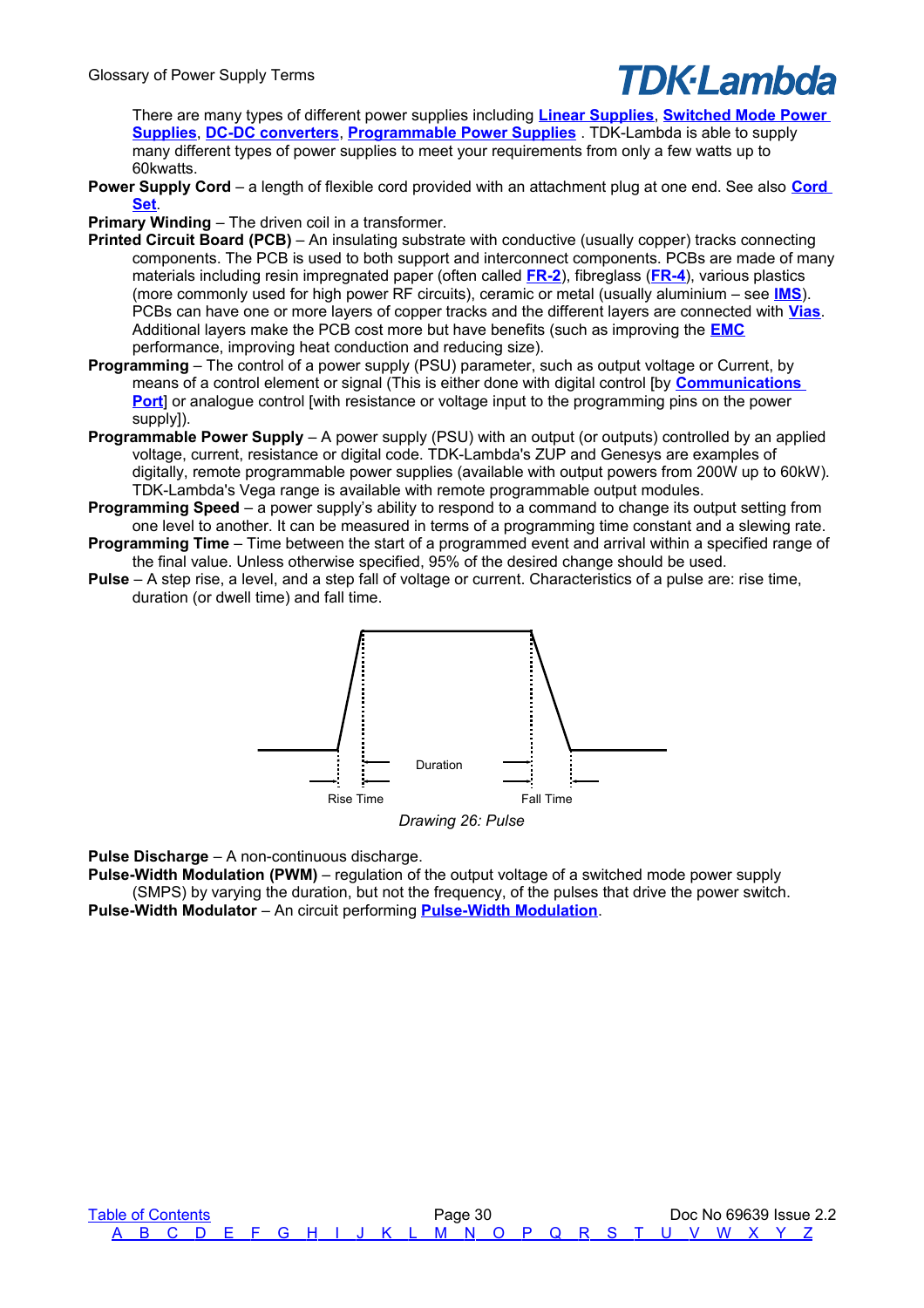There are many types of different power supplies including **Linear Supplies**, **Switched Mode Power Supplies**, **DC-DC converters**, **Programmable Power Supplies** . TDK-Lambda is able to supply many different types of power supplies to meet your requirements from only a few watts up to 60kwatts.

**Power Supply Cord** – a length of flexible cord provided with an attachment plug at one end. See also **Cord Set**.

**Primary Winding** – The driven coil in a transformer.

**Printed Circuit Board (PCB)** – An insulating substrate with conductive (usually copper) tracks connecting components. The PCB is used to both support and interconnect components. PCBs are made of many materials including resin impregnated paper (often called **FR-2**), fibreglass (**FR-4**), various plastics (more commonly used for high power RF circuits), ceramic or metal (usually aluminium – see **IMS**). PCBs can have one or more layers of copper tracks and the different layers are connected with **Vias**. Additional layers make the PCB cost more but have benefits (such as improving the **EMC** performance, improving heat conduction and reducing size).

**Programming** – The control of a power supply (PSU) parameter, such as output voltage or Current, by means of a control element or signal (This is either done with digital control [by **Communications Port**] or analogue control [with resistance or voltage input to the programming pins on the power supply]).

**Programmable Power Supply** – A power supply (PSU) with an output (or outputs) controlled by an applied voltage, current, resistance or digital code. TDK-Lambda's ZUP and Genesys are examples of digitally, remote programmable power supplies (available with output powers from 200W up to 60kW). TDK-Lambda's Vega range is available with remote programmable output modules.

**Programming Speed** – a power supply's ability to respond to a command to change its output setting from one level to another. It can be measured in terms of a programming time constant and a slewing rate.

**Programming Time** – Time between the start of a programmed event and arrival within a specified range of the final value. Unless otherwise specified, 95% of the desired change should be used.

**Pulse** – A step rise, a level, and a step fall of voltage or current. Characteristics of a pulse are: rise time, duration (or dwell time) and fall time.

Rise Time Duration Fall Time

*Drawing 26: Pulse*

**Pulse Discharge** – A non-continuous discharge.

**Pulse-Width Modulation (PWM)** – regulation of the output voltage of a switched mode power supply (SMPS) by varying the duration, but not the frequency, of the pulses that drive the power switch.

**Pulse-Width Modulator** – An circuit performing **Pulse-Width Modulation**.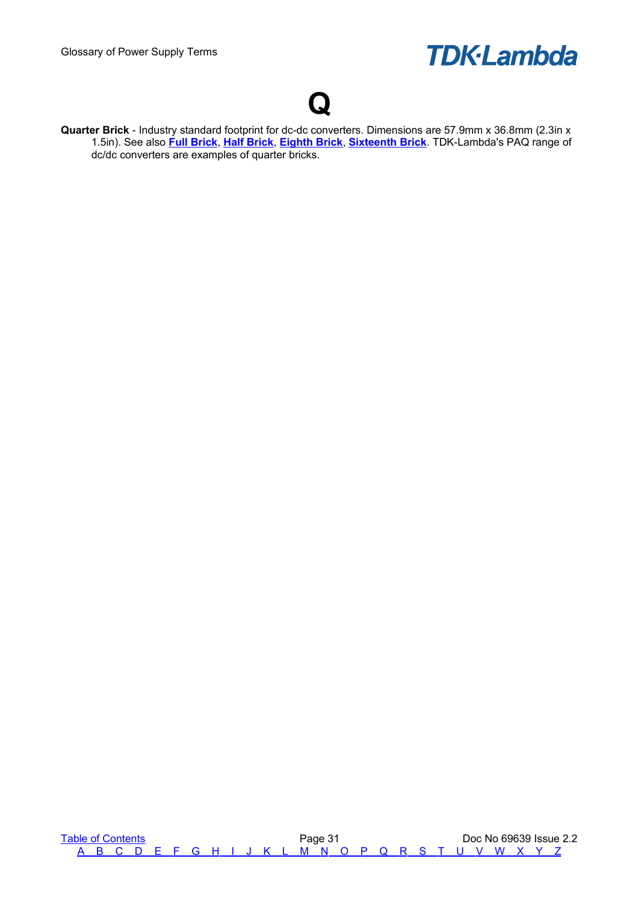# Q

**Quarter Brick** - Industry standard footprint for dc-dc converters. Dimensions are 57.9mm x 36.8mm (2.3in x 1.5in). See also **Full Brick**, **Half Brick**, **Eighth Brick**, **Sixteenth Brick**. TDK-Lambda's PAQ range of dc/dc converters are examples of quarter bricks.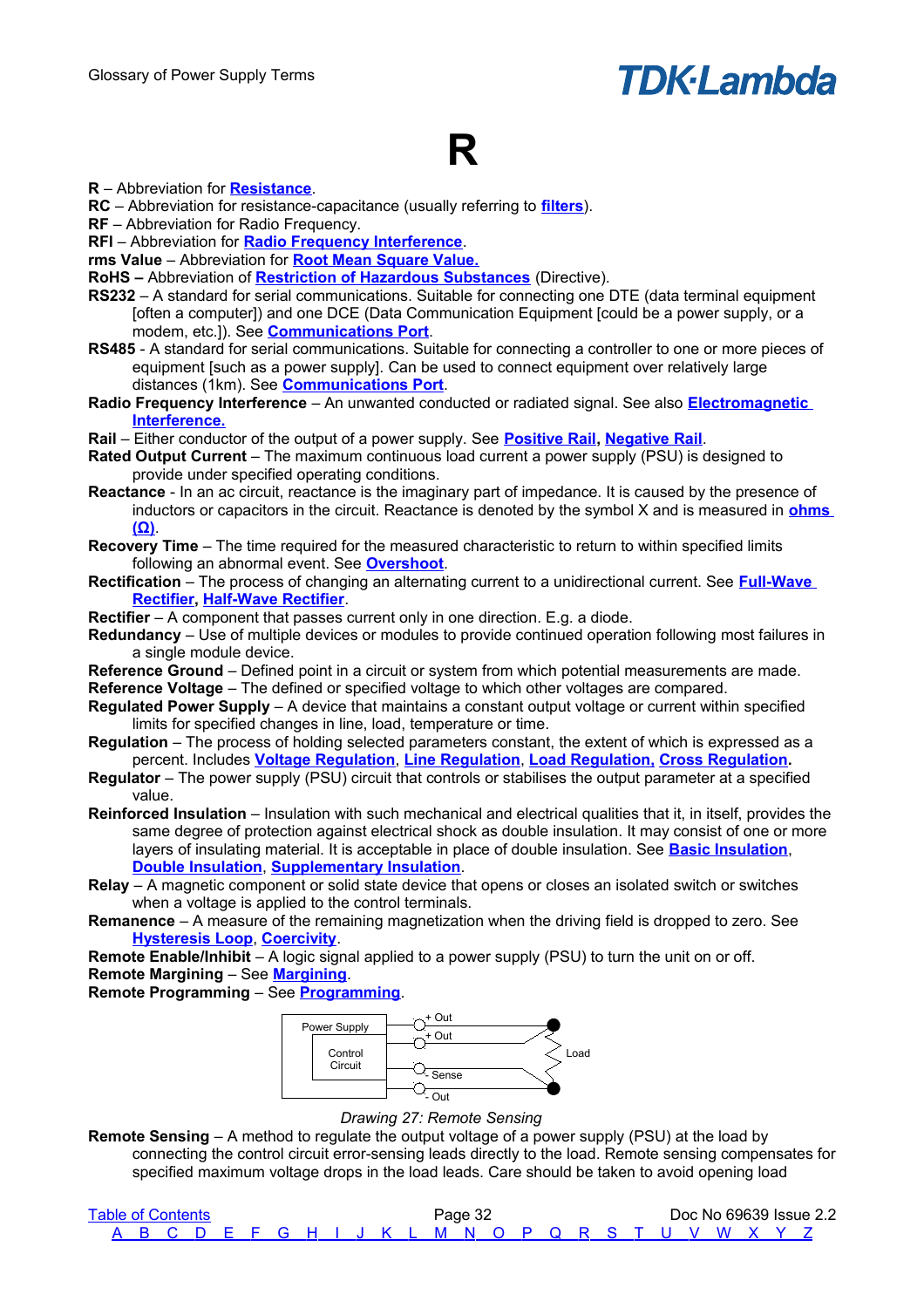# R

**R** – Abbreviation for **Resistance**.

**RC** – Abbreviation for resistance-capacitance (usually referring to **filters**).

**RF** – Abbreviation for Radio Frequency.

**RFI** – Abbreviation for **Radio Frequency Interference**.

**rms Value** – Abbreviation for **Root Mean Square Value.**

**RoHS –** Abbreviation of **Restriction of Hazardous Substances** (Directive).

**RS232** – A standard for serial communications. Suitable for connecting one DTE (data terminal equipment [often a computer]) and one DCE (Data Communication Equipment [could be a power supply, or a modem, etc.]). See **Communications Port**.

**RS485** - A standard for serial communications. Suitable for connecting a controller to one or more pieces of equipment [such as a power supply]. Can be used to connect equipment over relatively large distances (1km). See **Communications Port**.

**Radio Frequency Interference** – An unwanted conducted or radiated signal. See also **Electromagnetic Interference.**

**Rail** – Either conductor of the output of a power supply. See **Positive Rail, Negative Rail**.

**Rated Output Current** – The maximum continuous load current a power supply (PSU) is designed to provide under specified operating conditions.

**Reactance** - In an ac circuit, reactance is the imaginary part of impedance. It is caused by the presence of inductors or capacitors in the circuit. Reactance is denoted by the symbol X and is measured in **ohms (Ω)**.

**Recovery Time** – The time required for the measured characteristic to return to within specified limits following an abnormal event. See **Overshoot**.

**Rectification** – The process of changing an alternating current to a unidirectional current. See **Full-Wave Rectifier, Half-Wave Rectifier**.

**Rectifier** – A component that passes current only in one direction. E.g. a diode.

**Redundancy** – Use of multiple devices or modules to provide continued operation following most failures in a single module device.

**Reference Ground** – Defined point in a circuit or system from which potential measurements are made.

**Reference Voltage** – The defined or specified voltage to which other voltages are compared.

**Regulated Power Supply** – A device that maintains a constant output voltage or current within specified limits for specified changes in line, load, temperature or time.

**Regulation** – The process of holding selected parameters constant, the extent of which is expressed as a percent. Includes **Voltage Regulation**, **Line Regulation**, **Load Regulation, Cross Regulation.**

**Regulator** – The power supply (PSU) circuit that controls or stabilises the output parameter at a specified value.

**Reinforced Insulation** – Insulation with such mechanical and electrical qualities that it, in itself, provides the same degree of protection against electrical shock as double insulation. It may consist of one or more layers of insulating material. It is acceptable in place of double insulation. See **Basic Insulation**, **Double Insulation**, **Supplementary Insulation**.

**Relay** – A magnetic component or solid state device that opens or closes an isolated switch or switches when a voltage is applied to the control terminals.

**Remanence** – A measure of the remaining magnetization when the driving field is dropped to zero. See **Hysteresis Loop**, **Coercivity**.

**Remote Enable/Inhibit** – A logic signal applied to a power supply (PSU) to turn the unit on or off.

**Remote Margining** – See **Margining**.

**Remote Programming** – See **Programming**.

*Drawing 27: Remote Sensing*

**Remote Sensing** – A method to regulate the output voltage of a power supply (PSU) at the load by connecting the control circuit error-sensing leads directly to the load. Remote sensing compensates for specified maximum voltage drops in the load leads. Care should be taken to avoid opening load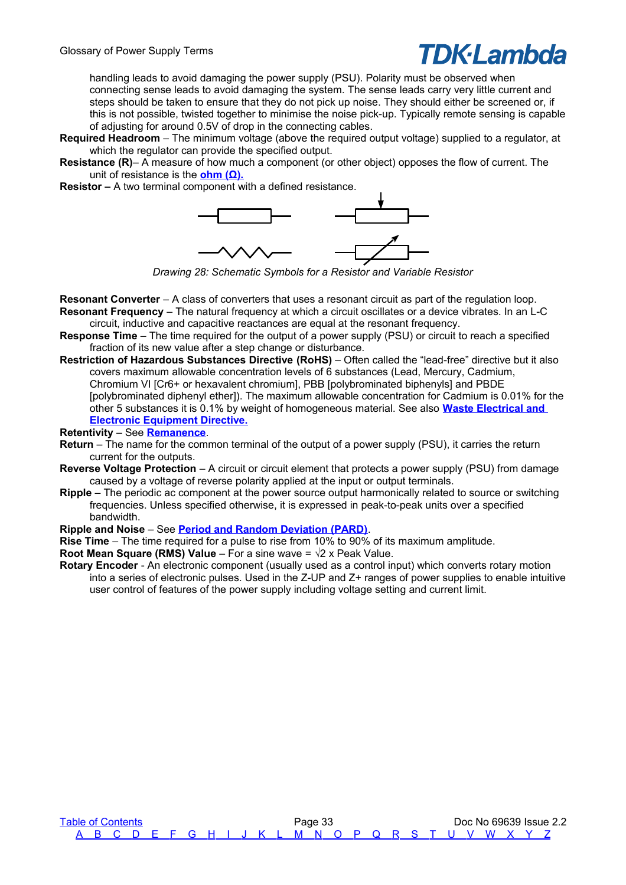handling leads to avoid damaging the power supply (PSU). Polarity must be observed when connecting sense leads to avoid damaging the system. The sense leads carry very little current and steps should be taken to ensure that they do not pick up noise. They should either be screened or, if this is not possible, twisted together to minimise the noise pick-up. Typically remote sensing is capable of adjusting for around 0.5V of drop in the connecting cables.

**Required Headroom** – The minimum voltage (above the required output voltage) supplied to a regulator, at which the regulator can provide the specified output.

**Resistance (R)**– A measure of how much a component (or other object) opposes the flow of current. The unit of resistance is the **ohm (Ω).**

**Resistor –** A two terminal component with a defined resistance.

*Drawing 28: Schematic Symbols for a Resistor and Variable Resistor*

**Resonant Converter** – A class of converters that uses a resonant circuit as part of the regulation loop.

**Resonant Frequency** – The natural frequency at which a circuit oscillates or a device vibrates. In an L-C circuit, inductive and capacitive reactances are equal at the resonant frequency.

**Response Time** – The time required for the output of a power supply (PSU) or circuit to reach a specified fraction of its new value after a step change or disturbance.

**Restriction of Hazardous Substances Directive (RoHS)** – Often called the "lead-free" directive but it also covers maximum allowable concentration levels of 6 substances (Lead, Mercury, Cadmium, Chromium VI [Cr6+ or hexavalent chromium], PBB [polybrominated biphenyls] and PBDE [polybrominated diphenyl ether]). The maximum allowable concentration for Cadmium is 0.01% for the other 5 substances it is 0.1% by weight of homogeneous material. See also **Waste Electrical and Electronic Equipment Directive.**

**Retentivity** – See **Remanence**.

**Return** – The name for the common terminal of the output of a power supply (PSU), it carries the return current for the outputs.

**Reverse Voltage Protection** – A circuit or circuit element that protects a power supply (PSU) from damage caused by a voltage of reverse polarity applied at the input or output terminals.

**Ripple** – The periodic ac component at the power source output harmonically related to source or switching frequencies. Unless specified otherwise, it is expressed in peak-to-peak units over a specified bandwidth.

**Ripple and Noise** – See **Period and Random Deviation (PARD)**.

**Rise Time** – The time required for a pulse to rise from 10% to 90% of its maximum amplitude.

**Root Mean Square (RMS) Value** – For a sine wave = √2 x Peak Value.

**Rotary Encoder** - An electronic component (usually used as a control input) which converts rotary motion into a series of electronic pulses. Used in the Z-UP and Z+ ranges of power supplies to enable intuitive user control of features of the power supply including voltage setting and current limit.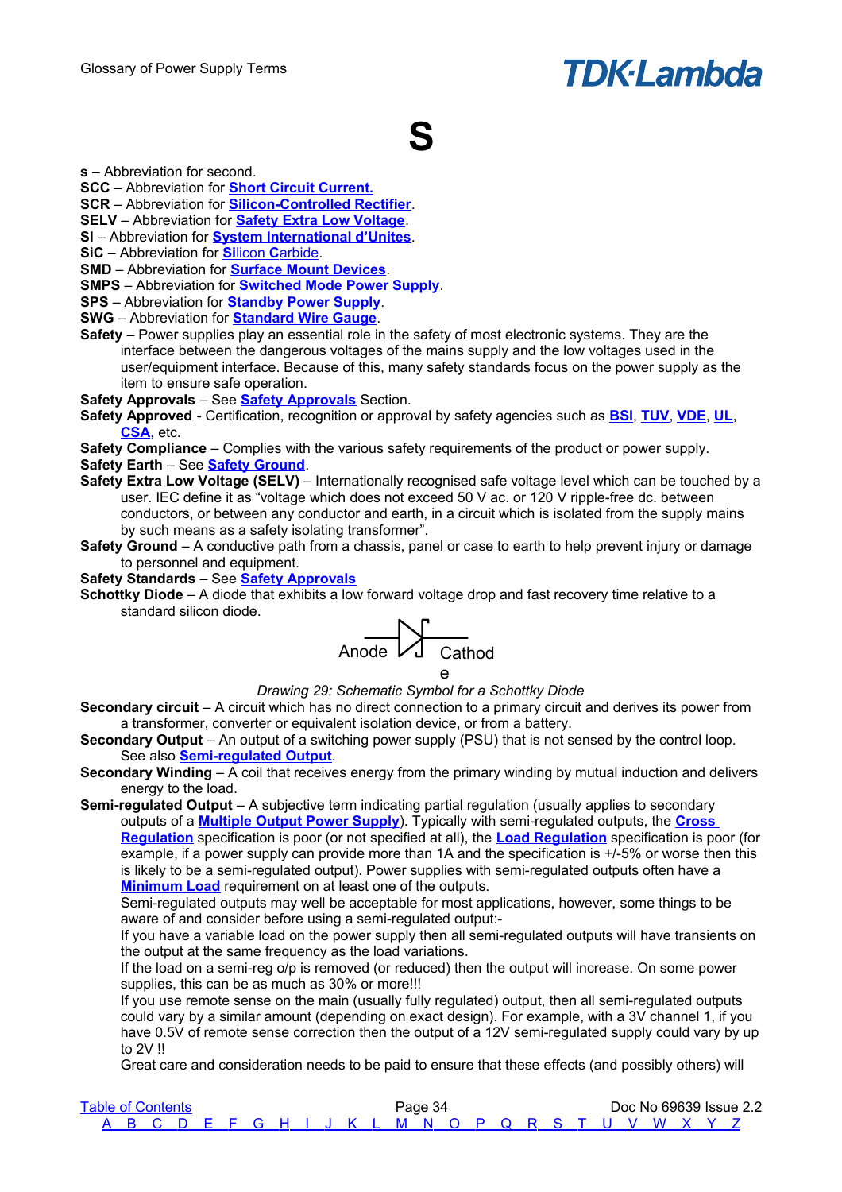# S

**s** – Abbreviation for second.
**SCC** – Abbreviation for **Short Circuit Current.**
**SCR** – Abbreviation for **Silicon-Controlled Rectifier**.
**SELV** – Abbreviation for **Safety Extra Low Voltage**.
**SI** – Abbreviation for **System International d'Unites**.
**SiC** – Abbreviation for **Si**licon **C**arbide.
**SMD** – Abbreviation for **Surface Mount Devices**.
**SMPS** – Abbreviation for **Switched Mode Power Supply**.
**SPS** – Abbreviation for **Standby Power Supply**.
**SWG** – Abbreviation for **Standard Wire Gauge**.
**Safety** – Power supplies play an essential role in the safety of most electronic systems. They are the interface between the dangerous voltages of the mains supply and the low voltages used in the user/equipment interface. Because of this, many safety standards focus on the power supply as the item to ensure safe operation.
**Safety Approvals** – See **Safety Approvals** Section.
**Safety Approved** - Certification, recognition or approval by safety agencies such as **BSI**, **TUV**, **VDE**, **UL**, **CSA**, etc.
**Safety Compliance** – Complies with the various safety requirements of the product or power supply.
**Safety Earth** – See **Safety Ground**.
**Safety Extra Low Voltage (SELV)** – Internationally recognised safe voltage level which can be touched by a user. IEC define it as "voltage which does not exceed 50 V ac. or 120 V ripple-free dc. between conductors, or between any conductor and earth, in a circuit which is isolated from the supply mains by such means as a safety isolating transformer".
**Safety Ground** – A conductive path from a chassis, panel or case to earth to help prevent injury or damage to personnel and equipment.
**Safety Standards** – See **Safety Approvals**
**Schottky Diode** – A diode that exhibits a low forward voltage drop and fast recovery time relative to a standard silicon diode.

Anode Cathode

*Drawing 29: Schematic Symbol for a Schottky Diode*

**Secondary circuit** – A circuit which has no direct connection to a primary circuit and derives its power from a transformer, converter or equivalent isolation device, or from a battery.
**Secondary Output** – An output of a switching power supply (PSU) that is not sensed by the control loop. See also **Semi-regulated Output**.
**Secondary Winding** – A coil that receives energy from the primary winding by mutual induction and delivers energy to the load.
**Semi-regulated Output** – A subjective term indicating partial regulation (usually applies to secondary outputs of a **Multiple Output Power Supply**). Typically with semi-regulated outputs, the **Cross Regulation** specification is poor (or not specified at all), the **Load Regulation** specification is poor (for example, if a power supply can provide more than 1A and the specification is +/-5% or worse then this is likely to be a semi-regulated output). Power supplies with semi-regulated outputs often have a **Minimum Load** requirement on at least one of the outputs.
Semi-regulated outputs may well be acceptable for most applications, however, some things to be aware of and consider before using a semi-regulated output:-
If you have a variable load on the power supply then all semi-regulated outputs will have transients on the output at the same frequency as the load variations.
If the load on a semi-reg o/p is removed (or reduced) then the output will increase. On some power supplies, this can be as much as 30% or more!!!
If you use remote sense on the main (usually fully regulated) output, then all semi-regulated outputs could vary by a similar amount (depending on exact design). For example, with a 3V channel 1, if you have 0.5V of remote sense correction then the output of a 12V semi-regulated supply could vary by up to 2V !!
Great care and consideration needs to be paid to ensure that these effects (and possibly others) will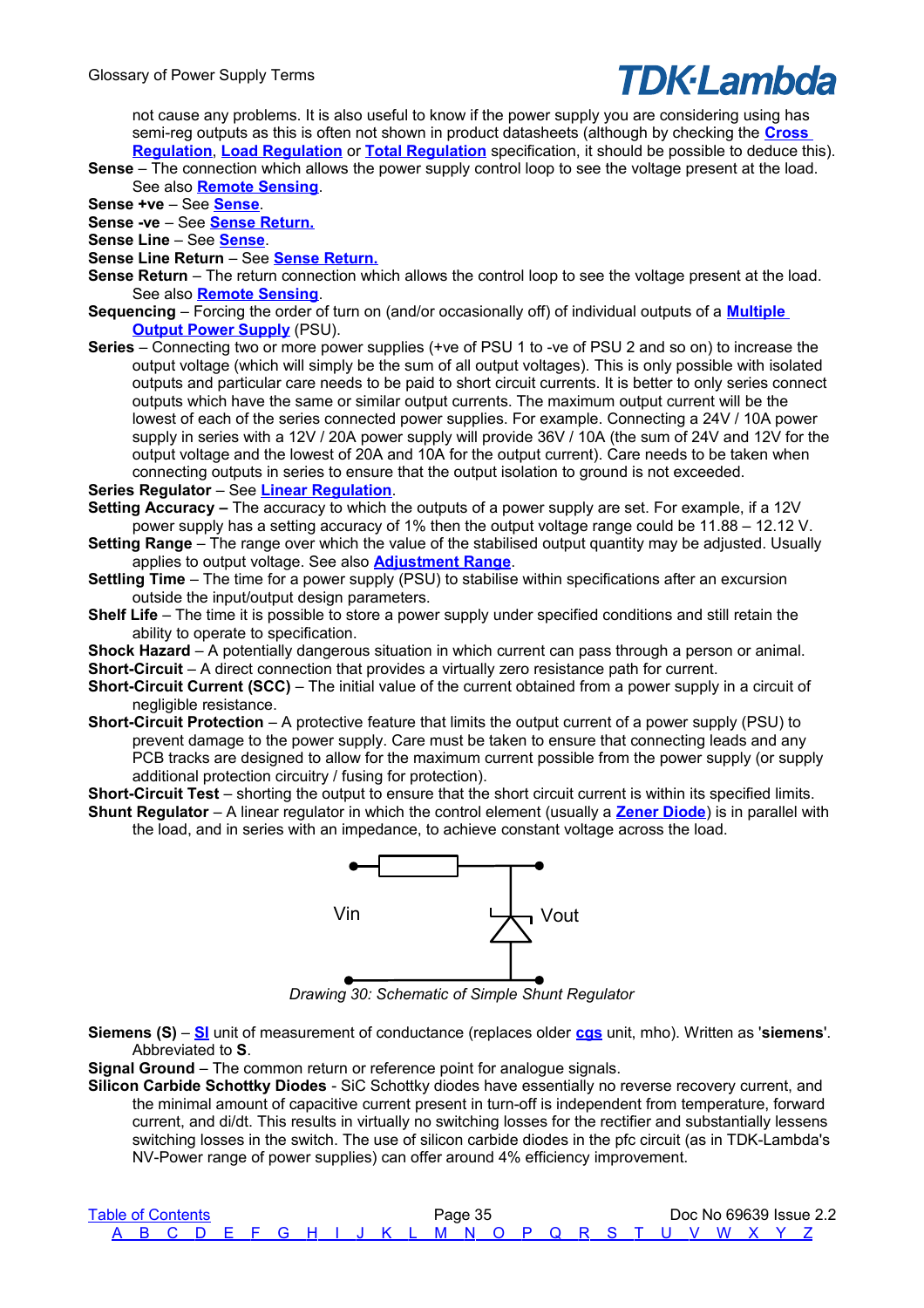not cause any problems. It is also useful to know if the power supply you are considering using has semi-reg outputs as this is often not shown in product datasheets (although by checking the **Cross Regulation**, **Load Regulation** or **Total Regulation** specification, it should be possible to deduce this).

**Sense** – The connection which allows the power supply control loop to see the voltage present at the load. See also **Remote Sensing**.

**Sense +ve** – See **Sense**.

**Sense -ve** – See **Sense Return.**

**Sense Line** – See **Sense**.

**Sense Line Return** – See **Sense Return.**

**Sense Return** – The return connection which allows the control loop to see the voltage present at the load. See also **Remote Sensing**.

**Sequencing** – Forcing the order of turn on (and/or occasionally off) of individual outputs of a **Multiple Output Power Supply** (PSU).

**Series** – Connecting two or more power supplies (+ve of PSU 1 to -ve of PSU 2 and so on) to increase the output voltage (which will simply be the sum of all output voltages). This is only possible with isolated outputs and particular care needs to be paid to short circuit currents. It is better to only series connect outputs which have the same or similar output currents. The maximum output current will be the lowest of each of the series connected power supplies. For example. Connecting a 24V / 10A power supply in series with a 12V / 20A power supply will provide 36V / 10A (the sum of 24V and 12V for the output voltage and the lowest of 20A and 10A for the output current). Care needs to be taken when connecting outputs in series to ensure that the output isolation to ground is not exceeded.

**Series Regulator** – See **Linear Regulation**.

**Setting Accuracy –** The accuracy to which the outputs of a power supply are set. For example, if a 12V power supply has a setting accuracy of 1% then the output voltage range could be 11.88 – 12.12 V.

**Setting Range** – The range over which the value of the stabilised output quantity may be adjusted. Usually applies to output voltage. See also **Adjustment Range**.

**Settling Time** – The time for a power supply (PSU) to stabilise within specifications after an excursion outside the input/output design parameters.

**Shelf Life** – The time it is possible to store a power supply under specified conditions and still retain the ability to operate to specification.

**Shock Hazard** – A potentially dangerous situation in which current can pass through a person or animal.

**Short-Circuit** – A direct connection that provides a virtually zero resistance path for current.

**Short-Circuit Current (SCC)** – The initial value of the current obtained from a power supply in a circuit of negligible resistance.

**Short-Circuit Protection** – A protective feature that limits the output current of a power supply (PSU) to prevent damage to the power supply. Care must be taken to ensure that connecting leads and any PCB tracks are designed to allow for the maximum current possible from the power supply (or supply additional protection circuitry / fusing for protection).

**Short-Circuit Test** – shorting the output to ensure that the short circuit current is within its specified limits.

**Shunt Regulator** – A linear regulator in which the control element (usually a **Zener Diode**) is in parallel with the load, and in series with an impedance, to achieve constant voltage across the load.

Vin Vout

*Drawing 30: Schematic of Simple Shunt Regulator*

**Siemens (S)** – **SI** unit of measurement of conductance (replaces older **cgs** unit, mho). Written as '**siemens**'. Abbreviated to **S**.

**Signal Ground** – The common return or reference point for analogue signals.

**Silicon Carbide Schottky Diodes** - SiC Schottky diodes have essentially no reverse recovery current, and the minimal amount of capacitive current present in turn-off is independent from temperature, forward current, and di/dt. This results in virtually no switching losses for the rectifier and substantially lessens switching losses in the switch. The use of silicon carbide diodes in the pfc circuit (as in TDK-Lambda's NV-Power range of power supplies) can offer around 4% efficiency improvement.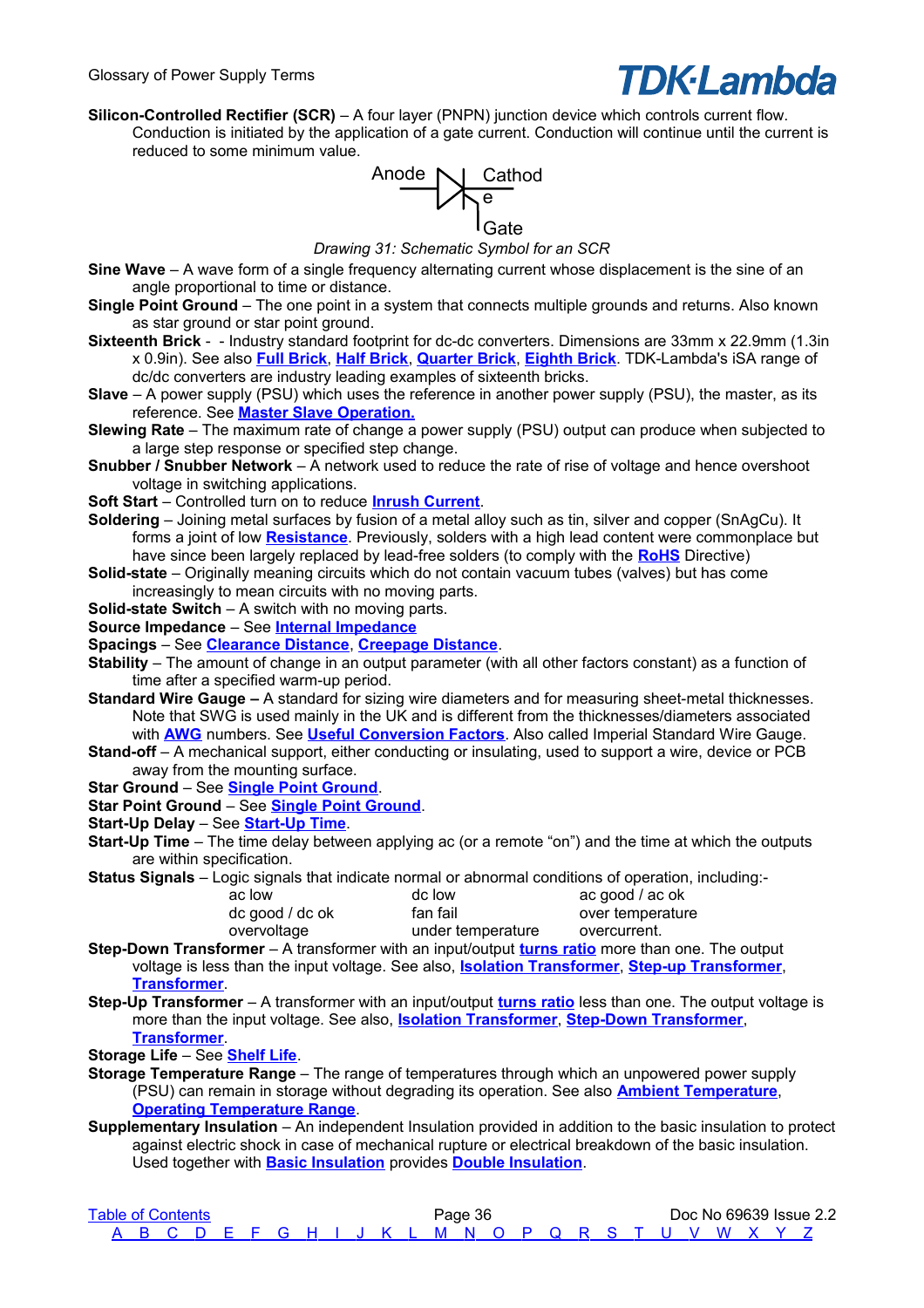**Silicon-Controlled Rectifier (SCR)** – A four layer (PNPN) junction device which controls current flow. Conduction is initiated by the application of a gate current. Conduction will continue until the current is reduced to some minimum value.

Anode Cathode Gate

*Drawing 31: Schematic Symbol for an SCR*

**Sine Wave** – A wave form of a single frequency alternating current whose displacement is the sine of an angle proportional to time or distance.

**Single Point Ground** – The one point in a system that connects multiple grounds and returns. Also known as star ground or star point ground.

**Sixteenth Brick** - - Industry standard footprint for dc-dc converters. Dimensions are 33mm x 22.9mm (1.3in x 0.9in). See also **Full Brick**, **Half Brick**, **Quarter Brick**, **Eighth Brick**. TDK-Lambda's iSA range of dc/dc converters are industry leading examples of sixteenth bricks.

**Slave** – A power supply (PSU) which uses the reference in another power supply (PSU), the master, as its reference. See **Master Slave Operation.**

**Slewing Rate** – The maximum rate of change a power supply (PSU) output can produce when subjected to a large step response or specified step change.

**Snubber / Snubber Network** – A network used to reduce the rate of rise of voltage and hence overshoot voltage in switching applications.

**Soft Start** – Controlled turn on to reduce **Inrush Current**.

**Soldering** – Joining metal surfaces by fusion of a metal alloy such as tin, silver and copper (SnAgCu). It forms a joint of low **Resistance**. Previously, solders with a high lead content were commonplace but have since been largely replaced by lead-free solders (to comply with the **RoHS** Directive)

**Solid-state** – Originally meaning circuits which do not contain vacuum tubes (valves) but has come increasingly to mean circuits with no moving parts.

**Solid-state Switch** – A switch with no moving parts.

**Source Impedance** – See **Internal Impedance**

**Spacings** – See **Clearance Distance**, **Creepage Distance**.

**Stability** – The amount of change in an output parameter (with all other factors constant) as a function of time after a specified warm-up period.

**Standard Wire Gauge –** A standard for sizing wire diameters and for measuring sheet-metal thicknesses. Note that SWG is used mainly in the UK and is different from the thicknesses/diameters associated with **AWG** numbers. See **Useful Conversion Factors**. Also called Imperial Standard Wire Gauge.

**Stand-off** – A mechanical support, either conducting or insulating, used to support a wire, device or PCB away from the mounting surface.

**Star Ground** – See **Single Point Ground**.

**Star Point Ground** – See **Single Point Ground**.

**Start-Up Delay** – See **Start-Up Time**.

**Start-Up Time** – The time delay between applying ac (or a remote "on") and the time at which the outputs are within specification.

**Status Signals** – Logic signals that indicate normal or abnormal conditions of operation, including:-

| | | |
|---|---|---|
| ac low | dc low | ac good / ac ok |
| dc good / dc ok | fan fail | over temperature |
| overvoltage | under temperature | overcurrent. |

**Step-Down Transformer** – A transformer with an input/output **turns ratio** more than one. The output voltage is less than the input voltage. See also, **Isolation Transformer**, **Step-up Transformer**, **Transformer**.

**Step-Up Transformer** – A transformer with an input/output **turns ratio** less than one. The output voltage is more than the input voltage. See also, **Isolation Transformer**, **Step-Down Transformer**, **Transformer**.

**Storage Life** – See **Shelf Life**.

**Storage Temperature Range** – The range of temperatures through which an unpowered power supply (PSU) can remain in storage without degrading its operation. See also **Ambient Temperature**, **Operating Temperature Range**.

**Supplementary Insulation** – An independent Insulation provided in addition to the basic insulation to protect against electric shock in case of mechanical rupture or electrical breakdown of the basic insulation. Used together with **Basic Insulation** provides **Double Insulation**.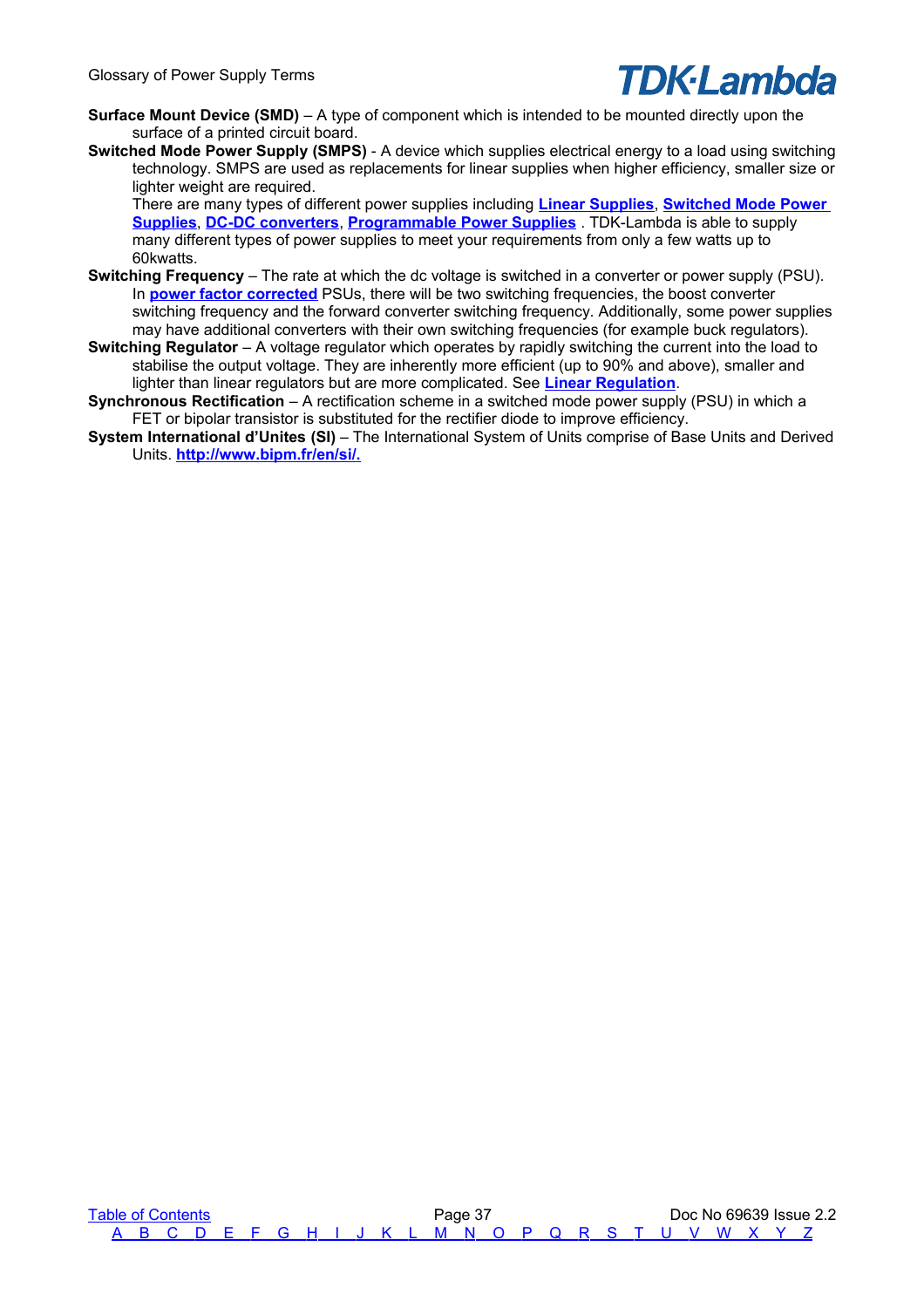**Surface Mount Device (SMD)** – A type of component which is intended to be mounted directly upon the surface of a printed circuit board.

**Switched Mode Power Supply (SMPS)** - A device which supplies electrical energy to a load using switching technology. SMPS are used as replacements for linear supplies when higher efficiency, smaller size or lighter weight are required.
There are many types of different power supplies including **Linear Supplies**, **Switched Mode Power Supplies**, **DC-DC converters**, **Programmable Power Supplies** . TDK-Lambda is able to supply many different types of power supplies to meet your requirements from only a few watts up to 60kwatts.

**Switching Frequency** – The rate at which the dc voltage is switched in a converter or power supply (PSU). In **power factor corrected** PSUs, there will be two switching frequencies, the boost converter switching frequency and the forward converter switching frequency. Additionally, some power supplies may have additional converters with their own switching frequencies (for example buck regulators).

**Switching Regulator** – A voltage regulator which operates by rapidly switching the current into the load to stabilise the output voltage. They are inherently more efficient (up to 90% and above), smaller and lighter than linear regulators but are more complicated. See **Linear Regulation**.

**Synchronous Rectification** – A rectification scheme in a switched mode power supply (PSU) in which a FET or bipolar transistor is substituted for the rectifier diode to improve efficiency.

**System International d'Unites (SI)** – The International System of Units comprise of Base Units and Derived Units. **http://www.bipm.fr/en/si/.**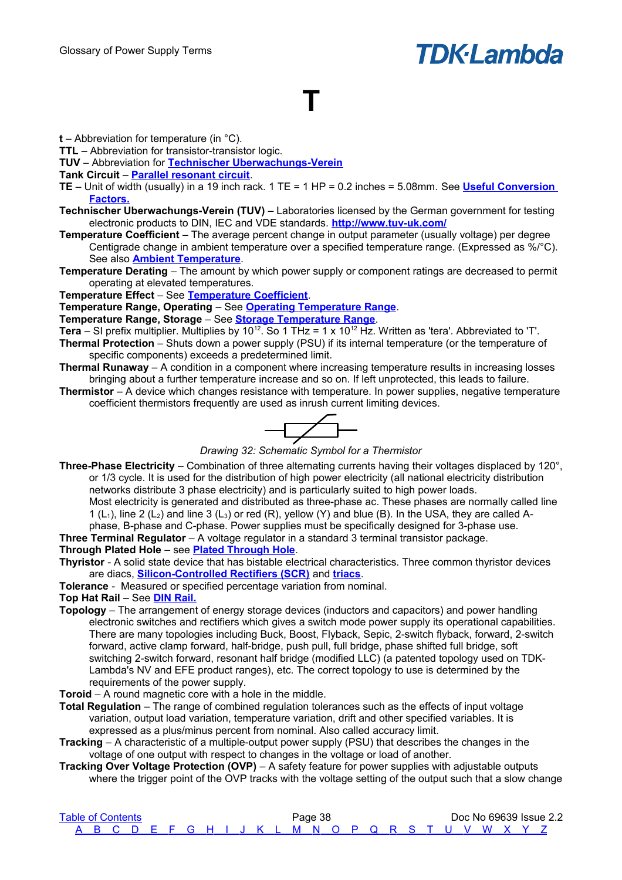# T

**t** – Abbreviation for temperature (in °C).

**TTL** – Abbreviation for transistor-transistor logic.

**TUV** – Abbreviation for **Technischer Uberwachungs-Verein**

**Tank Circuit** – **Parallel resonant circuit**.

**TE** – Unit of width (usually) in a 19 inch rack. 1 TE = 1 HP = 0.2 inches = 5.08mm. See **Useful Conversion Factors.**

**Technischer Uberwachungs-Verein (TUV)** – Laboratories licensed by the German government for testing electronic products to DIN, IEC and VDE standards. **http://www.tuv-uk.com/**

**Temperature Coefficient** – The average percent change in output parameter (usually voltage) per degree Centigrade change in ambient temperature over a specified temperature range. (Expressed as %/°C). See also **Ambient Temperature**.

**Temperature Derating** – The amount by which power supply or component ratings are decreased to permit operating at elevated temperatures.

**Temperature Effect** – See **Temperature Coefficient**.

**Temperature Range, Operating** – See **Operating Temperature Range**.

**Temperature Range, Storage** – See **Storage Temperature Range**.

**Tera** – SI prefix multiplier. Multiplies by $10^{12}$. So 1 THz = 1 x $10^{12}$ Hz. Written as 'tera'. Abbreviated to 'T'.

**Thermal Protection** – Shuts down a power supply (PSU) if its internal temperature (or the temperature of specific components) exceeds a predetermined limit.

**Thermal Runaway** – A condition in a component where increasing temperature results in increasing losses bringing about a further temperature increase and so on. If left unprotected, this leads to failure.

**Thermistor** – A device which changes resistance with temperature. In power supplies, negative temperature coefficient thermistors frequently are used as inrush current limiting devices.

*Drawing 32: Schematic Symbol for a Thermistor*

**Three-Phase Electricity** – Combination of three alternating currents having their voltages displaced by 120°, or 1/3 cycle. It is used for the distribution of high power electricity (all national electricity distribution networks distribute 3 phase electricity) and is particularly suited to high power loads.
Most electricity is generated and distributed as three-phase ac. These phases are normally called line 1 ($L_1$), line 2 ($L_2$) and line 3 ($L_3$) or red (R), yellow (Y) and blue (B). In the USA, they are called A-phase, B-phase and C-phase. Power supplies must be specifically designed for 3-phase use.

**Three Terminal Regulator** – A voltage regulator in a standard 3 terminal transistor package.

**Through Plated Hole** – see **Plated Through Hole**.

**Thyristor** - A solid state device that has bistable electrical characteristics. Three common thyristor devices are diacs, **Silicon-Controlled Rectifiers (SCR)** and **triacs**.

**Tolerance** - Measured or specified percentage variation from nominal.

**Top Hat Rail** – See **DIN Rail.**

**Topology** – The arrangement of energy storage devices (inductors and capacitors) and power handling electronic switches and rectifiers which gives a switch mode power supply its operational capabilities. There are many topologies including Buck, Boost, Flyback, Sepic, 2-switch flyback, forward, 2-switch forward, active clamp forward, half-bridge, push pull, full bridge, phase shifted full bridge, soft switching 2-switch forward, resonant half bridge (modified LLC) (a patented topology used on TDK-Lambda's NV and EFE product ranges), etc. The correct topology to use is determined by the requirements of the power supply.

**Toroid** – A round magnetic core with a hole in the middle.

**Total Regulation** – The range of combined regulation tolerances such as the effects of input voltage variation, output load variation, temperature variation, drift and other specified variables. It is expressed as a plus/minus percent from nominal. Also called accuracy limit.

**Tracking** – A characteristic of a multiple-output power supply (PSU) that describes the changes in the voltage of one output with respect to changes in the voltage or load of another.

**Tracking Over Voltage Protection (OVP)** – A safety feature for power supplies with adjustable outputs where the trigger point of the OVP tracks with the voltage setting of the output such that a slow change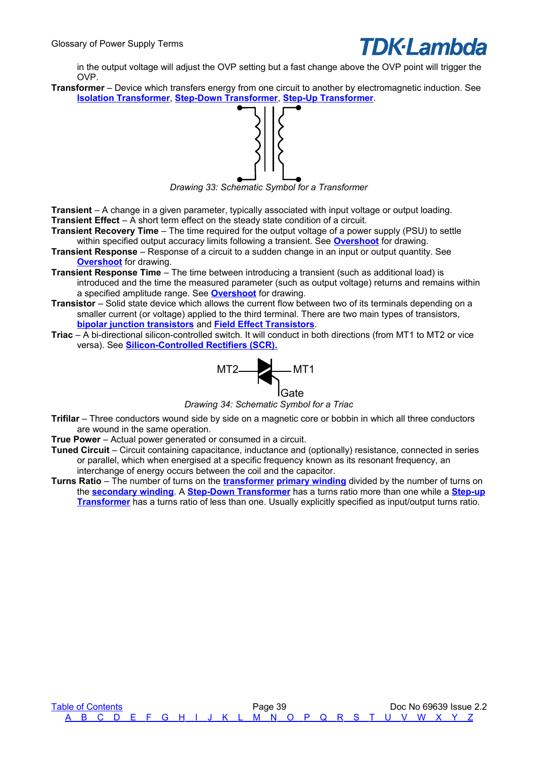in the output voltage will adjust the OVP setting but a fast change above the OVP point will trigger the OVP.

**Transformer** – Device which transfers energy from one circuit to another by electromagnetic induction. See **Isolation Transformer**, **Step-Down Transformer**, **Step-Up Transformer**.

*Drawing 33: Schematic Symbol for a Transformer*

**Transient** – A change in a given parameter, typically associated with input voltage or output loading.

**Transient Effect** – A short term effect on the steady state condition of a circuit.

**Transient Recovery Time** – The time required for the output voltage of a power supply (PSU) to settle within specified output accuracy limits following a transient. See **Overshoot** for drawing.

**Transient Response** – Response of a circuit to a sudden change in an input or output quantity. See **Overshoot** for drawing.

**Transient Response Time** – The time between introducing a transient (such as additional load) is introduced and the time the measured parameter (such as output voltage) returns and remains within a specified amplitude range. See **Overshoot** for drawing.

**Transistor** – Solid state device which allows the current flow between two of its terminals depending on a smaller current (or voltage) applied to the third terminal. There are two main types of transistors, **bipolar junction transistors** and **Field Effect Transistors**.

**Triac** – A bi-directional silicon-controlled switch. It will conduct in both directions (from MT1 to MT2 or vice versa). See **Silicon-Controlled Rectifiers (SCR).**

MT2 MT1 Gate

*Drawing 34: Schematic Symbol for a Triac*

**Trifilar** – Three conductors wound side by side on a magnetic core or bobbin in which all three conductors are wound in the same operation.

**True Power** – Actual power generated or consumed in a circuit.

**Tuned Circuit** – Circuit containing capacitance, inductance and (optionally) resistance, connected in series or parallel, which when energised at a specific frequency known as its resonant frequency, an interchange of energy occurs between the coil and the capacitor.

**Turns Ratio** – The number of turns on the **transformer primary winding** divided by the number of turns on the **secondary winding**. A **Step-Down Transformer** has a turns ratio more than one while a **Step-up Transformer** has a turns ratio of less than one. Usually explicitly specified as input/output turns ratio.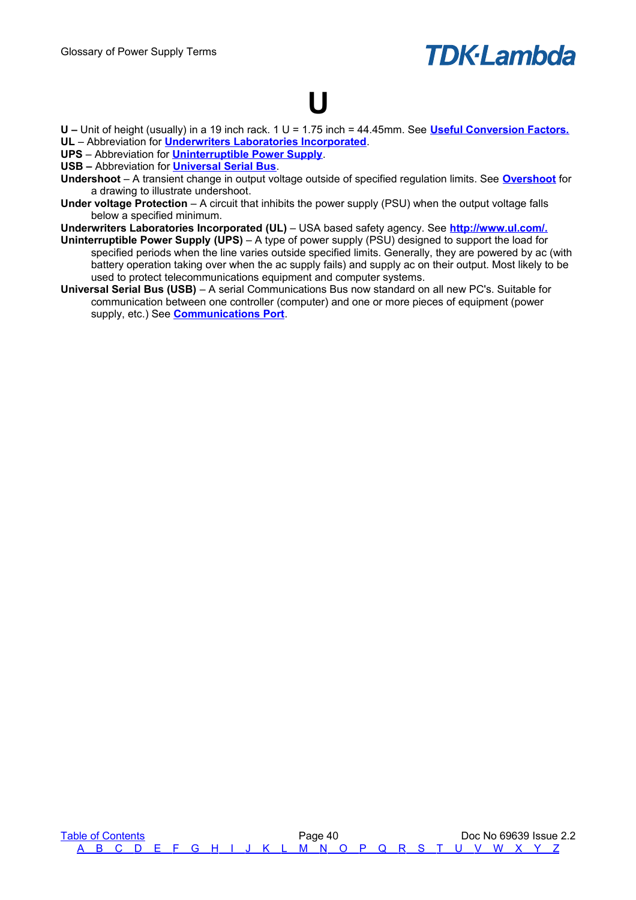# U

**U –** Unit of height (usually) in a 19 inch rack. 1 U = 1.75 inch = 44.45mm. See **Useful Conversion Factors.**

**UL** – Abbreviation for **Underwriters Laboratories Incorporated**.

**UPS** – Abbreviation for **Uninterruptible Power Supply**.

**USB –** Abbreviation for **Universal Serial Bus**.

**Undershoot** – A transient change in output voltage outside of specified regulation limits. See **Overshoot** for a drawing to illustrate undershoot.

**Under voltage Protection** – A circuit that inhibits the power supply (PSU) when the output voltage falls below a specified minimum.

**Underwriters Laboratories Incorporated (UL)** – USA based safety agency. See **http://www.ul.com/.**

**Uninterruptible Power Supply (UPS)** – A type of power supply (PSU) designed to support the load for specified periods when the line varies outside specified limits. Generally, they are powered by ac (with battery operation taking over when the ac supply fails) and supply ac on their output. Most likely to be used to protect telecommunications equipment and computer systems.

**Universal Serial Bus (USB)** – A serial Communications Bus now standard on all new PC's. Suitable for communication between one controller (computer) and one or more pieces of equipment (power supply, etc.) See **Communications Port**.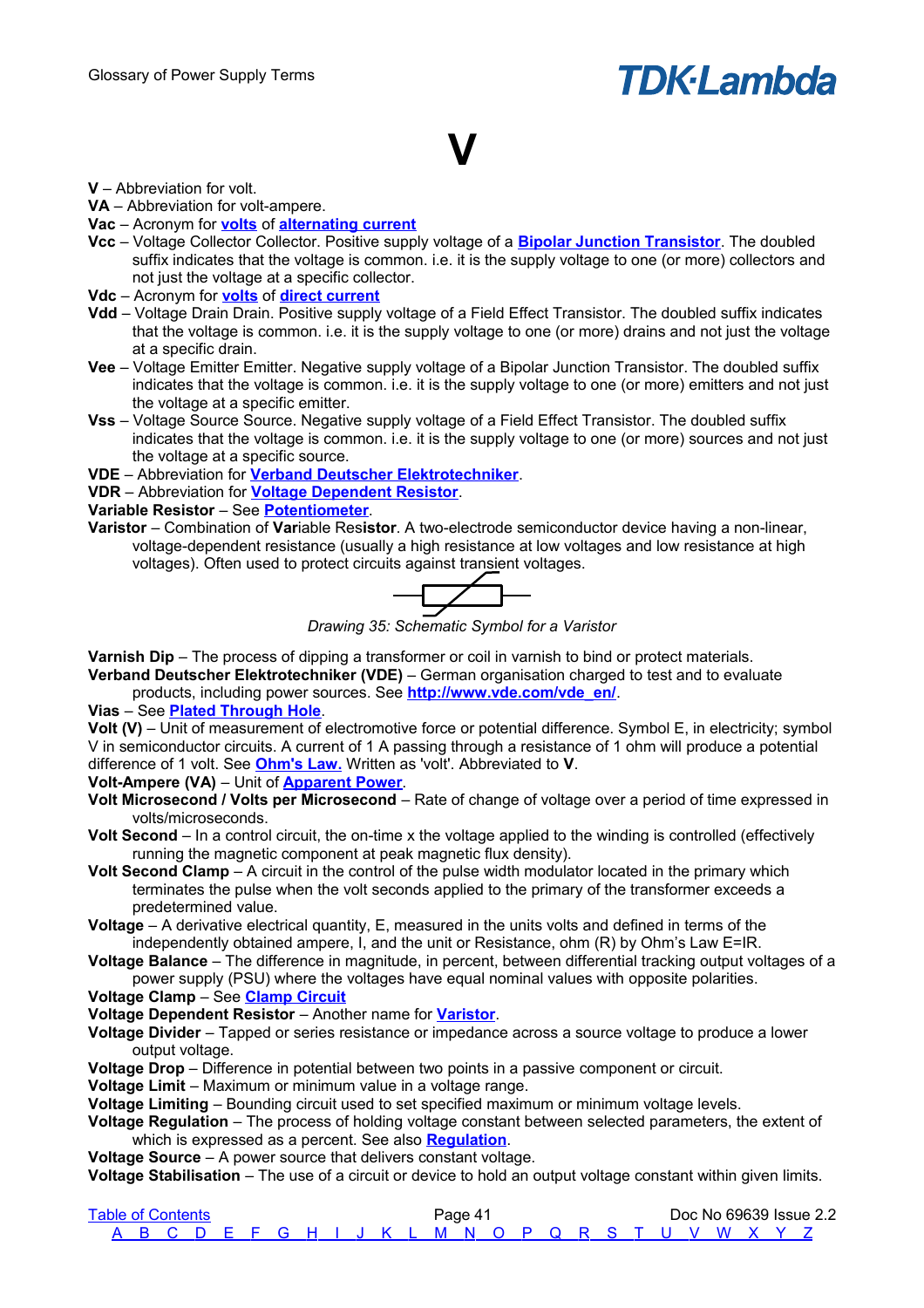# V

**V** – Abbreviation for volt.

**VA** – Abbreviation for volt-ampere.

**Vac** – Acronym for **volts** of **alternating current**

**Vcc** – Voltage Collector Collector. Positive supply voltage of a **Bipolar Junction Transistor**. The doubled suffix indicates that the voltage is common. i.e. it is the supply voltage to one (or more) collectors and not just the voltage at a specific collector.

**Vdc** – Acronym for **volts** of **direct current**

**Vdd** – Voltage Drain Drain. Positive supply voltage of a Field Effect Transistor. The doubled suffix indicates that the voltage is common. i.e. it is the supply voltage to one (or more) drains and not just the voltage at a specific drain.

**Vee** – Voltage Emitter Emitter. Negative supply voltage of a Bipolar Junction Transistor. The doubled suffix indicates that the voltage is common. i.e. it is the supply voltage to one (or more) emitters and not just the voltage at a specific emitter.

**Vss** – Voltage Source Source. Negative supply voltage of a Field Effect Transistor. The doubled suffix indicates that the voltage is common. i.e. it is the supply voltage to one (or more) sources and not just the voltage at a specific source.

**VDE** – Abbreviation for **Verband Deutscher Elektrotechniker**.

**VDR** – Abbreviation for **Voltage Dependent Resistor**.

**Variable Resistor** – See **Potentiometer**.

**Varistor** – Combination of **Var**iable Res**istor**. A two-electrode semiconductor device having a non-linear, voltage-dependent resistance (usually a high resistance at low voltages and low resistance at high voltages). Often used to protect circuits against transient voltages.

*Drawing 35: Schematic Symbol for a Varistor*

**Varnish Dip** – The process of dipping a transformer or coil in varnish to bind or protect materials.

**Verband Deutscher Elektrotechniker (VDE)** – German organisation charged to test and to evaluate products, including power sources. See **http://www.vde.com/vde_en/**.

**Vias** – See **Plated Through Hole**.

**Volt (V)** – Unit of measurement of electromotive force or potential difference. Symbol E, in electricity; symbol V in semiconductor circuits. A current of 1 A passing through a resistance of 1 ohm will produce a potential difference of 1 volt. See **Ohm's Law.** Written as 'volt'. Abbreviated to **V**.

**Volt-Ampere (VA)** – Unit of **Apparent Power**.

**Volt Microsecond / Volts per Microsecond** – Rate of change of voltage over a period of time expressed in volts/microseconds.

**Volt Second** – In a control circuit, the on-time x the voltage applied to the winding is controlled (effectively running the magnetic component at peak magnetic flux density).

**Volt Second Clamp** – A circuit in the control of the pulse width modulator located in the primary which terminates the pulse when the volt seconds applied to the primary of the transformer exceeds a predetermined value.

**Voltage** – A derivative electrical quantity, E, measured in the units volts and defined in terms of the independently obtained ampere, I, and the unit or Resistance, ohm (R) by Ohm's Law E=IR.

**Voltage Balance** – The difference in magnitude, in percent, between differential tracking output voltages of a power supply (PSU) where the voltages have equal nominal values with opposite polarities.

**Voltage Clamp** – See **Clamp Circuit**

**Voltage Dependent Resistor** – Another name for **Varistor**.

**Voltage Divider** – Tapped or series resistance or impedance across a source voltage to produce a lower output voltage.

**Voltage Drop** – Difference in potential between two points in a passive component or circuit.

**Voltage Limit** – Maximum or minimum value in a voltage range.

**Voltage Limiting** – Bounding circuit used to set specified maximum or minimum voltage levels.

**Voltage Regulation** – The process of holding voltage constant between selected parameters, the extent of which is expressed as a percent. See also **Regulation**.

**Voltage Source** – A power source that delivers constant voltage.

**Voltage Stabilisation** – The use of a circuit or device to hold an output voltage constant within given limits.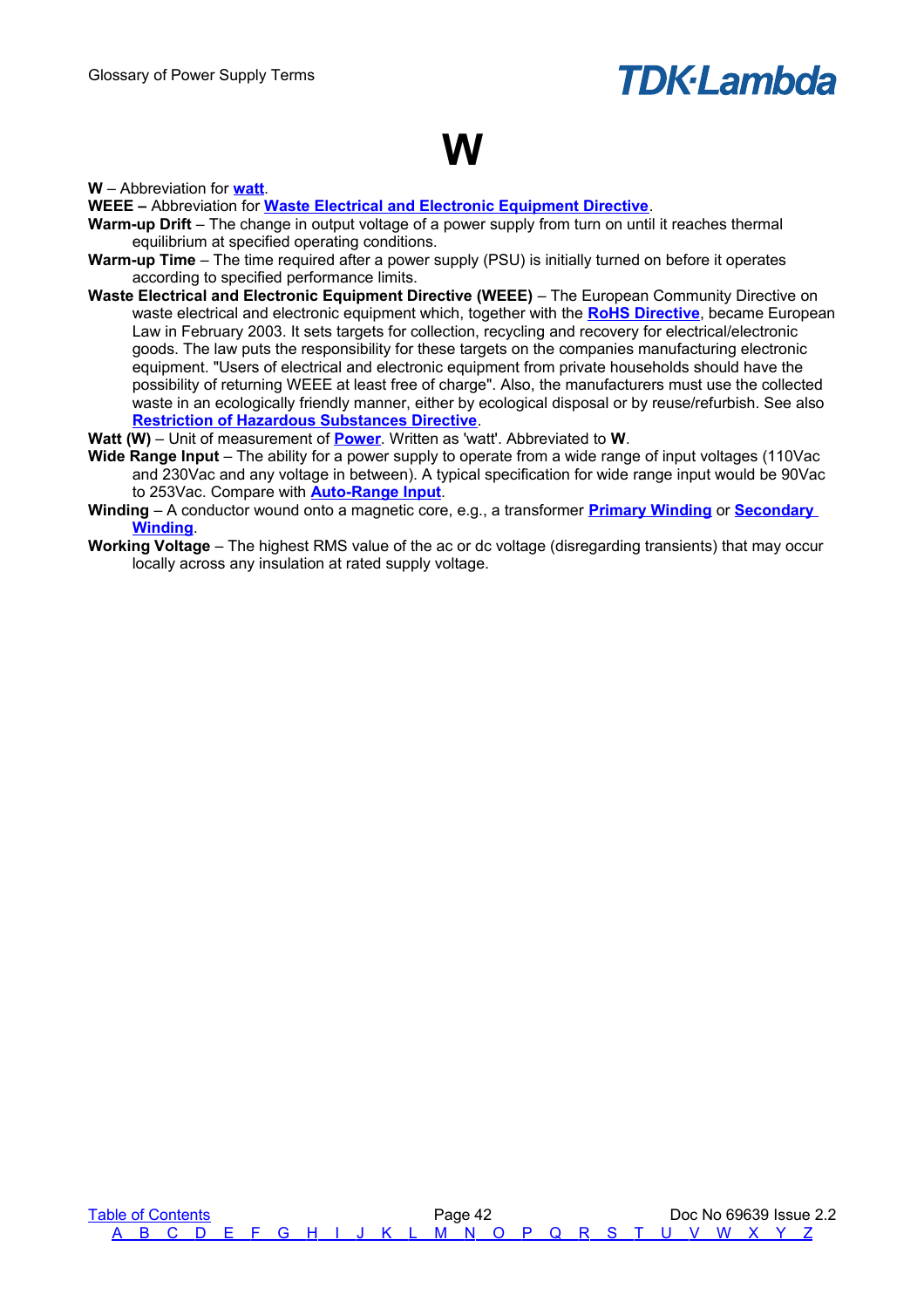# W

**W** – Abbreviation for **watt**.

**WEEE –** Abbreviation for **Waste Electrical and Electronic Equipment Directive**.

**Warm-up Drift** – The change in output voltage of a power supply from turn on until it reaches thermal equilibrium at specified operating conditions.

**Warm-up Time** – The time required after a power supply (PSU) is initially turned on before it operates according to specified performance limits.

**Waste Electrical and Electronic Equipment Directive (WEEE)** – The European Community Directive on waste electrical and electronic equipment which, together with the **RoHS Directive**, became European Law in February 2003. It sets targets for collection, recycling and recovery for electrical/electronic goods. The law puts the responsibility for these targets on the companies manufacturing electronic equipment. "Users of electrical and electronic equipment from private households should have the possibility of returning WEEE at least free of charge". Also, the manufacturers must use the collected waste in an ecologically friendly manner, either by ecological disposal or by reuse/refurbish. See also **Restriction of Hazardous Substances Directive**.

**Watt (W)** – Unit of measurement of **Power**. Written as 'watt'. Abbreviated to **W**.

**Wide Range Input** – The ability for a power supply to operate from a wide range of input voltages (110Vac and 230Vac and any voltage in between). A typical specification for wide range input would be 90Vac to 253Vac. Compare with **Auto-Range Input**.

**Winding** – A conductor wound onto a magnetic core, e.g., a transformer **Primary Winding** or **Secondary Winding**.

**Working Voltage** – The highest RMS value of the ac or dc voltage (disregarding transients) that may occur locally across any insulation at rated supply voltage.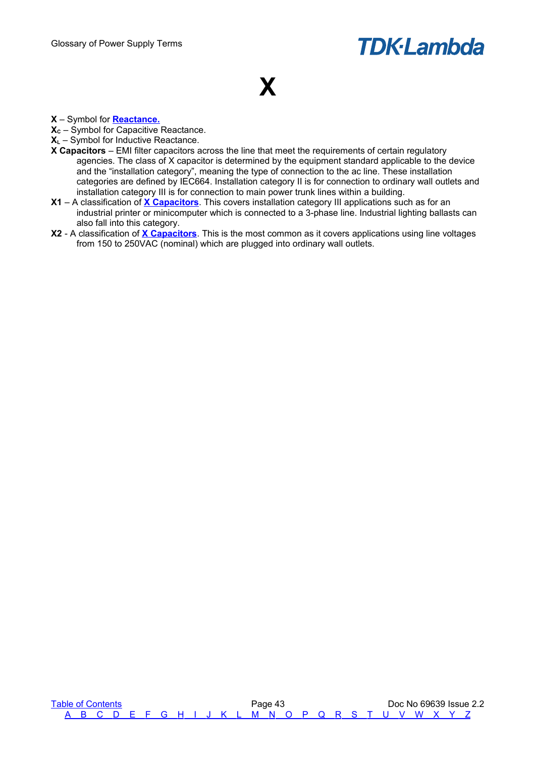# X

**X** – Symbol for **Reactance.**

**$X_C$** – Symbol for Capacitive Reactance.

**$X_L$** – Symbol for Inductive Reactance.

**X Capacitors** – EMI filter capacitors across the line that meet the requirements of certain regulatory agencies. The class of X capacitor is determined by the equipment standard applicable to the device and the "installation category", meaning the type of connection to the ac line. These installation categories are defined by IEC664. Installation category II is for connection to ordinary wall outlets and installation category III is for connection to main power trunk lines within a building.

**X1** – A classification of **X Capacitors**. This covers installation category III applications such as for an industrial printer or minicomputer which is connected to a 3-phase line. Industrial lighting ballasts can also fall into this category.

**X2** - A classification of **X Capacitors**. This is the most common as it covers applications using line voltages from 150 to 250VAC (nominal) which are plugged into ordinary wall outlets.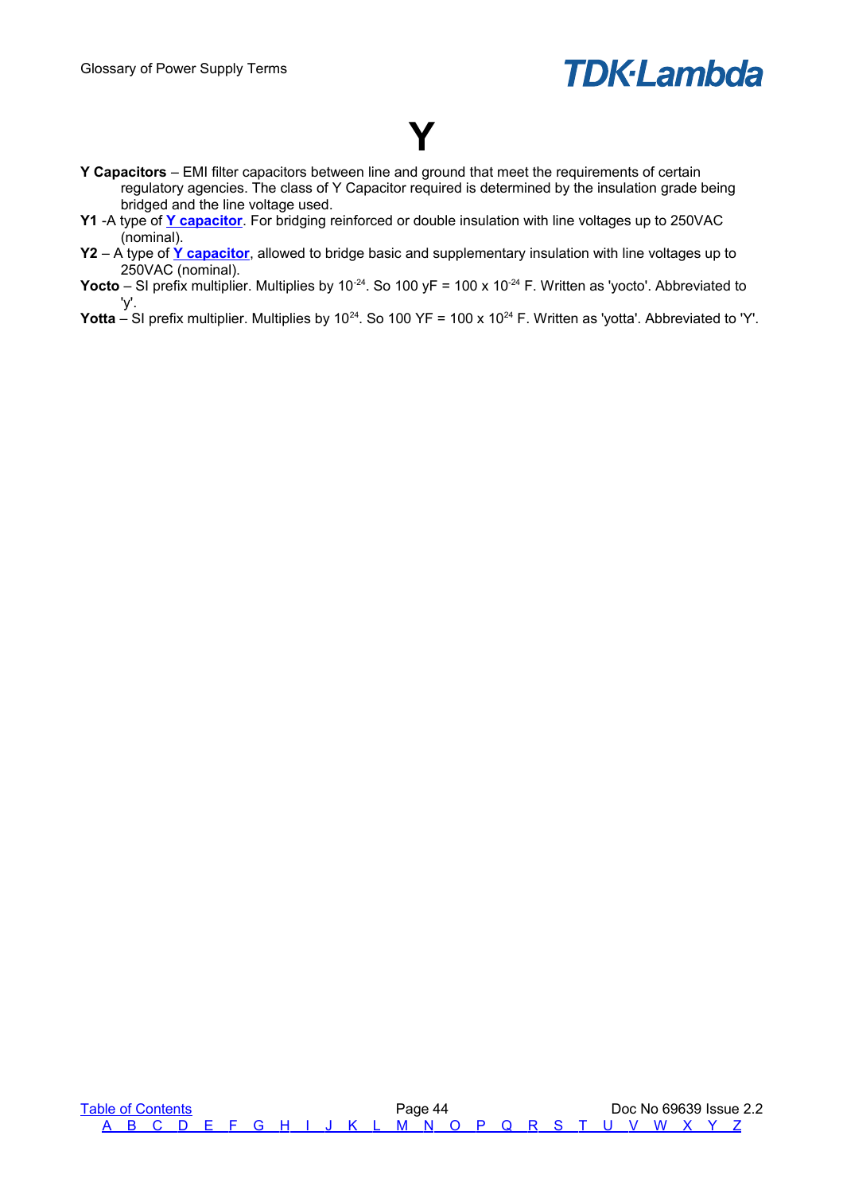# Y

**Y Capacitors** – EMI filter capacitors between line and ground that meet the requirements of certain regulatory agencies. The class of Y Capacitor required is determined by the insulation grade being bridged and the line voltage used.

**Y1** -A type of **Y capacitor**. For bridging reinforced or double insulation with line voltages up to 250VAC (nominal).

**Y2** – A type of **Y capacitor**, allowed to bridge basic and supplementary insulation with line voltages up to 250VAC (nominal).

**Yocto** – SI prefix multiplier. Multiplies by $10^{-24}$. So 100 yF = 100 x $10^{-24}$ F. Written as 'yocto'. Abbreviated to 'y'.

**Yotta** – SI prefix multiplier. Multiplies by $10^{24}$. So 100 YF = 100 x $10^{24}$ F. Written as 'yotta'. Abbreviated to 'Y'.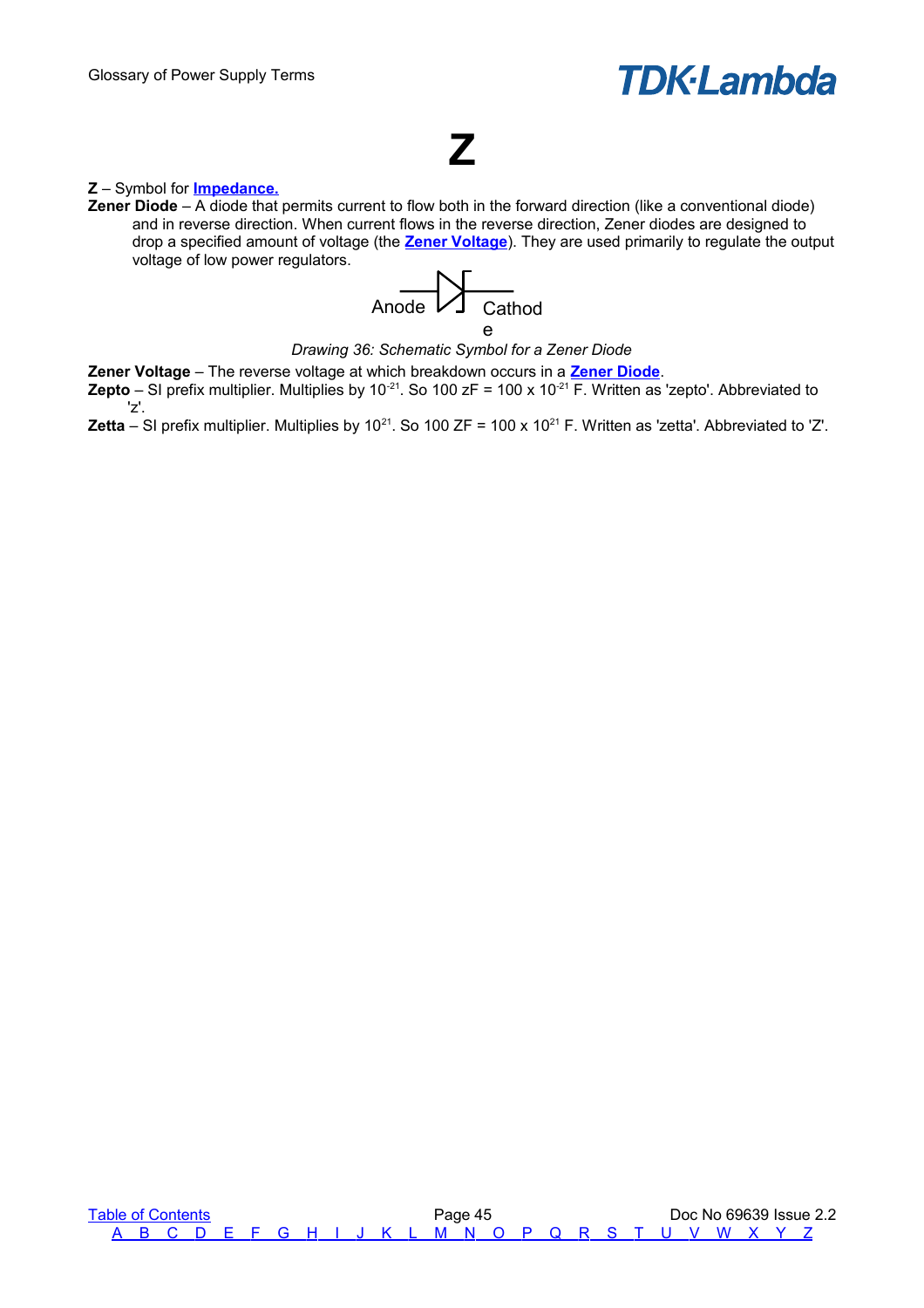# Z

**Z** – Symbol for **Impedance.**

**Zener Diode** – A diode that permits current to flow both in the forward direction (like a conventional diode) and in reverse direction. When current flows in the reverse direction, Zener diodes are designed to drop a specified amount of voltage (the **Zener Voltage**). They are used primarily to regulate the output voltage of low power regulators.

Anode Cathode

*Drawing 36: Schematic Symbol for a Zener Diode*

**Zener Voltage** – The reverse voltage at which breakdown occurs in a **Zener Diode**.

**Zepto** – SI prefix multiplier. Multiplies by $10^{-21}$. So 100 zF = 100 x $10^{-21}$ F. Written as 'zepto'. Abbreviated to 'z'.

**Zetta** – SI prefix multiplier. Multiplies by $10^{21}$. So 100 ZF = 100 x $10^{21}$ F. Written as 'zetta'. Abbreviated to 'Z'.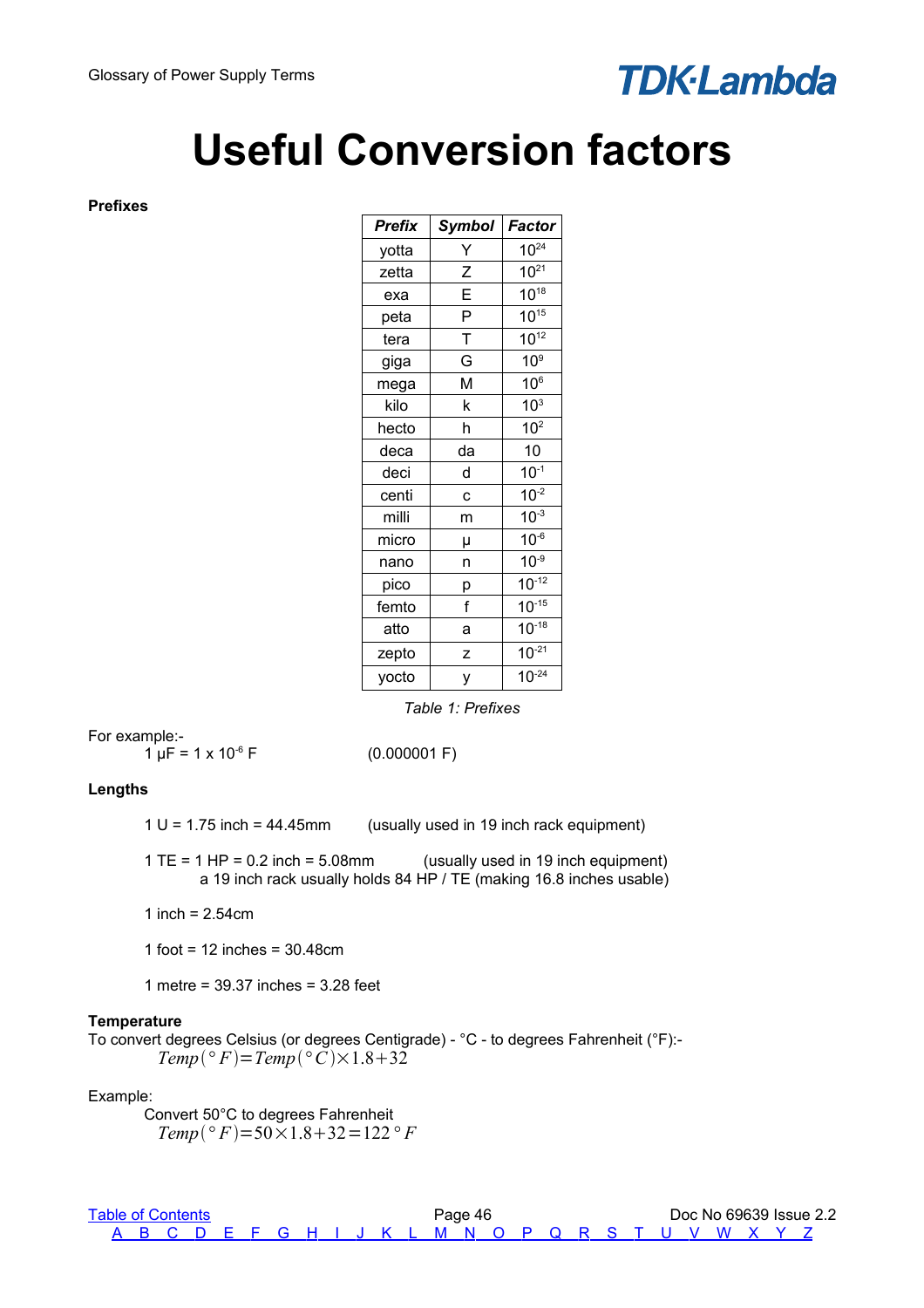# Useful Conversion factors

**Prefixes**

| *Prefix* | *Symbol* | *Factor* |
|---|---|---|
| yotta | Y | $10^{24}$ |
| zetta | Z | $10^{21}$ |
| exa | E | $10^{18}$ |
| peta | P | $10^{15}$ |
| tera | T | $10^{12}$ |
| giga | G | $10^{9}$ |
| mega | M | $10^{6}$ |
| kilo | k | $10^{3}$ |
| hecto | h | $10^{2}$ |
| deca | da | 10 |
| deci | d | $10^{-1}$ |
| centi | c | $10^{-2}$ |
| milli | m | $10^{-3}$ |
| micro | μ | $10^{-6}$ |
| nano | n | $10^{-9}$ |
| pico | p | $10^{-12}$ |
| femto | f | $10^{-15}$ |
| atto | a | $10^{-18}$ |
| zepto | z | $10^{-21}$ |
| yocto | y | $10^{-24}$ |

*Table 1: Prefixes*

For example:-

1 μF = 1 x $10^{-6}$ F (0.000001 F)

**Lengths**

1 U = 1.75 inch = 44.45mm (usually used in 19 inch rack equipment)

1 TE = 1 HP = 0.2 inch = 5.08mm (usually used in 19 inch equipment)
a 19 inch rack usually holds 84 HP / TE (making 16.8 inches usable)

1 inch = 2.54cm

1 foot = 12 inches = 30.48cm

1 metre = 39.37 inches = 3.28 feet

**Temperature**

To convert degrees Celsius (or degrees Centigrade) - °C - to degrees Fahrenheit (°F):-

$$Temp(°F) = Temp(°C) \times 1.8 + 32$$

Example:

Convert 50°C to degrees Fahrenheit

$$Temp(°F) = 50 \times 1.8 + 32 = 122°F$$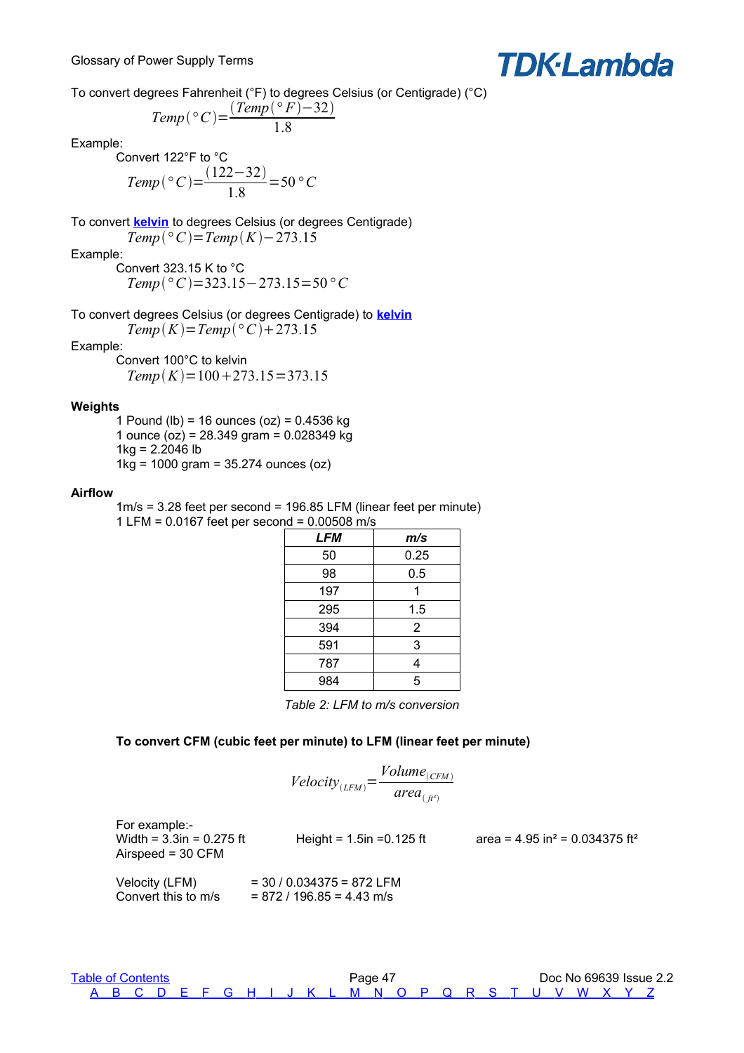To convert degrees Fahrenheit (°F) to degrees Celsius (or Centigrade) (°C)

$$Temp(°C) = \frac{(Temp(°F) - 32)}{1.8}$$

Example:

Convert 122°F to °C

$$Temp(°C) = \frac{(122 - 32)}{1.8} = 50°C$$

To convert **kelvin** to degrees Celsius (or degrees Centigrade)

$$Temp(°C) = Temp(K) - 273.15$$

Example:

Convert 323.15 K to °C

$$Temp(°C) = 323.15 - 273.15 = 50°C$$

To convert degrees Celsius (or degrees Centigrade) to **kelvin**

$$Temp(K) = Temp(°C) + 273.15$$

Example:

Convert 100°C to kelvin

$$Temp(K) = 100 + 273.15 = 373.15$$

**Weights**

1 Pound (lb) = 16 ounces (oz) = 0.4536 kg
1 ounce (oz) = 28.349 gram = 0.028349 kg
1kg = 2.2046 lb
1kg = 1000 gram = 35.274 ounces (oz)

**Airflow**

1m/s = 3.28 feet per second = 196.85 LFM (linear feet per minute)
1 LFM = 0.0167 feet per second = 0.00508 m/s

| *LFM* | *m/s* |
|---|---|
| 50 | 0.25 |
| 98 | 0.5 |
| 197 | 1 |
| 295 | 1.5 |
| 394 | 2 |
| 591 | 3 |
| 787 | 4 |
| 984 | 5 |

*Table 2: LFM to m/s conversion*

**To convert CFM (cubic feet per minute) to LFM (linear feet per minute)**

$$Velocity_{(LFM)} = \frac{Volume_{(CFM)}}{area_{(ft^2)}}$$

For example:-
Width = 3.3in = 0.275 ft    Height = 1.5in = 0.125 ft    area = 4.95 in² = 0.034375 ft²
Airspeed = 30 CFM

Velocity (LFM) = 30 / 0.034375 = 872 LFM
Convert this to m/s = 872 / 196.85 = 4.43 m/s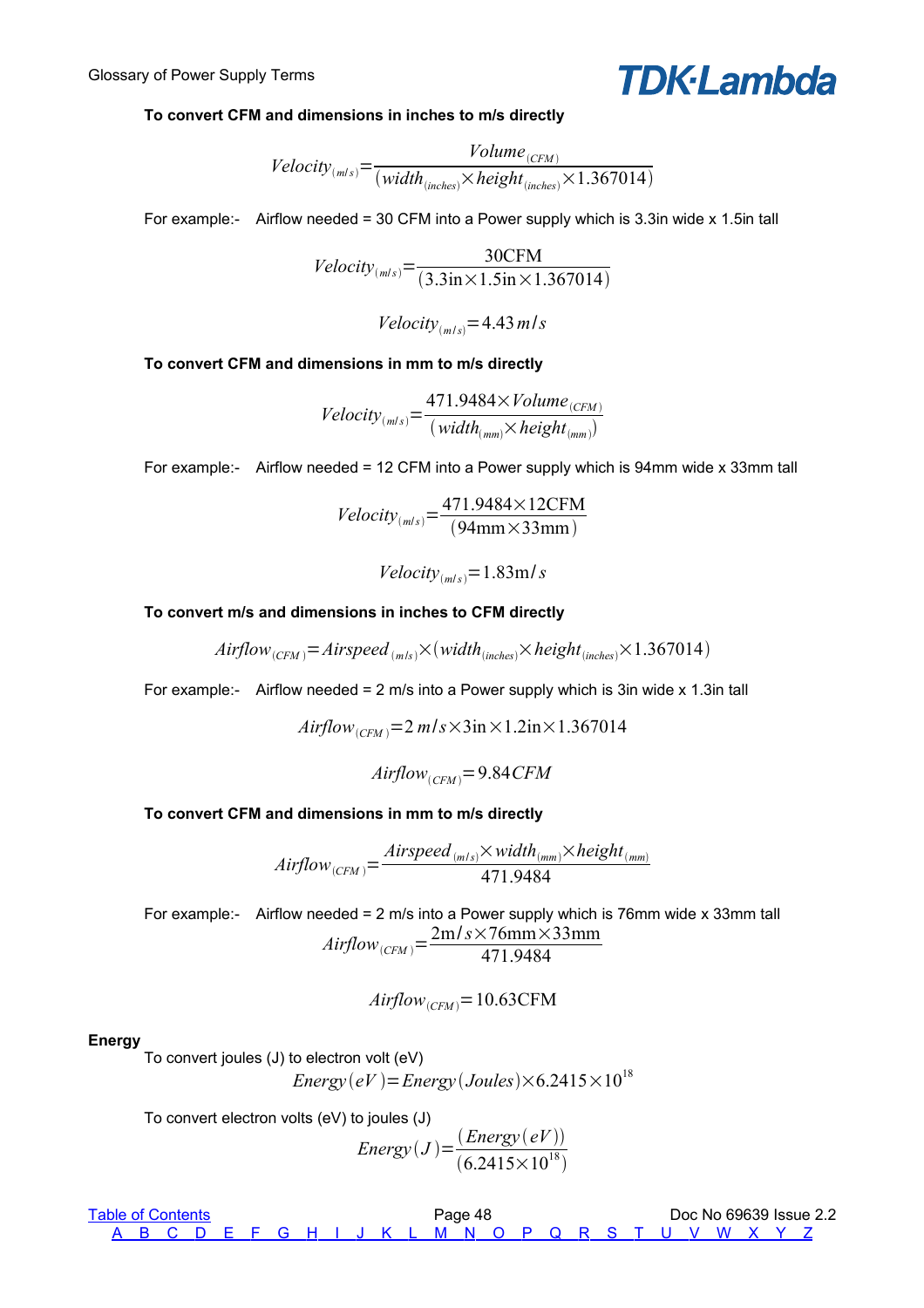**To convert CFM and dimensions in inches to m/s directly**

$$Velocity_{(m/s)} = \frac{Volume_{(CFM)}}{(width_{(inches)} \times height_{(inches)} \times 1.367014)}$$

For example:- Airflow needed = 30 CFM into a Power supply which is 3.3in wide x 1.5in tall

$$Velocity_{(m/s)} = \frac{30\text{CFM}}{(3.3\text{in} \times 1.5\text{in} \times 1.367014)}$$

$$Velocity_{(m/s)} = 4.43\, m/s$$

**To convert CFM and dimensions in mm to m/s directly**

$$Velocity_{(m/s)} = \frac{471.9484 \times Volume_{(CFM)}}{(width_{(mm)} \times height_{(mm)})}$$

For example:- Airflow needed = 12 CFM into a Power supply which is 94mm wide x 33mm tall

$$Velocity_{(m/s)} = \frac{471.9484 \times 12\text{CFM}}{(94\text{mm} \times 33\text{mm})}$$

$$Velocity_{(m/s)} = 1.83\text{m}/s$$

**To convert m/s and dimensions in inches to CFM directly**

$$Airflow_{(CFM)} = Airspeed_{(m/s)} \times (width_{(inches)} \times height_{(inches)} \times 1.367014)$$

For example:- Airflow needed = 2 m/s into a Power supply which is 3in wide x 1.3in tall

$$Airflow_{(CFM)} = 2\, m/s \times 3\text{in} \times 1.2\text{in} \times 1.367014$$

$$Airflow_{(CFM)} = 9.84\, CFM$$

**To convert CFM and dimensions in mm to m/s directly**

$$Airflow_{(CFM)} = \frac{Airspeed_{(m/s)} \times width_{(mm)} \times height_{(mm)}}{471.9484}$$

For example:- Airflow needed = 2 m/s into a Power supply which is 76mm wide x 33mm tall

$$Airflow_{(CFM)} = \frac{2\text{m}/s \times 76\text{mm} \times 33\text{mm}}{471.9484}$$

$$Airflow_{(CFM)} = 10.63\text{CFM}$$

**Energy**

To convert joules (J) to electron volt (eV)

$$Energy(eV) = Energy(Joules) \times 6.2415 \times 10^{18}$$

To convert electron volts (eV) to joules (J)

$$Energy(J) = \frac{(Energy(eV))}{(6.2415 \times 10^{18})}$$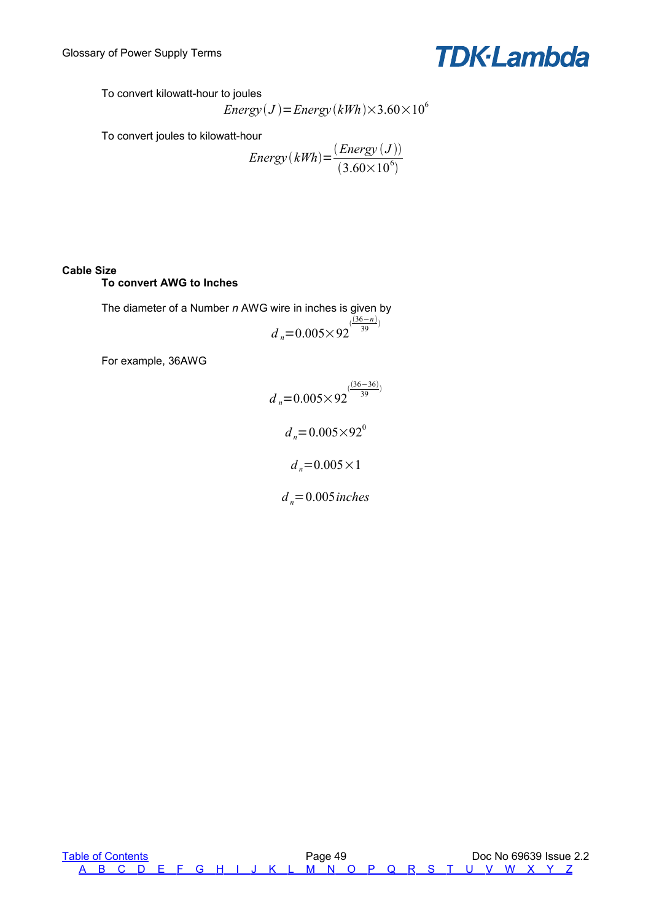To convert kilowatt-hour to joules

$$Energy(J) = Energy(kWh) \times 3.60 \times 10^6$$

To convert joules to kilowatt-hour

$$Energy(kWh) = \frac{(Energy(J))}{(3.60 \times 10^6)}$$

**Cable Size**

**To convert AWG to Inches**

The diameter of a Number *n* AWG wire in inches is given by

$$d_n = 0.005 \times 92^{\left(\frac{(36-n)}{39}\right)}$$

For example, 36AWG

$$d_n = 0.005 \times 92^{\left(\frac{(36-36)}{39}\right)}$$

$$d_n = 0.005 \times 92^0$$

$$d_n = 0.005 \times 1$$

$$d_n = 0.005\,inches$$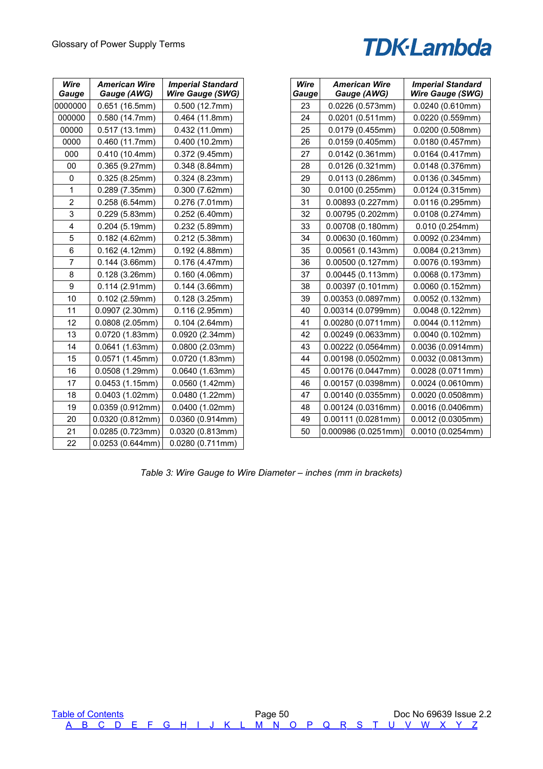| Wire Gauge | American Wire Gauge (AWG) | Imperial Standard Wire Gauge (SWG) |
|---|---|---|
| 0000000 | 0.651 (16.5mm) | 0.500 (12.7mm) |
| 000000 | 0.580 (14.7mm) | 0.464 (11.8mm) |
| 00000 | 0.517 (13.1mm) | 0.432 (11.0mm) |
| 0000 | 0.460 (11.7mm) | 0.400 (10.2mm) |
| 000 | 0.410 (10.4mm) | 0.372 (9.45mm) |
| 00 | 0.365 (9.27mm) | 0.348 (8.84mm) |
| 0 | 0.325 (8.25mm) | 0.324 (8.23mm) |
| 1 | 0.289 (7.35mm) | 0.300 (7.62mm) |
| 2 | 0.258 (6.54mm) | 0.276 (7.01mm) |
| 3 | 0.229 (5.83mm) | 0.252 (6.40mm) |
| 4 | 0.204 (5.19mm) | 0.232 (5.89mm) |
| 5 | 0.182 (4.62mm) | 0.212 (5.38mm) |
| 6 | 0.162 (4.12mm) | 0.192 (4.88mm) |
| 7 | 0.144 (3.66mm) | 0.176 (4.47mm) |
| 8 | 0.128 (3.26mm) | 0.160 (4.06mm) |
| 9 | 0.114 (2.91mm) | 0.144 (3.66mm) |
| 10 | 0.102 (2.59mm) | 0.128 (3.25mm) |
| 11 | 0.0907 (2.30mm) | 0.116 (2.95mm) |
| 12 | 0.0808 (2.05mm) | 0.104 (2.64mm) |
| 13 | 0.0720 (1.83mm) | 0.0920 (2.34mm) |
| 14 | 0.0641 (1.63mm) | 0.0800 (2.03mm) |
| 15 | 0.0571 (1.45mm) | 0.0720 (1.83mm) |
| 16 | 0.0508 (1.29mm) | 0.0640 (1.63mm) |
| 17 | 0.0453 (1.15mm) | 0.0560 (1.42mm) |
| 18 | 0.0403 (1.02mm) | 0.0480 (1.22mm) |
| 19 | 0.0359 (0.912mm) | 0.0400 (1.02mm) |
| 20 | 0.0320 (0.812mm) | 0.0360 (0.914mm) |
| 21 | 0.0285 (0.723mm) | 0.0320 (0.813mm) |
| 22 | 0.0253 (0.644mm) | 0.0280 (0.711mm) |
| 23 | 0.0226 (0.573mm) | 0.0240 (0.610mm) |
| 24 | 0.0201 (0.511mm) | 0.0220 (0.559mm) |
| 25 | 0.0179 (0.455mm) | 0.0200 (0.508mm) |
| 26 | 0.0159 (0.405mm) | 0.0180 (0.457mm) |
| 27 | 0.0142 (0.361mm) | 0.0164 (0.417mm) |
| 28 | 0.0126 (0.321mm) | 0.0148 (0.376mm) |
| 29 | 0.0113 (0.286mm) | 0.0136 (0.345mm) |
| 30 | 0.0100 (0.255mm) | 0.0124 (0.315mm) |
| 31 | 0.00893 (0.227mm) | 0.0116 (0.295mm) |
| 32 | 0.00795 (0.202mm) | 0.0108 (0.274mm) |
| 33 | 0.00708 (0.180mm) | 0.010 (0.254mm) |
| 34 | 0.00630 (0.160mm) | 0.0092 (0.234mm) |
| 35 | 0.00561 (0.143mm) | 0.0084 (0.213mm) |
| 36 | 0.00500 (0.127mm) | 0.0076 (0.193mm) |
| 37 | 0.00445 (0.113mm) | 0.0068 (0.173mm) |
| 38 | 0.00397 (0.101mm) | 0.0060 (0.152mm) |
| 39 | 0.00353 (0.0897mm) | 0.0052 (0.132mm) |
| 40 | 0.00314 (0.0799mm) | 0.0048 (0.122mm) |
| 41 | 0.00280 (0.0711mm) | 0.0044 (0.112mm) |
| 42 | 0.00249 (0.0633mm) | 0.0040 (0.102mm) |
| 43 | 0.00222 (0.0564mm) | 0.0036 (0.0914mm) |
| 44 | 0.00198 (0.0502mm) | 0.0032 (0.0813mm) |
| 45 | 0.00176 (0.0447mm) | 0.0028 (0.0711mm) |
| 46 | 0.00157 (0.0398mm) | 0.0024 (0.0610mm) |
| 47 | 0.00140 (0.0355mm) | 0.0020 (0.0508mm) |
| 48 | 0.00124 (0.0316mm) | 0.0016 (0.0406mm) |
| 49 | 0.00111 (0.0281mm) | 0.0012 (0.0305mm) |
| 50 | 0.000986 (0.0251mm) | 0.0010 (0.0254mm) |

*Table 3: Wire Gauge to Wire Diameter – inches (mm in brackets)*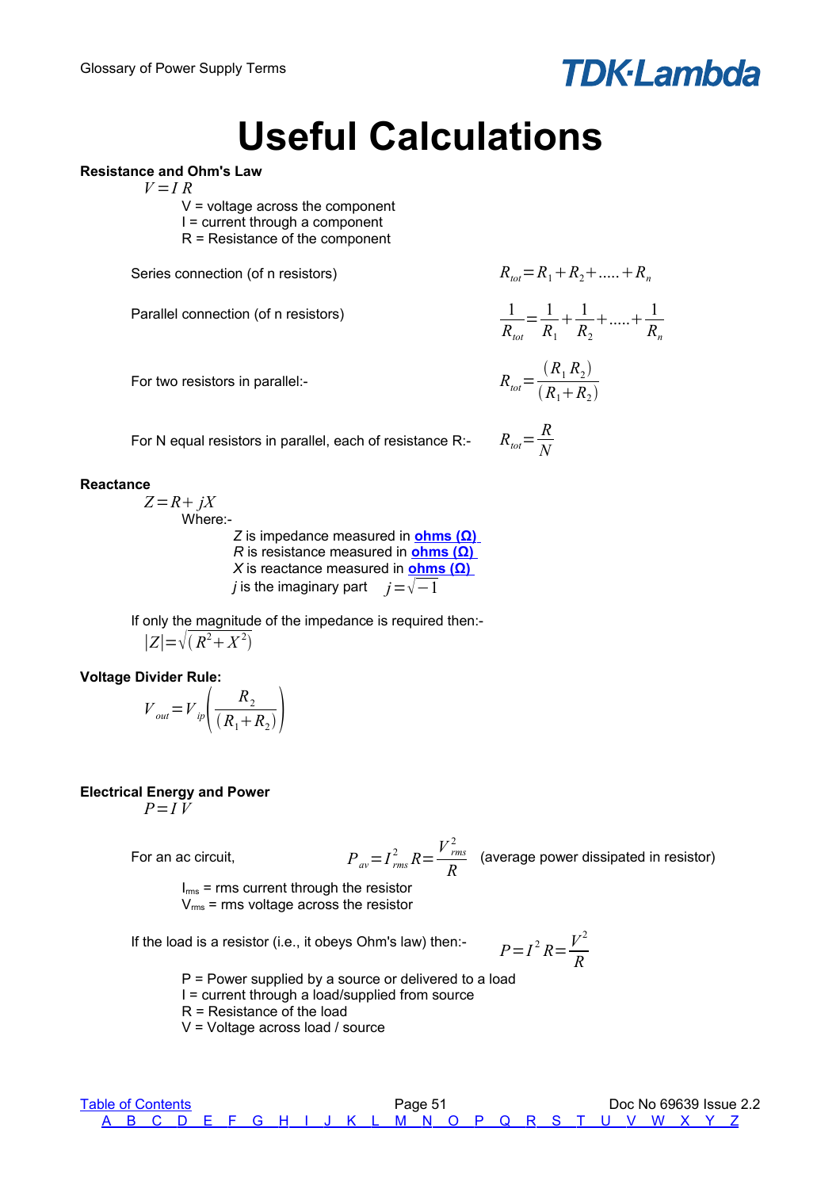# Useful Calculations

**Resistance and Ohm's Law**

$$V = I\,R$$

V = voltage across the component
I = current through a component
R = Resistance of the component

Series connection (of n resistors) $R_{tot} = R_1 + R_2 + ..... + R_n$

Parallel connection (of n resistors) $\frac{1}{R_{tot}} = \frac{1}{R_1} + \frac{1}{R_2} + ..... + \frac{1}{R_n}$

For two resistors in parallel:- $R_{tot} = \frac{(R_1\,R_2)}{(R_1 + R_2)}$

For N equal resistors in parallel, each of resistance R:- $R_{tot} = \frac{R}{N}$

**Reactance**

$$Z = R + jX$$

Where:-

*Z* is impedance measured in **ohms (Ω)**
*R* is resistance measured in **ohms (Ω)**
*X* is reactance measured in **ohms (Ω)**
*j* is the imaginary part $j = \sqrt{-1}$

If only the magnitude of the impedance is required then:-

$$|Z| = \sqrt{(R^2 + X^2)}$$

**Voltage Divider Rule:**

$$V_{out} = V_{ip}\left(\frac{R_2}{(R_1 + R_2)}\right)$$

**Electrical Energy and Power**

$$P = I\,V$$

For an ac circuit, $P_{av} = I_{rms}^2 R = \frac{V_{rms}^2}{R}$ (average power dissipated in resistor)

$I_{rms}$ = rms current through the resistor
$V_{rms}$ = rms voltage across the resistor

If the load is a resistor (i.e., it obeys Ohm's law) then:- $P = I^2 R = \frac{V^2}{R}$

P = Power supplied by a source or delivered to a load
I = current through a load/supplied from source
R = Resistance of the load
V = Voltage across load / source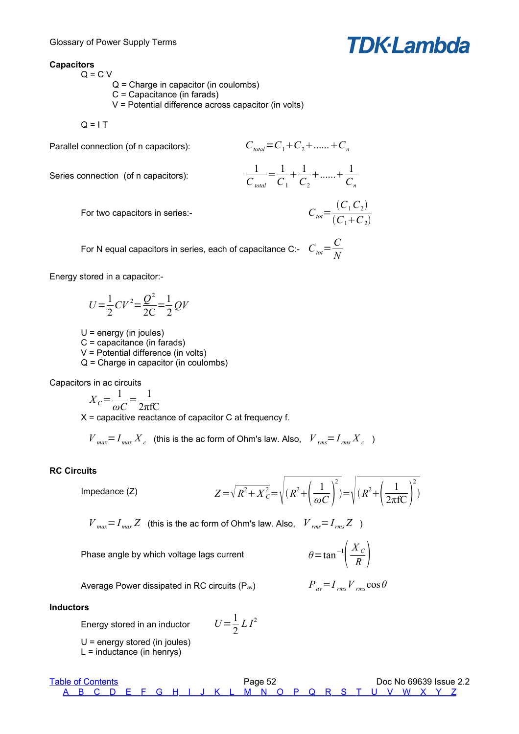## Capacitors

$Q = C V$

- $Q$ = Charge in capacitor (in coulombs)
- $C$ = Capacitance (in farads)
- $V$ = Potential difference across capacitor (in volts)

$Q = I T$

Parallel connection (of n capacitors):

$$C_{total} = C_1 + C_2 + ...... + C_n$$

Series connection (of n capacitors):

$$\frac{1}{C_{total}} = \frac{1}{C_1} + \frac{1}{C_2} + ...... + \frac{1}{C_n}$$

For two capacitors in series:-

$$C_{tot} = \frac{(C_1 C_2)}{(C_1 + C_2)}$$

For N equal capacitors in series, each of capacitance C:-

$$C_{tot} = \frac{C}{N}$$

Energy stored in a capacitor:-

$$U = \frac{1}{2} C V^2 = \frac{Q^2}{2C} = \frac{1}{2} Q V$$

- $U$ = energy (in joules)
- $C$ = capacitance (in farads)
- $V$ = Potential difference (in volts)
- $Q$ = Charge in capacitor (in coulombs)

Capacitors in ac circuits

$$X_C = \frac{1}{\omega C} = \frac{1}{2\pi f C}$$

X = capacitive reactance of capacitor C at frequency f.

$V_{max} = I_{max} X_c$ (this is the ac form of Ohm's law. Also, $V_{rms} = I_{rms} X_c$ )

## RC Circuits

Impedance (Z)

$$Z = \sqrt{R^2 + X_C^2} = \sqrt{\left(R^2 + \left(\frac{1}{\omega C}\right)^2\right)} = \sqrt{\left(R^2 + \left(\frac{1}{2\pi f C}\right)^2\right)}$$

$V_{max} = I_{max} Z$ (this is the ac form of Ohm's law. Also, $V_{rms} = I_{rms} Z$ )

Phase angle by which voltage lags current

$$\theta = \tan^{-1}\left(\frac{X_C}{R}\right)$$

Average Power dissipated in RC circuits ($P_{av}$)

$$P_{av} = I_{rms} V_{rms} \cos\theta$$

## Inductors

Energy stored in an inductor

$$U = \frac{1}{2} L I^2$$

- $U$ = energy stored (in joules)
- $L$ = inductance (in henrys)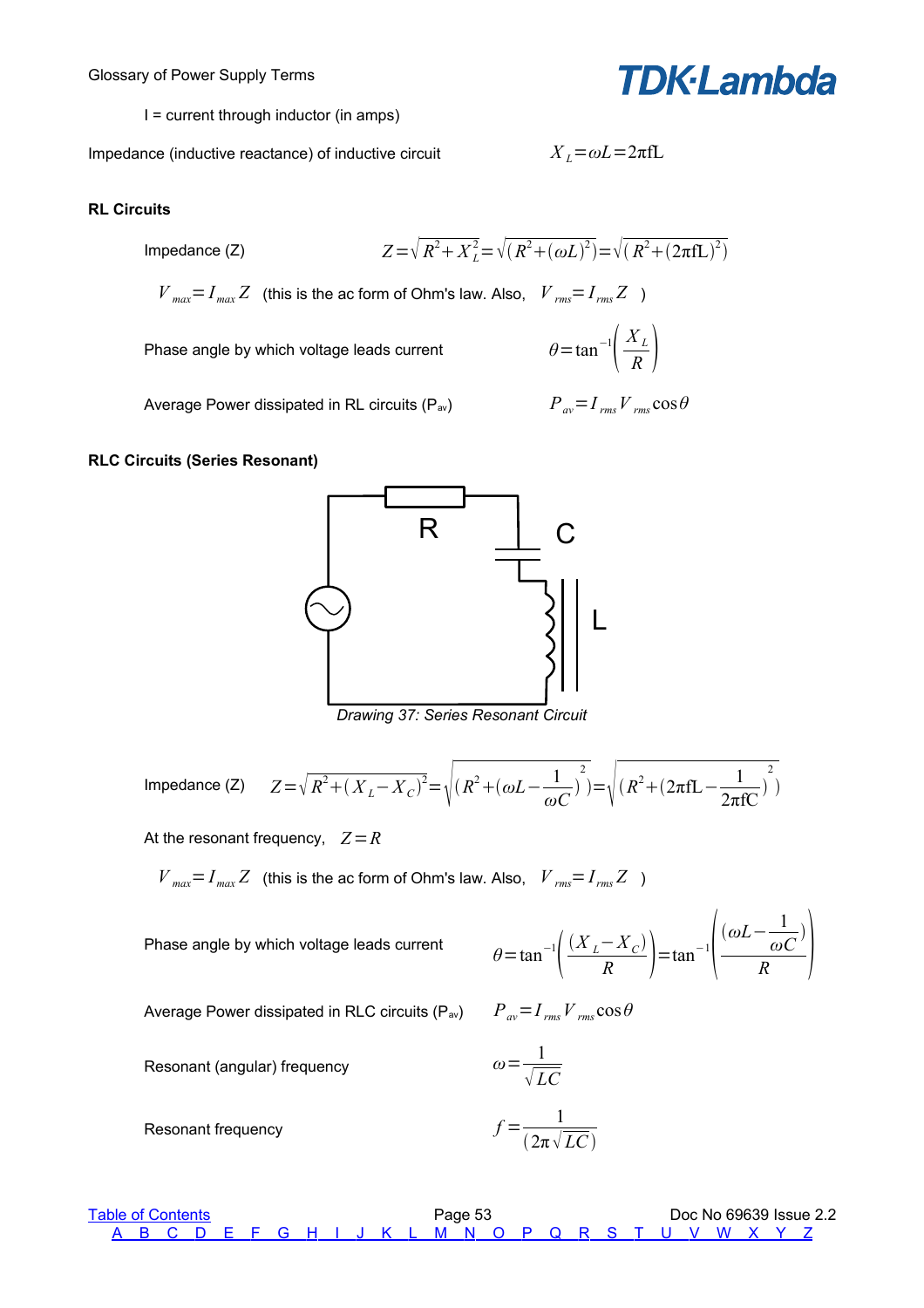I = current through inductor (in amps)

Impedance (inductive reactance) of inductive circuit $X_L = \omega L = 2\pi fL$

**RL Circuits**

Impedance (Z) $Z = \sqrt{R^2 + X_L^2} = \sqrt{(R^2 + (\omega L)^2)} = \sqrt{(R^2 + (2\pi fL)^2)}$

$V_{max} = I_{max} Z$ (this is the ac form of Ohm's law. Also, $V_{rms} = I_{rms} Z$ )

Phase angle by which voltage leads current $\theta = \tan^{-1}\left(\frac{X_L}{R}\right)$

Average Power dissipated in RL circuits ($P_{av}$) $P_{av} = I_{rms} V_{rms} \cos\theta$

**RLC Circuits (Series Resonant)**

*Drawing 37: Series Resonant Circuit*

Impedance (Z) $Z = \sqrt{R^2 + (X_L - X_C)^2} = \sqrt{(R^2 + (\omega L - \frac{1}{\omega C})^2)} = \sqrt{(R^2 + (2\pi fL - \frac{1}{2\pi fC})^2)}$

At the resonant frequency, $Z = R$

$V_{max} = I_{max} Z$ (this is the ac form of Ohm's law. Also, $V_{rms} = I_{rms} Z$ )

Phase angle by which voltage leads current $\theta = \tan^{-1}\left(\frac{(X_L - X_C)}{R}\right) = \tan^{-1}\left(\frac{(\omega L - \frac{1}{\omega C})}{R}\right)$

Average Power dissipated in RLC circuits ($P_{av}$) $P_{av} = I_{rms} V_{rms} \cos\theta$

Resonant (angular) frequency $\omega = \frac{1}{\sqrt{LC}}$

Resonant frequency $f = \frac{1}{(2\pi\sqrt{LC})}$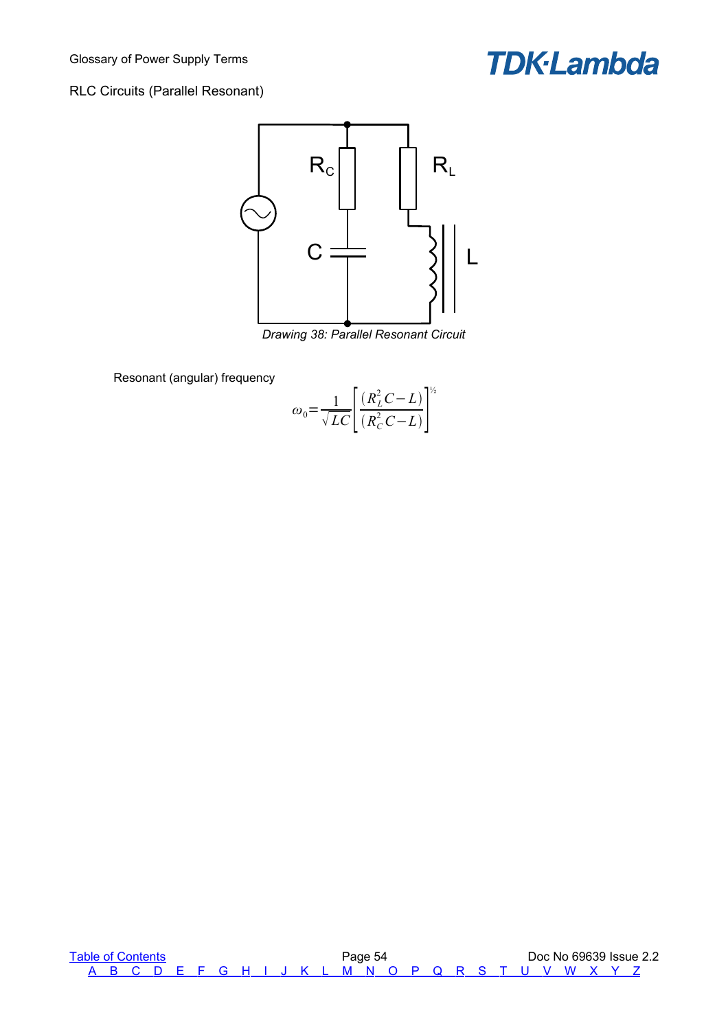## RLC Circuits (Parallel Resonant)

*Drawing 38: Parallel Resonant Circuit*

Resonant (angular) frequency

$$\omega_0 = \frac{1}{\sqrt{LC}} \left[ \frac{(R_L^2 C - L)}{(R_C^2 C - L)} \right]^{1/2}$$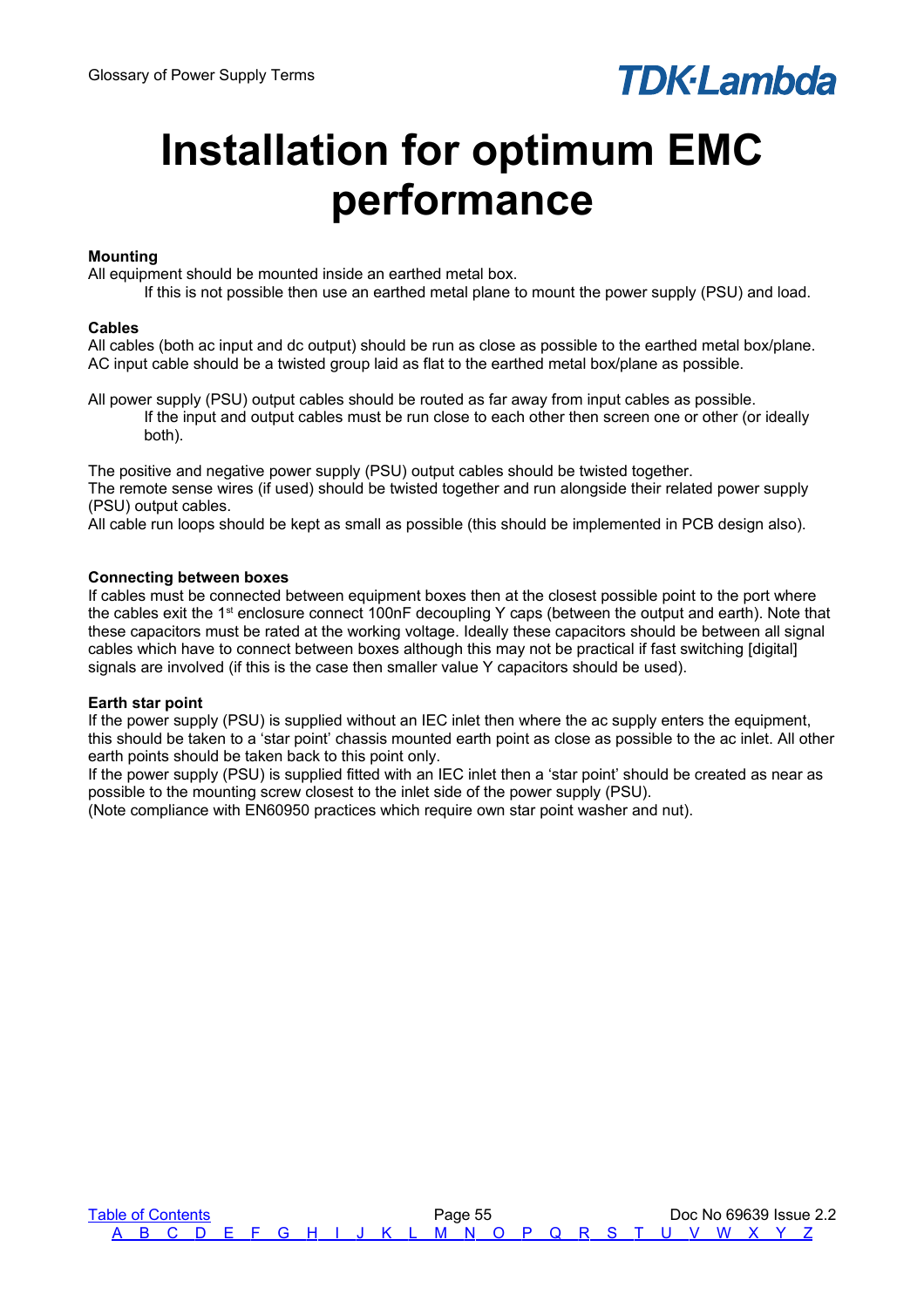# Installation for optimum EMC performance

**Mounting**

All equipment should be mounted inside an earthed metal box.

If this is not possible then use an earthed metal plane to mount the power supply (PSU) and load.

**Cables**

All cables (both ac input and dc output) should be run as close as possible to the earthed metal box/plane.
AC input cable should be a twisted group laid as flat to the earthed metal box/plane as possible.

All power supply (PSU) output cables should be routed as far away from input cables as possible.

If the input and output cables must be run close to each other then screen one or other (or ideally both).

The positive and negative power supply (PSU) output cables should be twisted together.
The remote sense wires (if used) should be twisted together and run alongside their related power supply (PSU) output cables.
All cable run loops should be kept as small as possible (this should be implemented in PCB design also).

**Connecting between boxes**

If cables must be connected between equipment boxes then at the closest possible point to the port where the cables exit the 1st enclosure connect 100nF decoupling Y caps (between the output and earth). Note that these capacitors must be rated at the working voltage. Ideally these capacitors should be between all signal cables which have to connect between boxes although this may not be practical if fast switching [digital] signals are involved (if this is the case then smaller value Y capacitors should be used).

**Earth star point**

If the power supply (PSU) is supplied without an IEC inlet then where the ac supply enters the equipment, this should be taken to a 'star point' chassis mounted earth point as close as possible to the ac inlet. All other earth points should be taken back to this point only.
If the power supply (PSU) is supplied fitted with an IEC inlet then a 'star point' should be created as near as possible to the mounting screw closest to the inlet side of the power supply (PSU).
(Note compliance with EN60950 practices which require own star point washer and nut).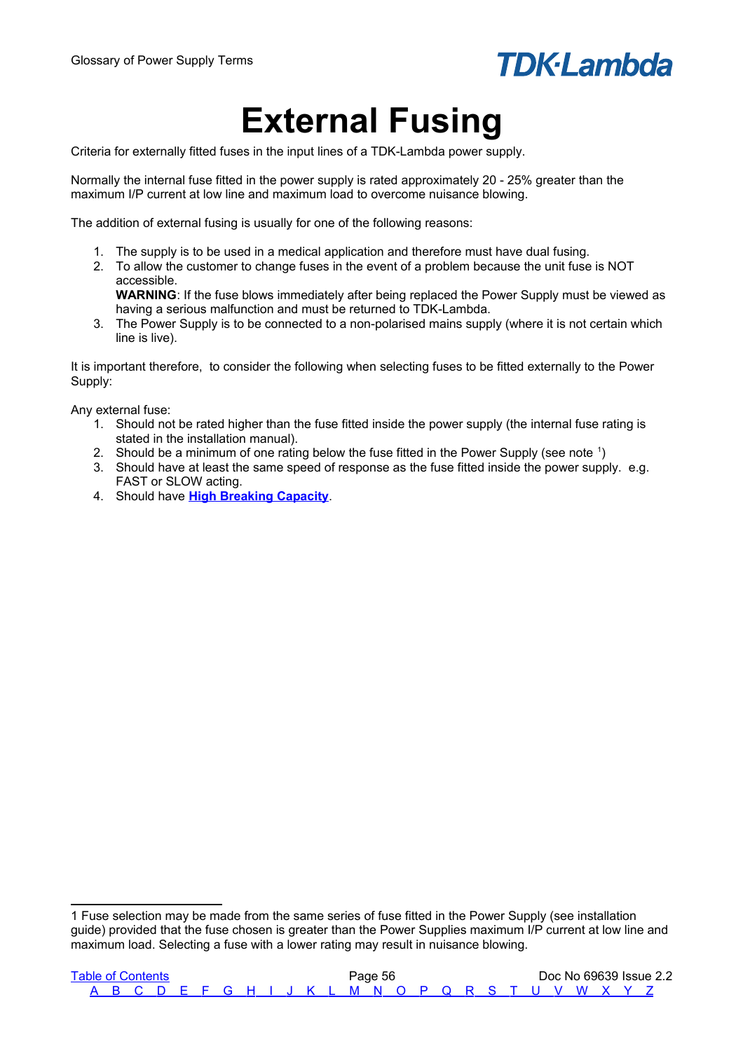# External Fusing

Criteria for externally fitted fuses in the input lines of a TDK-Lambda power supply.

Normally the internal fuse fitted in the power supply is rated approximately 20 - 25% greater than the maximum I/P current at low line and maximum load to overcome nuisance blowing.

The addition of external fusing is usually for one of the following reasons:

1. The supply is to be used in a medical application and therefore must have dual fusing.
2. To allow the customer to change fuses in the event of a problem because the unit fuse is NOT accessible.
   **WARNING**: If the fuse blows immediately after being replaced the Power Supply must be viewed as having a serious malfunction and must be returned to TDK-Lambda.
3. The Power Supply is to be connected to a non-polarised mains supply (where it is not certain which line is live).

It is important therefore, to consider the following when selecting fuses to be fitted externally to the Power Supply:

Any external fuse:

1. Should not be rated higher than the fuse fitted inside the power supply (the internal fuse rating is stated in the installation manual).
2. Should be a minimum of one rating below the fuse fitted in the Power Supply (see note [1])
3. Should have at least the same speed of response as the fuse fitted inside the power supply. e.g. FAST or SLOW acting.
4. Should have **High Breaking Capacity**.

---

1 Fuse selection may be made from the same series of fuse fitted in the Power Supply (see installation guide) provided that the fuse chosen is greater than the Power Supplies maximum I/P current at low line and maximum load. Selecting a fuse with a lower rating may result in nuisance blowing.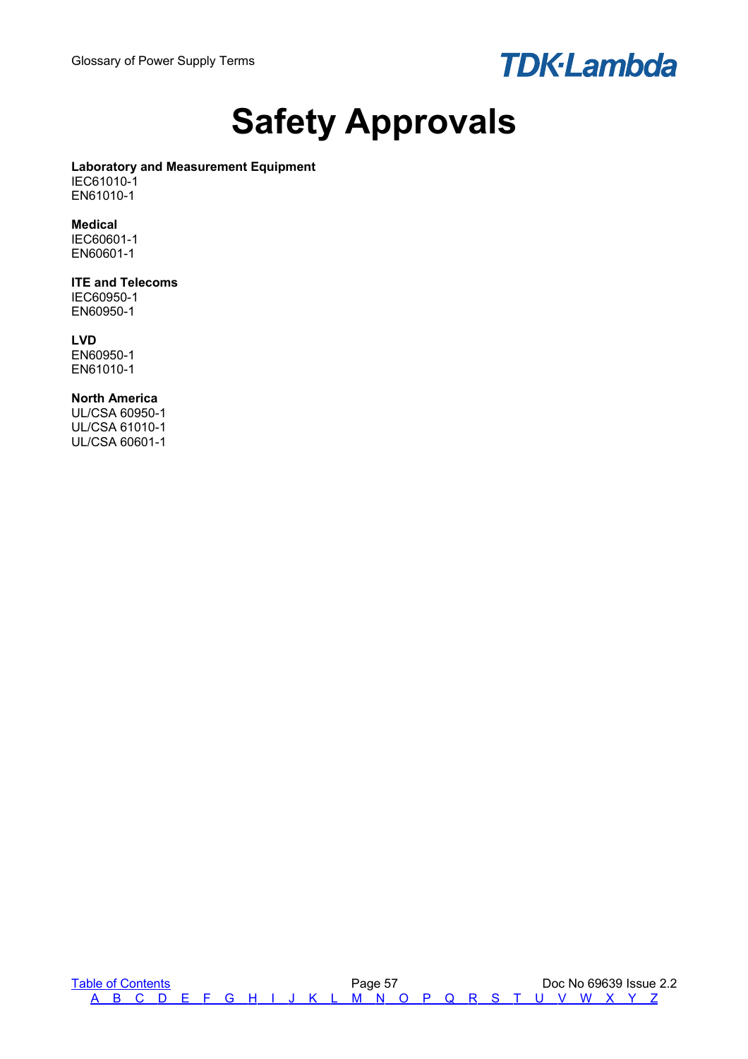# Safety Approvals

**Laboratory and Measurement Equipment**
IEC61010-1
EN61010-1

**Medical**
IEC60601-1
EN60601-1

**ITE and Telecoms**
IEC60950-1
EN60950-1

**LVD**
EN60950-1
EN61010-1

**North America**
UL/CSA 60950-1
UL/CSA 61010-1
UL/CSA 60601-1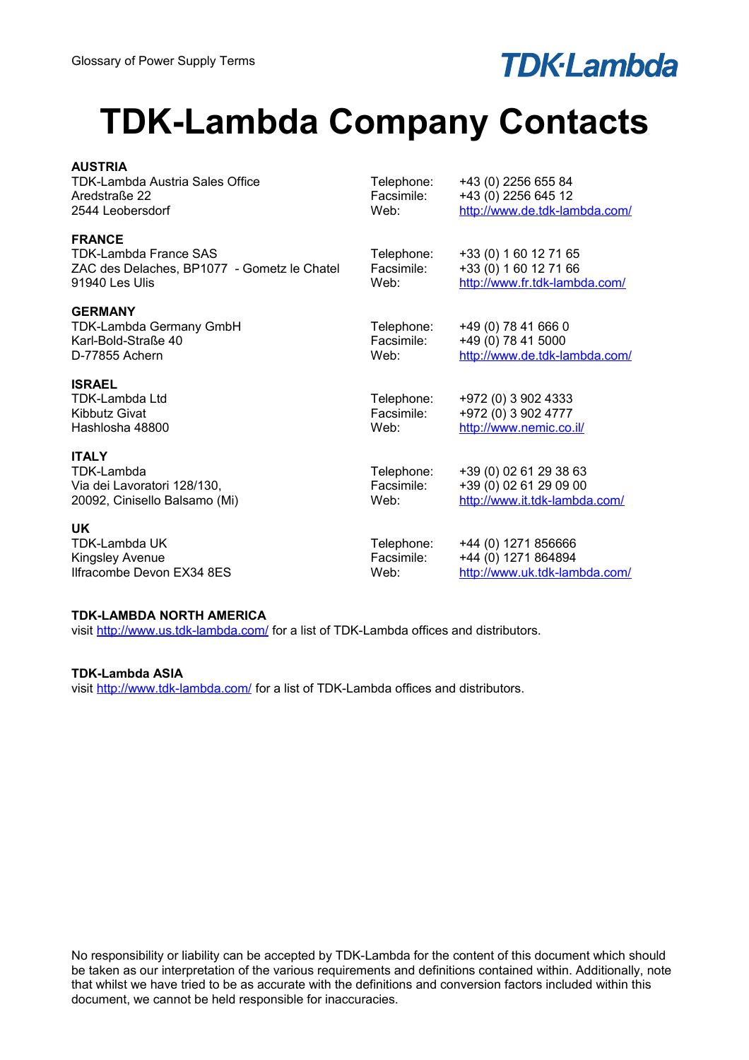# TDK-Lambda Company Contacts

**AUSTRIA**
TDK-Lambda Austria Sales Office
Aredstraße 22
2544 Leobersdorf

Telephone: +43 (0) 2256 655 84
Facsimile: +43 (0) 2256 645 12
Web: http://www.de.tdk-lambda.com/

**FRANCE**
TDK-Lambda France SAS
ZAC des Delaches, BP1077 - Gometz le Chatel
91940 Les Ulis

Telephone: +33 (0) 1 60 12 71 65
Facsimile: +33 (0) 1 60 12 71 66
Web: http://www.fr.tdk-lambda.com/

**GERMANY**
TDK-Lambda Germany GmbH
Karl-Bold-Straße 40
D-77855 Achern

Telephone: +49 (0) 78 41 666 0
Facsimile: +49 (0) 78 41 5000
Web: http://www.de.tdk-lambda.com/

**ISRAEL**
TDK-Lambda Ltd
Kibbutz Givat
Hashlosha 48800

Telephone: +972 (0) 3 902 4333
Facsimile: +972 (0) 3 902 4777
Web: http://www.nemic.co.il/

**ITALY**
TDK-Lambda
Via dei Lavoratori 128/130,
20092, Cinisello Balsamo (Mi)

Telephone: +39 (0) 02 61 29 38 63
Facsimile: +39 (0) 02 61 29 09 00
Web: http://www.it.tdk-lambda.com/

**UK**
TDK-Lambda UK
Kingsley Avenue
Ilfracombe Devon EX34 8ES

Telephone: +44 (0) 1271 856666
Facsimile: +44 (0) 1271 864894
Web: http://www.uk.tdk-lambda.com/

**TDK-LAMBDA NORTH AMERICA**
visit http://www.us.tdk-lambda.com/ for a list of TDK-Lambda offices and distributors.

**TDK-Lambda ASIA**
visit http://www.tdk-lambda.com/ for a list of TDK-Lambda offices and distributors.

No responsibility or liability can be accepted by TDK-Lambda for the content of this document which should be taken as our interpretation of the various requirements and definitions contained within. Additionally, note that whilst we have tried to be as accurate with the definitions and conversion factors included within this document, we cannot be held responsible for inaccuracies.